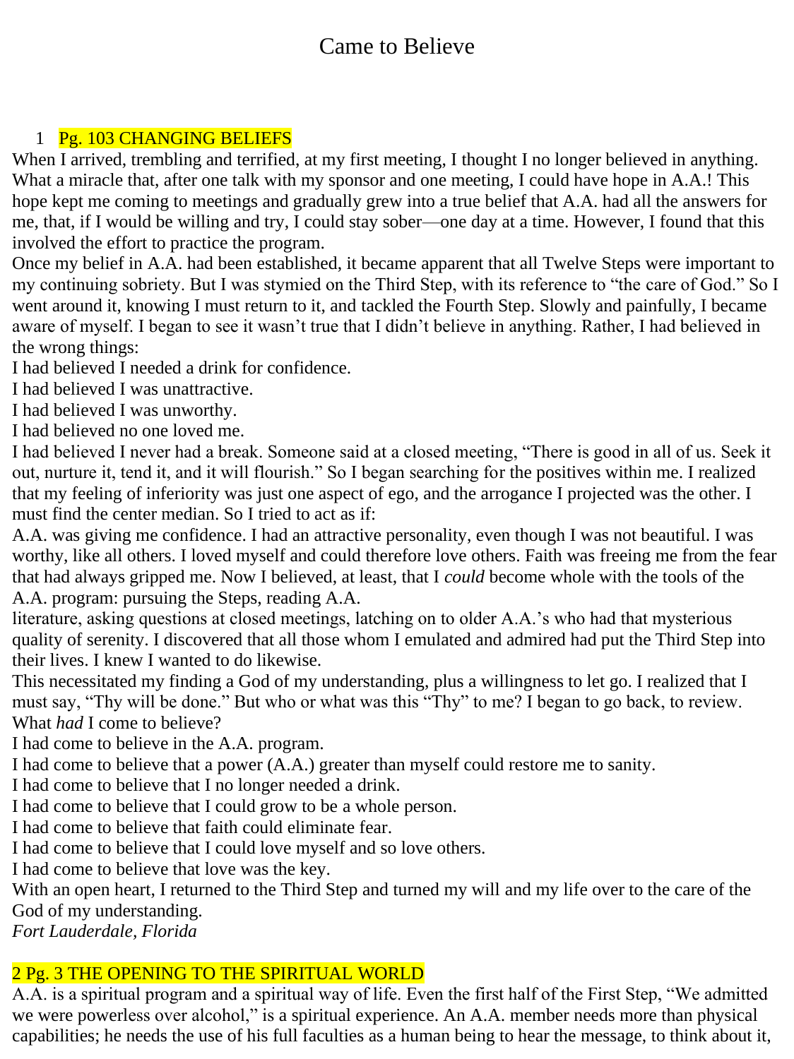# Came to Believe

## 1 Pg. 103 CHANGING BELIEFS

When I arrived, trembling and terrified, at my first meeting, I thought I no longer believed in anything. What a miracle that, after one talk with my sponsor and one meeting, I could have hope in A.A.! This hope kept me coming to meetings and gradually grew into a true belief that A.A. had all the answers for me, that, if I would be willing and try, I could stay sober—one day at a time. However, I found that this involved the effort to practice the program.

Once my belief in A.A. had been established, it became apparent that all Twelve Steps were important to my continuing sobriety. But I was stymied on the Third Step, with its reference to "the care of God." So I went around it, knowing I must return to it, and tackled the Fourth Step. Slowly and painfully, I became aware of myself. I began to see it wasn't true that I didn't believe in anything. Rather, I had believed in the wrong things:

I had believed I needed a drink for confidence.

I had believed I was unattractive.

I had believed I was unworthy.

I had believed no one loved me.

I had believed I never had a break. Someone said at a closed meeting, "There is good in all of us. Seek it out, nurture it, tend it, and it will flourish." So I began searching for the positives within me. I realized that my feeling of inferiority was just one aspect of ego, and the arrogance I projected was the other. I must find the center median. So I tried to act as if:

A.A. was giving me confidence. I had an attractive personality, even though I was not beautiful. I was worthy, like all others. I loved myself and could therefore love others. Faith was freeing me from the fear that had always gripped me. Now I believed, at least, that I *could* become whole with the tools of the A.A. program: pursuing the Steps, reading A.A. literature, asking questions at closed meetings, latching on to older A.A.'s who had that mysterious quality of serenity. I discovered that all those whom I emulated and admired had put the Third Step into their lives. I knew I wanted to do likewise.

This necessitated my finding a God of my understanding, plus a willingness to let go. I realized that I must say, "Thy will be done." But who or what was this "Thy" to me? I began to go back, to review. What *had* I come to believe?

I had come to believe in the A.A. program.

I had come to believe that a power (A.A.) greater than myself could restore me to sanity.

I had come to believe that I no longer needed a drink.

I had come to believe that I could grow to be a whole person.

I had come to believe that faith could eliminate fear.

I had come to believe that I could love myself and so love others.

I had come to believe that love was the key.

With an open heart, I returned to the Third Step and turned my will and my life over to the care of the God of my understanding.

*Fort Lauderdale, Florida*

## 2 Pg. 3 THE OPENING TO THE SPIRITUAL WORLD

A.A. is a spiritual program and a spiritual way of life. Even the first half of the First Step, "We admitted we were powerless over alcohol," is a spiritual experience. An A.A. member needs more than physical capabilities; he needs the use of his full faculties as a human being to hear the message, to think about it,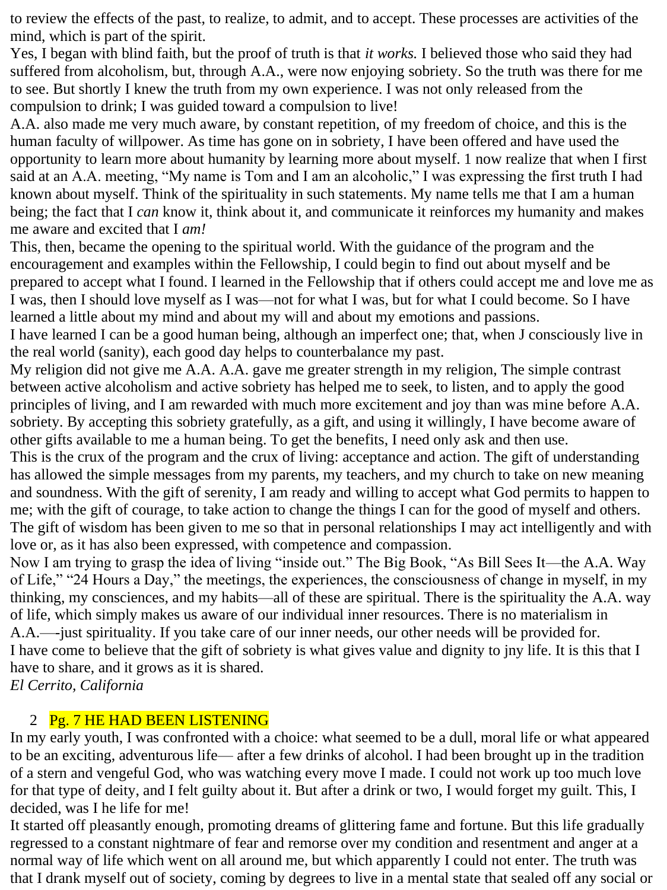to review the effects of the past, to realize, to admit, and to accept. These processes are activities of the mind, which is part of the spirit.

Yes, I began with blind faith, but the proof of truth is that *it works.* I believed those who said they had suffered from alcoholism, but, through A.A., were now enjoying sobriety. So the truth was there for me to see. But shortly I knew the truth from my own experience. I was not only released from the compulsion to drink; I was guided toward a compulsion to live!

A.A. also made me very much aware, by constant repetition, of my freedom of choice, and this is the human faculty of willpower. As time has gone on in sobriety, I have been offered and have used the opportunity to learn more about humanity by learning more about myself. 1 now realize that when I first said at an A.A. meeting, "My name is Tom and I am an alcoholic," I was expressing the first truth I had known about myself. Think of the spirituality in such statements. My name tells me that I am a human being; the fact that I *can* know it, think about it, and communicate it reinforces my humanity and makes me aware and excited that I *am!*

This, then, became the opening to the spiritual world. With the guidance of the program and the encouragement and examples within the Fellowship, I could begin to find out about myself and be prepared to accept what I found. I learned in the Fellowship that if others could accept me and love me as I was, then I should love myself as I was—not for what I was, but for what I could become. So I have learned a little about my mind and about my will and about my emotions and passions.

I have learned I can be a good human being, although an imperfect one; that, when J consciously live in the real world (sanity), each good day helps to counterbalance my past.

My religion did not give me A.A. A.A. gave me greater strength in my religion, The simple contrast between active alcoholism and active sobriety has helped me to seek, to listen, and to apply the good principles of living, and I am rewarded with much more excitement and joy than was mine before A.A. sobriety. By accepting this sobriety gratefully, as a gift, and using it willingly, I have become aware of other gifts available to me a human being. To get the benefits, I need only ask and then use.

This is the crux of the program and the crux of living: acceptance and action. The gift of understanding has allowed the simple messages from my parents, my teachers, and my church to take on new meaning and soundness. With the gift of serenity, I am ready and willing to accept what God permits to happen to me; with the gift of courage, to take action to change the things I can for the good of myself and others. The gift of wisdom has been given to me so that in personal relationships I may act intelligently and with love or, as it has also been expressed, with competence and compassion.

Now I am trying to grasp the idea of living "inside out." The Big Book, "As Bill Sees It—the A.A. Way of Life," "24 Hours a Day," the meetings, the experiences, the consciousness of change in myself, in my thinking, my consciences, and my habits—all of these are spiritual. There is the spirituality the A.A. way of life, which simply makes us aware of our individual inner resources. There is no materialism in A.A.—-just spirituality. If you take care of our inner needs, our other needs will be provided for.

I have come to believe that the gift of sobriety is what gives value and dignity to jny life. It is this that I have to share, and it grows as it is shared.

*El Cerrito, California*

2. Pg. 7 HE HAD BEEN LISTENING

In my early youth, I was confronted with a choice: what seemed to be a dull, moral life or what appeared to be an exciting, adventurous life— after a few drinks of alcohol. I had been brought up in the tradition of a stern and vengeful God, who was watching every move I made. I could not work up too much love for that type of deity, and I felt guilty about it. But after a drink or two, I would forget my guilt. This, I decided, was I he life for me!

It started off pleasantly enough, promoting dreams of glittering fame and fortune. But this life gradually regressed to a constant nightmare of fear and remorse over my condition and resentment and anger at a normal way of life which went on all around me, but which apparently I could not enter. The truth was that I drank myself out of society, coming by degrees to live in a mental state that sealed off any social or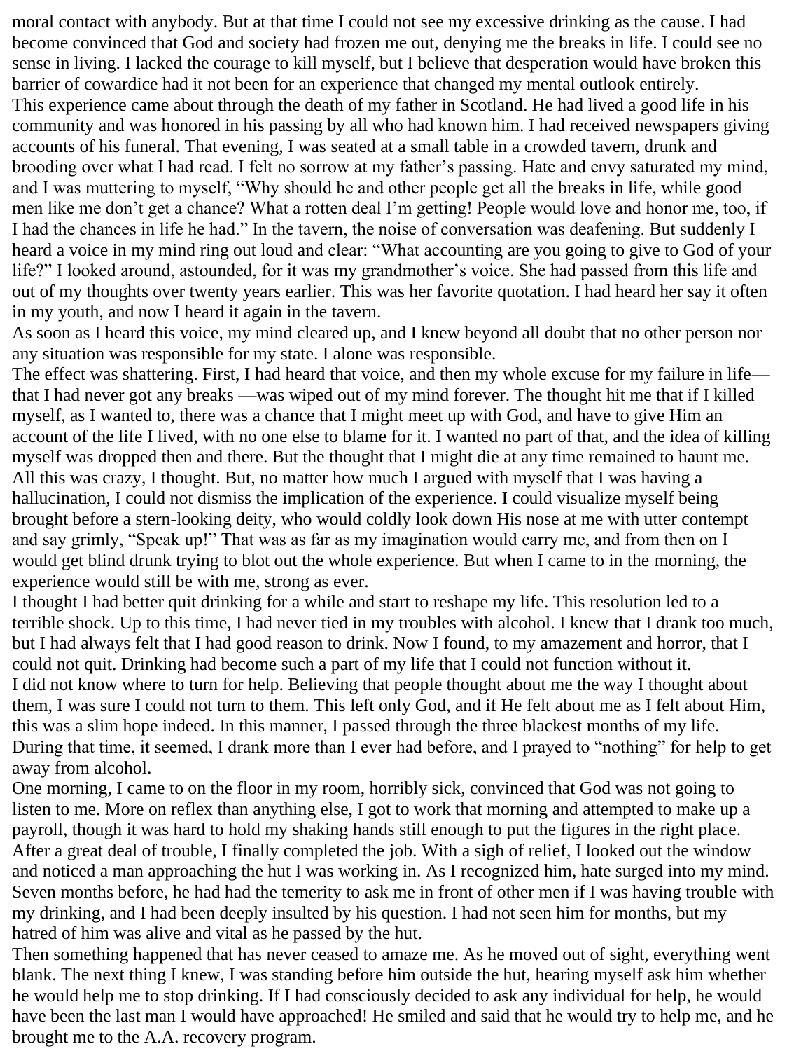moral contact with anybody. But at that time I could not see my excessive drinking as the cause. I had become convinced that God and society had frozen me out, denying me the breaks in life. I could see no sense in living. I lacked the courage to kill myself, but I believe that desperation would have broken this barrier of cowardice had it not been for an experience that changed my mental outlook entirely.

This experience came about through the death of my father in Scotland. He had lived a good life in his community and was honored in his passing by all who had known him. I had received newspapers giving accounts of his funeral. That evening, I was seated at a small table in a crowded tavern, drunk and brooding over what I had read. I felt no sorrow at my father's passing. Hate and envy saturated my mind, and I was muttering to myself, "Why should he and other people get all the breaks in life, while good men like me don't get a chance? What a rotten deal I'm getting! People would love and honor me, too, if I had the chances in life he had." In the tavern, the noise of conversation was deafening. But suddenly I heard a voice in my mind ring out loud and clear: "What accounting are you going to give to God of your life?" I looked around, astounded, for it was my grandmother's voice. She had passed from this life and out of my thoughts over twenty years earlier. This was her favorite quotation. I had heard her say it often in my youth, and now I heard it again in the tavern.

As soon as I heard this voice, my mind cleared up, and I knew beyond all doubt that no other person nor any situation was responsible for my state. I alone was responsible.

The effect was shattering. First, I had heard that voice, and then my whole excuse for my failure in life—that I had never got any breaks —was wiped out of my mind forever. The thought hit me that if I killed myself, as I wanted to, there was a chance that I might meet up with God, and have to give Him an account of the life I lived, with no one else to blame for it. I wanted no part of that, and the idea of killing myself was dropped then and there. But the thought that I might die at any time remained to haunt me. All this was crazy, I thought. But, no matter how much I argued with myself that I was having a hallucination, I could not dismiss the implication of the experience. I could visualize myself being brought before a stern-looking deity, who would coldly look down His nose at me with utter contempt and say grimly, "Speak up!" That was as far as my imagination would carry me, and from then on I would get blind drunk trying to blot out the whole experience. But when I came to in the morning, the experience would still be with me, strong as ever.

I thought I had better quit drinking for a while and start to reshape my life. This resolution led to a terrible shock. Up to this time, I had never tied in my troubles with alcohol. I knew that I drank too much, but I had always felt that I had good reason to drink. Now I found, to my amazement and horror, that I could not quit. Drinking had become such a part of my life that I could not function without it.

I did not know where to turn for help. Believing that people thought about me the way I thought about them, I was sure I could not turn to them. This left only God, and if He felt about me as I felt about Him, this was a slim hope indeed. In this manner, I passed through the three blackest months of my life. During that time, it seemed, I drank more than I ever had before, and I prayed to "nothing" for help to get away from alcohol.

One morning, I came to on the floor in my room, horribly sick, convinced that God was not going to listen to me. More on reflex than anything else, I got to work that morning and attempted to make up a payroll, though it was hard to hold my shaking hands still enough to put the figures in the right place. After a great deal of trouble, I finally completed the job. With a sigh of relief, I looked out the window and noticed a man approaching the hut I was working in. As I recognized him, hate surged into my mind. Seven months before, he had had the temerity to ask me in front of other men if I was having trouble with my drinking, and I had been deeply insulted by his question. I had not seen him for months, but my hatred of him was alive and vital as he passed by the hut.

Then something happened that has never ceased to amaze me. As he moved out of sight, everything went blank. The next thing I knew, I was standing before him outside the hut, hearing myself ask him whether he would help me to stop drinking. If I had consciously decided to ask any individual for help, he would have been the last man I would have approached! He smiled and said that he would try to help me, and he brought me to the A.A. recovery program.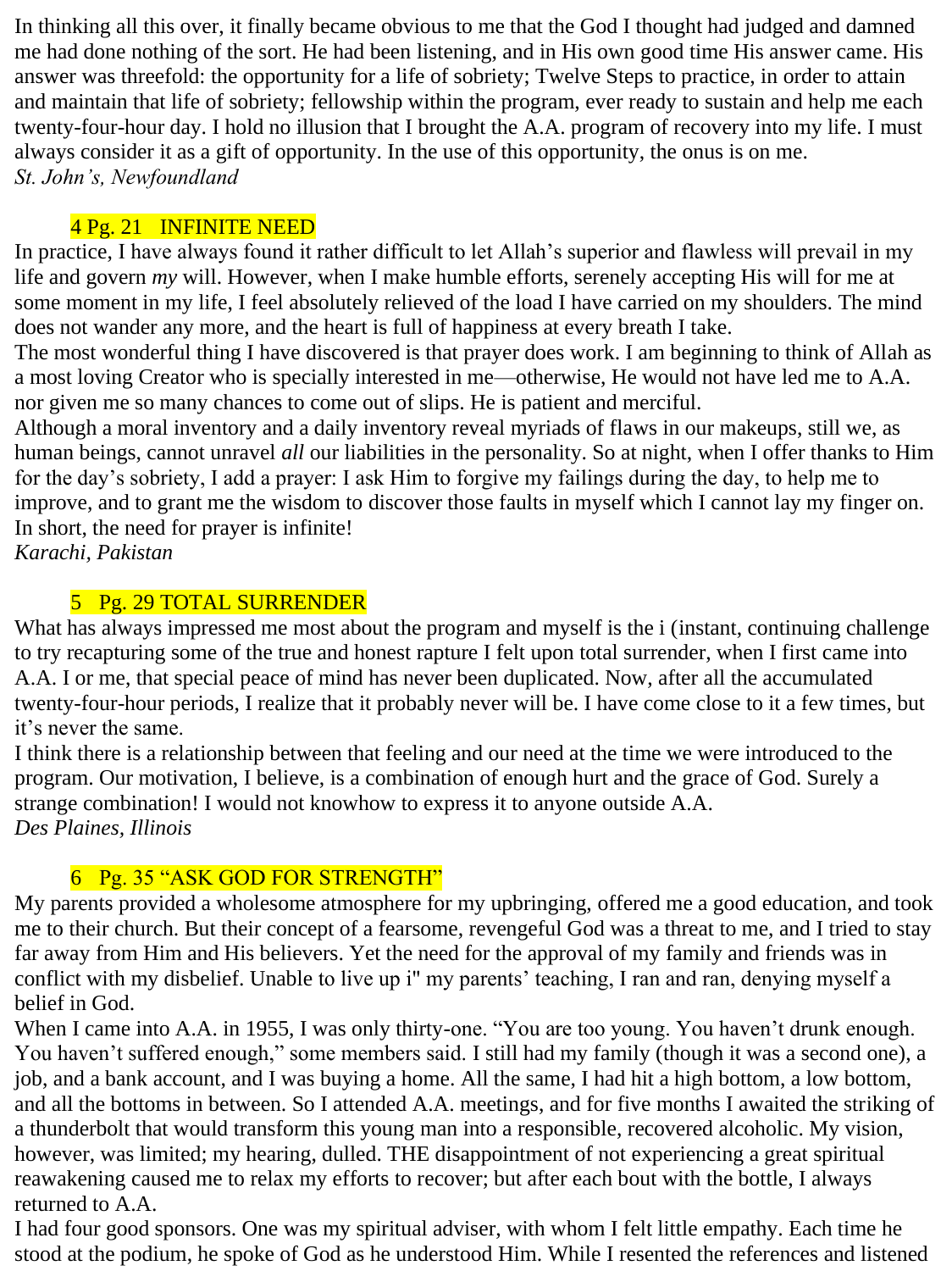In thinking all this over, it finally became obvious to me that the God I thought had judged and damned me had done nothing of the sort. He had been listening, and in His own good time His answer came. His answer was threefold: the opportunity for a life of sobriety; Twelve Steps to practice, in order to attain and maintain that life of sobriety; fellowship within the program, ever ready to sustain and help me each twenty-four-hour day. I hold no illusion that I brought the A.A. program of recovery into my life. I must always consider it as a gift of opportunity. In the use of this opportunity, the onus is on me.
*St. John's, Newfoundland*

## 4 Pg. 21 INFINITE NEED

In practice, I have always found it rather difficult to let Allah's superior and flawless will prevail in my life and govern *my* will. However, when I make humble efforts, serenely accepting His will for me at some moment in my life, I feel absolutely relieved of the load I have carried on my shoulders. The mind does not wander any more, and the heart is full of happiness at every breath I take.
The most wonderful thing I have discovered is that prayer does work. I am beginning to think of Allah as a most loving Creator who is specially interested in me—otherwise, He would not have led me to A.A. nor given me so many chances to come out of slips. He is patient and merciful.
Although a moral inventory and a daily inventory reveal myriads of flaws in our makeups, still we, as human beings, cannot unravel *all* our liabilities in the personality. So at night, when I offer thanks to Him for the day's sobriety, I add a prayer: I ask Him to forgive my failings during the day, to help me to improve, and to grant me the wisdom to discover those faults in myself which I cannot lay my finger on. In short, the need for prayer is infinite!
*Karachi, Pakistan*

## 5 Pg. 29 TOTAL SURRENDER

What has always impressed me most about the program and myself is the i (instant, continuing challenge to try recapturing some of the true and honest rapture I felt upon total surrender, when I first came into A.A. I or me, that special peace of mind has never been duplicated. Now, after all the accumulated twenty-four-hour periods, I realize that it probably never will be. I have come close to it a few times, but it's never the same.
I think there is a relationship between that feeling and our need at the time we were introduced to the program. Our motivation, I believe, is a combination of enough hurt and the grace of God. Surely a strange combination! I would not knowhow to express it to anyone outside A.A.
*Des Plaines, Illinois*

## 6 Pg. 35 "ASK GOD FOR STRENGTH"

My parents provided a wholesome atmosphere for my upbringing, offered me a good education, and took me to their church. But their concept of a fearsome, revengeful God was a threat to me, and I tried to stay far away from Him and His believers. Yet the need for the approval of my family and friends was in conflict with my disbelief. Unable to live up i" my parents' teaching, I ran and ran, denying myself a belief in God.
When I came into A.A. in 1955, I was only thirty-one. "You are too young. You haven't drunk enough. You haven't suffered enough," some members said. I still had my family (though it was a second one), a job, and a bank account, and I was buying a home. All the same, I had hit a high bottom, a low bottom, and all the bottoms in between. So I attended A.A. meetings, and for five months I awaited the striking of a thunderbolt that would transform this young man into a responsible, recovered alcoholic. My vision, however, was limited; my hearing, dulled. THE disappointment of not experiencing a great spiritual reawakening caused me to relax my efforts to recover; but after each bout with the bottle, I always returned to A.A.
I had four good sponsors. One was my spiritual adviser, with whom I felt little empathy. Each time he stood at the podium, he spoke of God as he understood Him. While I resented the references and listened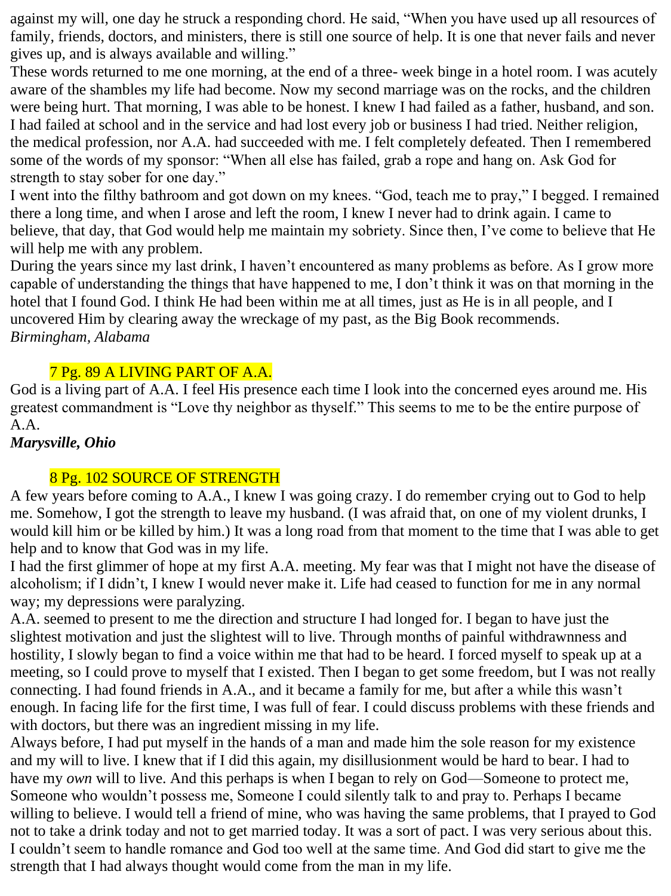against my will, one day he struck a responding chord. He said, “When you have used up all resources of family, friends, doctors, and ministers, there is still one source of help. It is one that never fails and never gives up, and is always available and willing.”

These words returned to me one morning, at the end of a three- week binge in a hotel room. I was acutely aware of the shambles my life had become. Now my second marriage was on the rocks, and the children were being hurt. That morning, I was able to be honest. I knew I had failed as a father, husband, and son. I had failed at school and in the service and had lost every job or business I had tried. Neither religion, the medical profession, nor A.A. had succeeded with me. I felt completely defeated. Then I remembered some of the words of my sponsor: “When all else has failed, grab a rope and hang on. Ask God for strength to stay sober for one day.”

I went into the filthy bathroom and got down on my knees. “God, teach me to pray,” I begged. I remained there a long time, and when I arose and left the room, I knew I never had to drink again. I came to believe, that day, that God would help me maintain my sobriety. Since then, I’ve come to believe that He will help me with any problem.

During the years since my last drink, I haven’t encountered as many problems as before. As I grow more capable of understanding the things that have happened to me, I don’t think it was on that morning in the hotel that I found God. I think He had been within me at all times, just as He is in all people, and I uncovered Him by clearing away the wreckage of my past, as the Big Book recommends.

*Birmingham, Alabama*

## 7 Pg. 89 A LIVING PART OF A.A.

God is a living part of A.A. I feel His presence each time I look into the concerned eyes around me. His greatest commandment is “Love thy neighbor as thyself.” This seems to me to be the entire purpose of A.A.

***Marysville, Ohio***

## 8 Pg. 102 SOURCE OF STRENGTH

A few years before coming to A.A., I knew I was going crazy. I do remember crying out to God to help me. Somehow, I got the strength to leave my husband. (I was afraid that, on one of my violent drunks, I would kill him or be killed by him.) It was a long road from that moment to the time that I was able to get help and to know that God was in my life.

I had the first glimmer of hope at my first A.A. meeting. My fear was that I might not have the disease of alcoholism; if I didn’t, I knew I would never make it. Life had ceased to function for me in any normal way; my depressions were paralyzing.

A.A. seemed to present to me the direction and structure I had longed for. I began to have just the slightest motivation and just the slightest will to live. Through months of painful withdrawnness and hostility, I slowly began to find a voice within me that had to be heard. I forced myself to speak up at a meeting, so I could prove to myself that I existed. Then I began to get some freedom, but I was not really connecting. I had found friends in A.A., and it became a family for me, but after a while this wasn’t enough. In facing life for the first time, I was full of fear. I could discuss problems with these friends and with doctors, but there was an ingredient missing in my life.

Always before, I had put myself in the hands of a man and made him the sole reason for my existence and my will to live. I knew that if I did this again, my disillusionment would be hard to bear. I had to have my *own* will to live. And this perhaps is when I began to rely on God—Someone to protect me, Someone who wouldn’t possess me, Someone I could silently talk to and pray to. Perhaps I became willing to believe. I would tell a friend of mine, who was having the same problems, that I prayed to God not to take a drink today and not to get married today. It was a sort of pact. I was very serious about this. I couldn’t seem to handle romance and God too well at the same time. And God did start to give me the strength that I had always thought would come from the man in my life.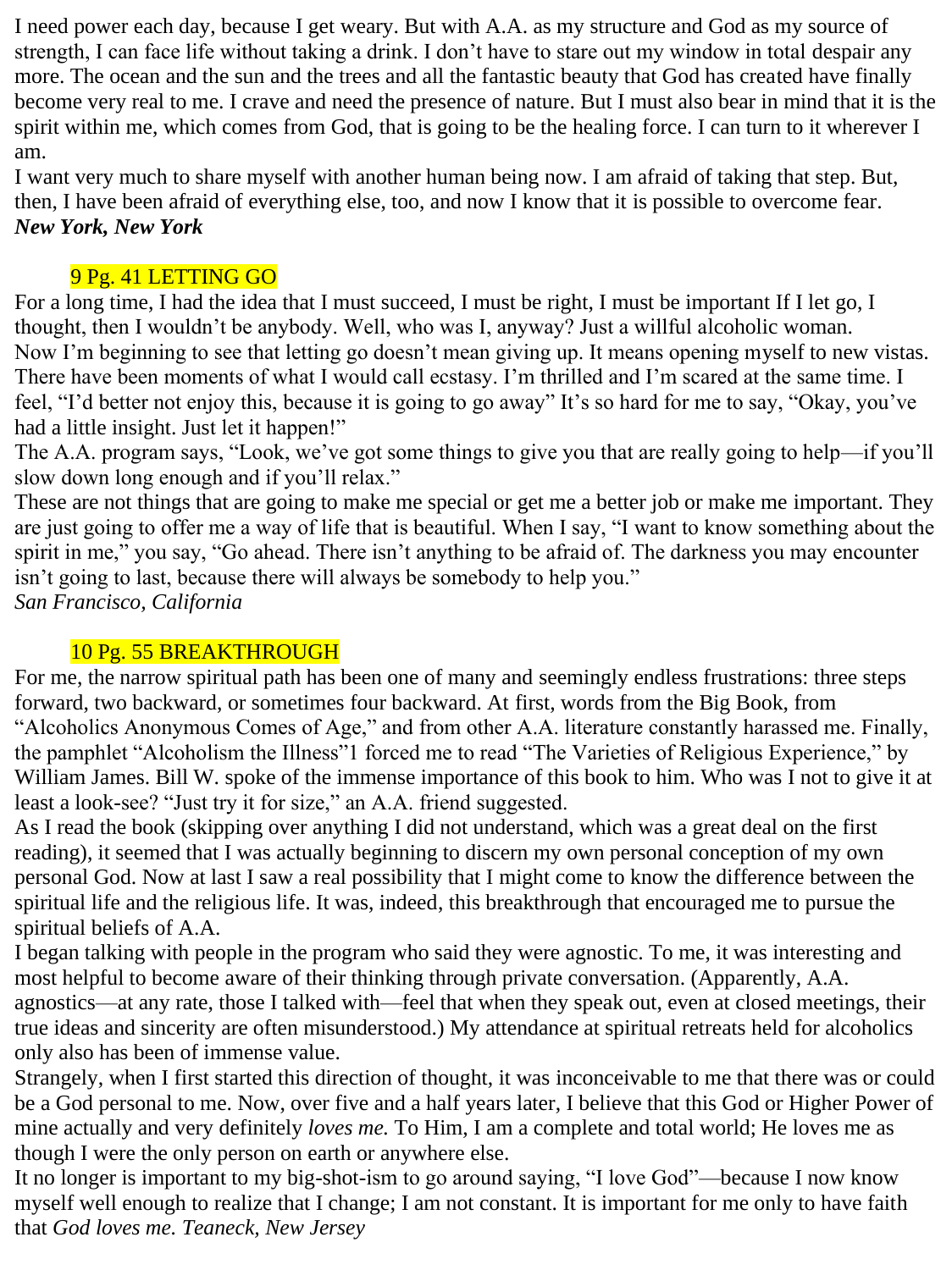I need power each day, because I get weary. But with A.A. as my structure and God as my source of strength, I can face life without taking a drink. I don't have to stare out my window in total despair any more. The ocean and the sun and the trees and all the fantastic beauty that God has created have finally become very real to me. I crave and need the presence of nature. But I must also bear in mind that it is the spirit within me, which comes from God, that is going to be the healing force. I can turn to it wherever I am.

I want very much to share myself with another human being now. I am afraid of taking that step. But, then, I have been afraid of everything else, too, and now I know that it is possible to overcome fear.

***New York, New York***

## 9 Pg. 41 LETTING GO

For a long time, I had the idea that I must succeed, I must be right, I must be important If I let go, I thought, then I wouldn't be anybody. Well, who was I, anyway? Just a willful alcoholic woman.

Now I'm beginning to see that letting go doesn't mean giving up. It means opening myself to new vistas. There have been moments of what I would call ecstasy. I'm thrilled and I'm scared at the same time. I feel, "I'd better not enjoy this, because it is going to go away" It's so hard for me to say, "Okay, you've had a little insight. Just let it happen!"

The A.A. program says, "Look, we've got some things to give you that are really going to help—if you'll slow down long enough and if you'll relax."

These are not things that are going to make me special or get me a better job or make me important. They are just going to offer me a way of life that is beautiful. When I say, "I want to know something about the spirit in me," you say, "Go ahead. There isn't anything to be afraid of. The darkness you may encounter isn't going to last, because there will always be somebody to help you."

*San Francisco, California*

## 10 Pg. 55 BREAKTHROUGH

For me, the narrow spiritual path has been one of many and seemingly endless frustrations: three steps forward, two backward, or sometimes four backward. At first, words from the Big Book, from "Alcoholics Anonymous Comes of Age," and from other A.A. literature constantly harassed me. Finally, the pamphlet "Alcoholism the Illness"1 forced me to read "The Varieties of Religious Experience," by William James. Bill W. spoke of the immense importance of this book to him. Who was I not to give it at least a look-see? "Just try it for size," an A.A. friend suggested.

As I read the book (skipping over anything I did not understand, which was a great deal on the first reading), it seemed that I was actually beginning to discern my own personal conception of my own personal God. Now at last I saw a real possibility that I might come to know the difference between the spiritual life and the religious life. It was, indeed, this breakthrough that encouraged me to pursue the spiritual beliefs of A.A.

I began talking with people in the program who said they were agnostic. To me, it was interesting and most helpful to become aware of their thinking through private conversation. (Apparently, A.A. agnostics—at any rate, those I talked with—feel that when they speak out, even at closed meetings, their true ideas and sincerity are often misunderstood.) My attendance at spiritual retreats held for alcoholics only also has been of immense value.

Strangely, when I first started this direction of thought, it was inconceivable to me that there was or could be a God personal to me. Now, over five and a half years later, I believe that this God or Higher Power of mine actually and very definitely *loves me.* To Him, I am a complete and total world; He loves me as though I were the only person on earth or anywhere else.

It no longer is important to my big-shot-ism to go around saying, "I love God"—because I now know myself well enough to realize that I change; I am not constant. It is important for me only to have faith that *God loves me. Teaneck, New Jersey*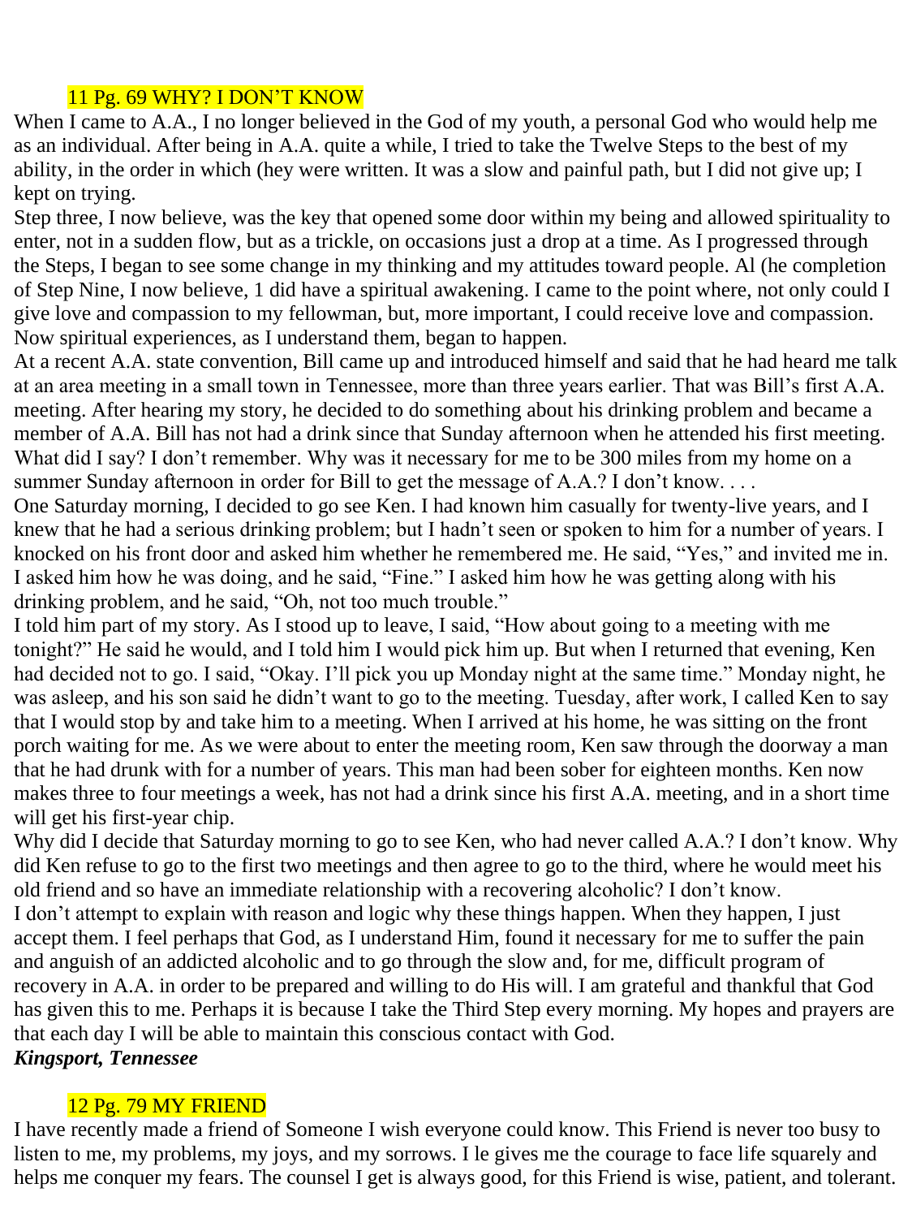## 11 Pg. 69 WHY? I DON'T KNOW

When I came to A.A., I no longer believed in the God of my youth, a personal God who would help me as an individual. After being in A.A. quite a while, I tried to take the Twelve Steps to the best of my ability, in the order in which (hey were written. It was a slow and painful path, but I did not give up; I kept on trying.

Step three, I now believe, was the key that opened some door within my being and allowed spirituality to enter, not in a sudden flow, but as a trickle, on occasions just a drop at a time. As I progressed through the Steps, I began to see some change in my thinking and my attitudes toward people. Al (he completion of Step Nine, I now believe, 1 did have a spiritual awakening. I came to the point where, not only could I give love and compassion to my fellowman, but, more important, I could receive love and compassion. Now spiritual experiences, as I understand them, began to happen.

At a recent A.A. state convention, Bill came up and introduced himself and said that he had heard me talk at an area meeting in a small town in Tennessee, more than three years earlier. That was Bill's first A.A. meeting. After hearing my story, he decided to do something about his drinking problem and became a member of A.A. Bill has not had a drink since that Sunday afternoon when he attended his first meeting. What did I say? I don't remember. Why was it necessary for me to be 300 miles from my home on a summer Sunday afternoon in order for Bill to get the message of A.A.? I don't know. . . .

One Saturday morning, I decided to go see Ken. I had known him casually for twenty-live years, and I knew that he had a serious drinking problem; but I hadn't seen or spoken to him for a number of years. I knocked on his front door and asked him whether he remembered me. He said, "Yes," and invited me in. I asked him how he was doing, and he said, "Fine." I asked him how he was getting along with his drinking problem, and he said, "Oh, not too much trouble."

I told him part of my story. As I stood up to leave, I said, "How about going to a meeting with me tonight?" He said he would, and I told him I would pick him up. But when I returned that evening, Ken had decided not to go. I said, "Okay. I'll pick you up Monday night at the same time." Monday night, he was asleep, and his son said he didn't want to go to the meeting. Tuesday, after work, I called Ken to say that I would stop by and take him to a meeting. When I arrived at his home, he was sitting on the front porch waiting for me. As we were about to enter the meeting room, Ken saw through the doorway a man that he had drunk with for a number of years. This man had been sober for eighteen months. Ken now makes three to four meetings a week, has not had a drink since his first A.A. meeting, and in a short time will get his first-year chip.

Why did I decide that Saturday morning to go to see Ken, who had never called A.A.? I don't know. Why did Ken refuse to go to the first two meetings and then agree to go to the third, where he would meet his old friend and so have an immediate relationship with a recovering alcoholic? I don't know.

I don't attempt to explain with reason and logic why these things happen. When they happen, I just accept them. I feel perhaps that God, as I understand Him, found it necessary for me to suffer the pain and anguish of an addicted alcoholic and to go through the slow and, for me, difficult program of recovery in A.A. in order to be prepared and willing to do His will. I am grateful and thankful that God has given this to me. Perhaps it is because I take the Third Step every morning. My hopes and prayers are that each day I will be able to maintain this conscious contact with God.

***Kingsport, Tennessee***

## 12 Pg. 79 MY FRIEND

I have recently made a friend of Someone I wish everyone could know. This Friend is never too busy to listen to me, my problems, my joys, and my sorrows. I le gives me the courage to face life squarely and helps me conquer my fears. The counsel I get is always good, for this Friend is wise, patient, and tolerant.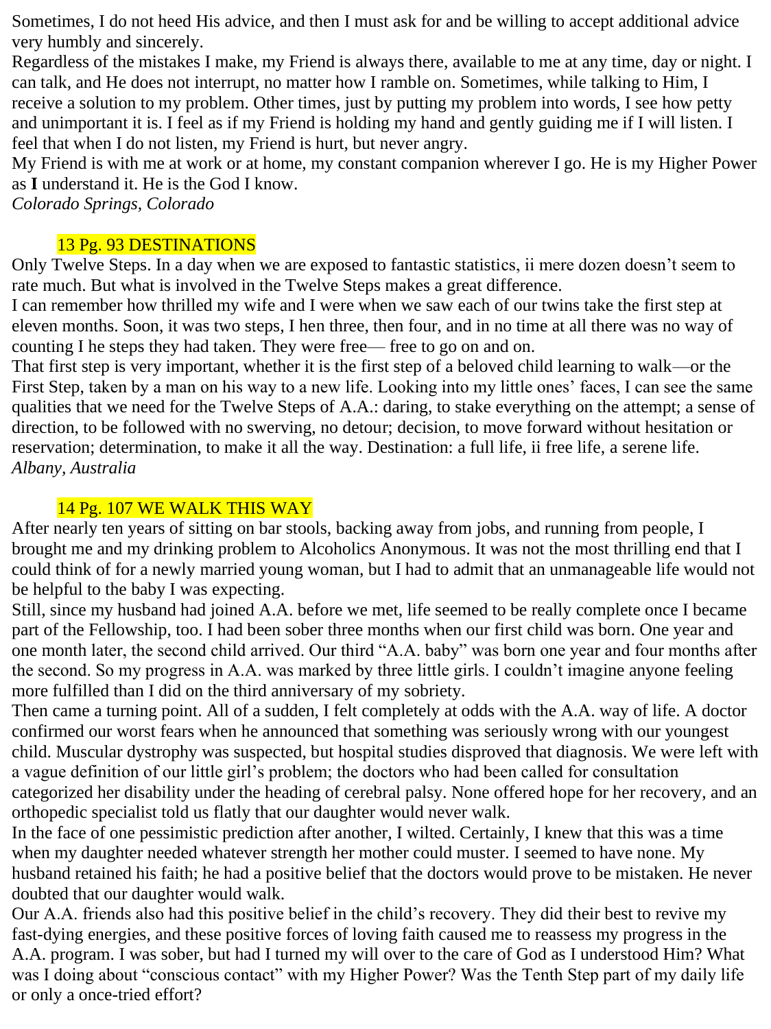Sometimes, I do not heed His advice, and then I must ask for and be willing to accept additional advice very humbly and sincerely.

Regardless of the mistakes I make, my Friend is always there, available to me at any time, day or night. I can talk, and He does not interrupt, no matter how I ramble on. Sometimes, while talking to Him, I receive a solution to my problem. Other times, just by putting my problem into words, I see how petty and unimportant it is. I feel as if my Friend is holding my hand and gently guiding me if I will listen. I feel that when I do not listen, my Friend is hurt, but never angry.

My Friend is with me at work or at home, my constant companion wherever I go. He is my Higher Power as **I** understand it. He is the God I know.

*Colorado Springs, Colorado*

## 13 Pg. 93 DESTINATIONS

Only Twelve Steps. In a day when we are exposed to fantastic statistics, ii mere dozen doesn't seem to rate much. But what is involved in the Twelve Steps makes a great difference.

I can remember how thrilled my wife and I were when we saw each of our twins take the first step at eleven months. Soon, it was two steps, I hen three, then four, and in no time at all there was no way of counting I he steps they had taken. They were free— free to go on and on.

That first step is very important, whether it is the first step of a beloved child learning to walk—or the First Step, taken by a man on his way to a new life. Looking into my little ones' faces, I can see the same qualities that we need for the Twelve Steps of A.A.: daring, to stake everything on the attempt; a sense of direction, to be followed with no swerving, no detour; decision, to move forward without hesitation or reservation; determination, to make it all the way. Destination: a full life, ii free life, a serene life.

*Albany, Australia*

## 14 Pg. 107 WE WALK THIS WAY

After nearly ten years of sitting on bar stools, backing away from jobs, and running from people, I brought me and my drinking problem to Alcoholics Anonymous. It was not the most thrilling end that I could think of for a newly married young woman, but I had to admit that an unmanageable life would not be helpful to the baby I was expecting.

Still, since my husband had joined A.A. before we met, life seemed to be really complete once I became part of the Fellowship, too. I had been sober three months when our first child was born. One year and one month later, the second child arrived. Our third "A.A. baby" was born one year and four months after the second. So my progress in A.A. was marked by three little girls. I couldn't imagine anyone feeling more fulfilled than I did on the third anniversary of my sobriety.

Then came a turning point. All of a sudden, I felt completely at odds with the A.A. way of life. A doctor confirmed our worst fears when he announced that something was seriously wrong with our youngest child. Muscular dystrophy was suspected, but hospital studies disproved that diagnosis. We were left with a vague definition of our little girl's problem; the doctors who had been called for consultation categorized her disability under the heading of cerebral palsy. None offered hope for her recovery, and an orthopedic specialist told us flatly that our daughter would never walk.

In the face of one pessimistic prediction after another, I wilted. Certainly, I knew that this was a time when my daughter needed whatever strength her mother could muster. I seemed to have none. My husband retained his faith; he had a positive belief that the doctors would prove to be mistaken. He never doubted that our daughter would walk.

Our A.A. friends also had this positive belief in the child's recovery. They did their best to revive my fast-dying energies, and these positive forces of loving faith caused me to reassess my progress in the A.A. program. I was sober, but had I turned my will over to the care of God as I understood Him? What was I doing about "conscious contact" with my Higher Power? Was the Tenth Step part of my daily life or only a once-tried effort?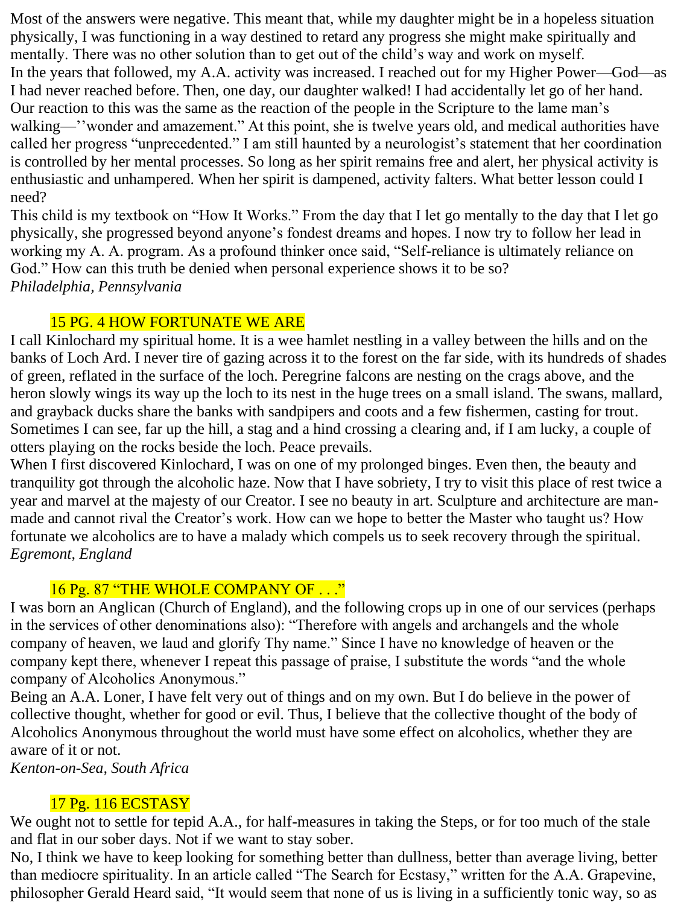Most of the answers were negative. This meant that, while my daughter might be in a hopeless situation physically, I was functioning in a way destined to retard any progress she might make spiritually and mentally. There was no other solution than to get out of the child's way and work on myself.

In the years that followed, my A.A. activity was increased. I reached out for my Higher Power—God—as I had never reached before. Then, one day, our daughter walked! I had accidentally let go of her hand. Our reaction to this was the same as the reaction of the people in the Scripture to the lame man's walking—''wonder and amazement." At this point, she is twelve years old, and medical authorities have called her progress "unprecedented." I am still haunted by a neurologist's statement that her coordination is controlled by her mental processes. So long as her spirit remains free and alert, her physical activity is enthusiastic and unhampered. When her spirit is dampened, activity falters. What better lesson could I need?

This child is my textbook on "How It Works." From the day that I let go mentally to the day that I let go physically, she progressed beyond anyone's fondest dreams and hopes. I now try to follow her lead in working my A. A. program. As a profound thinker once said, "Self-reliance is ultimately reliance on God." How can this truth be denied when personal experience shows it to be so?

*Philadelphia, Pennsylvania*

## 15 PG. 4 HOW FORTUNATE WE ARE

I call Kinlochard my spiritual home. It is a wee hamlet nestling in a valley between the hills and on the banks of Loch Ard. I never tire of gazing across it to the forest on the far side, with its hundreds of shades of green, reflated in the surface of the loch. Peregrine falcons are nesting on the crags above, and the heron slowly wings its way up the loch to its nest in the huge trees on a small island. The swans, mallard, and grayback ducks share the banks with sandpipers and coots and a few fishermen, casting for trout. Sometimes I can see, far up the hill, a stag and a hind crossing a clearing and, if I am lucky, a couple of otters playing on the rocks beside the loch. Peace prevails.

When I first discovered Kinlochard, I was on one of my prolonged binges. Even then, the beauty and tranquility got through the alcoholic haze. Now that I have sobriety, I try to visit this place of rest twice a year and marvel at the majesty of our Creator. I see no beauty in art. Sculpture and architecture are man-made and cannot rival the Creator's work. How can we hope to better the Master who taught us? How fortunate we alcoholics are to have a malady which compels us to seek recovery through the spiritual.

*Egremont, England*

## 16 Pg. 87 "THE WHOLE COMPANY OF . . ."

I was born an Anglican (Church of England), and the following crops up in one of our services (perhaps in the services of other denominations also): "Therefore with angels and archangels and the whole company of heaven, we laud and glorify Thy name." Since I have no knowledge of heaven or the company kept there, whenever I repeat this passage of praise, I substitute the words "and the whole company of Alcoholics Anonymous."

Being an A.A. Loner, I have felt very out of things and on my own. But I do believe in the power of collective thought, whether for good or evil. Thus, I believe that the collective thought of the body of Alcoholics Anonymous throughout the world must have some effect on alcoholics, whether they are aware of it or not.

*Kenton-on-Sea, South Africa*

## 17 Pg. 116 ECSTASY

We ought not to settle for tepid A.A., for half-measures in taking the Steps, or for too much of the stale and flat in our sober days. Not if we want to stay sober.

No, I think we have to keep looking for something better than dullness, better than average living, better than mediocre spirituality. In an article called "The Search for Ecstasy," written for the A.A. Grapevine, philosopher Gerald Heard said, "It would seem that none of us is living in a sufficiently tonic way, so as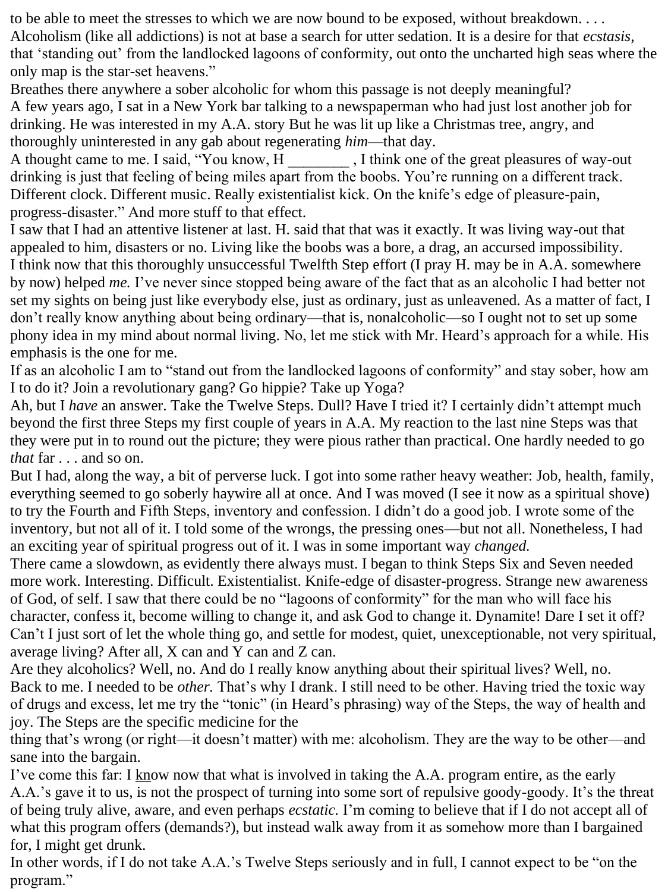to be able to meet the stresses to which we are now bound to be exposed, without breakdown. . . . Alcoholism (like all addictions) is not at base a search for utter sedation. It is a desire for that *ecstasis,* that 'standing out' from the landlocked lagoons of conformity, out onto the uncharted high seas where the only map is the star-set heavens."

Breathes there anywhere a sober alcoholic for whom this passage is not deeply meaningful?

A few years ago, I sat in a New York bar talking to a newspaperman who had just lost another job for drinking. He was interested in my A.A. story But he was lit up like a Christmas tree, angry, and thoroughly uninterested in any gab about regenerating *him*—that day.

A thought came to me. I said, "You know, H ________ , I think one of the great pleasures of way-out drinking is just that feeling of being miles apart from the boobs. You're running on a different track. Different clock. Different music. Really existentialist kick. On the knife's edge of pleasure-pain, progress-disaster." And more stuff to that effect.

I saw that I had an attentive listener at last. H. said that that was it exactly. It was living way-out that appealed to him, disasters or no. Living like the boobs was a bore, a drag, an accursed impossibility.

I think now that this thoroughly unsuccessful Twelfth Step effort (I pray H. may be in A.A. somewhere by now) helped *me.* I've never since stopped being aware of the fact that as an alcoholic I had better not set my sights on being just like everybody else, just as ordinary, just as unleavened. As a matter of fact, I don't really know anything about being ordinary—that is, nonalcoholic—so I ought not to set up some phony idea in my mind about normal living. No, let me stick with Mr. Heard's approach for a while. His emphasis is the one for me.

If as an alcoholic I am to "stand out from the landlocked lagoons of conformity" and stay sober, how am I to do it? Join a revolutionary gang? Go hippie? Take up Yoga?

Ah, but I *have* an answer. Take the Twelve Steps. Dull? Have I tried it? I certainly didn't attempt much beyond the first three Steps my first couple of years in A.A. My reaction to the last nine Steps was that they were put in to round out the picture; they were pious rather than practical. One hardly needed to go *that* far . . . and so on.

But I had, along the way, a bit of perverse luck. I got into some rather heavy weather: Job, health, family, everything seemed to go soberly haywire all at once. And I was moved (I see it now as a spiritual shove) to try the Fourth and Fifth Steps, inventory and confession. I didn't do a good job. I wrote some of the inventory, but not all of it. I told some of the wrongs, the pressing ones—but not all. Nonetheless, I had an exciting year of spiritual progress out of it. I was in some important way *changed.*

There came a slowdown, as evidently there always must. I began to think Steps Six and Seven needed more work. Interesting. Difficult. Existentialist. Knife-edge of disaster-progress. Strange new awareness of God, of self. I saw that there could be no "lagoons of conformity" for the man who will face his character, confess it, become willing to change it, and ask God to change it. Dynamite! Dare I set it off? Can't I just sort of let the whole thing go, and settle for modest, quiet, unexceptionable, not very spiritual, average living? After all, X can and Y can and Z can.

Are they alcoholics? Well, no. And do I really know anything about their spiritual lives? Well, no.

Back to me. I needed to be *other.* That's why I drank. I still need to be other. Having tried the toxic way of drugs and excess, let me try the "tonic" (in Heard's phrasing) way of the Steps, the way of health and joy. The Steps are the specific medicine for the thing that's wrong (or right—it doesn't matter) with me: alcoholism. They are the way to be other—and sane into the bargain.

I've come this far: I know now that what is involved in taking the A.A. program entire, as the early A.A.'s gave it to us, is not the prospect of turning into some sort of repulsive goody-goody. It's the threat of being truly alive, aware, and even perhaps *ecstatic.* I'm coming to believe that if I do not accept all of what this program offers (demands?), but instead walk away from it as somehow more than I bargained for, I might get drunk.

In other words, if I do not take A.A.'s Twelve Steps seriously and in full, I cannot expect to be "on the program."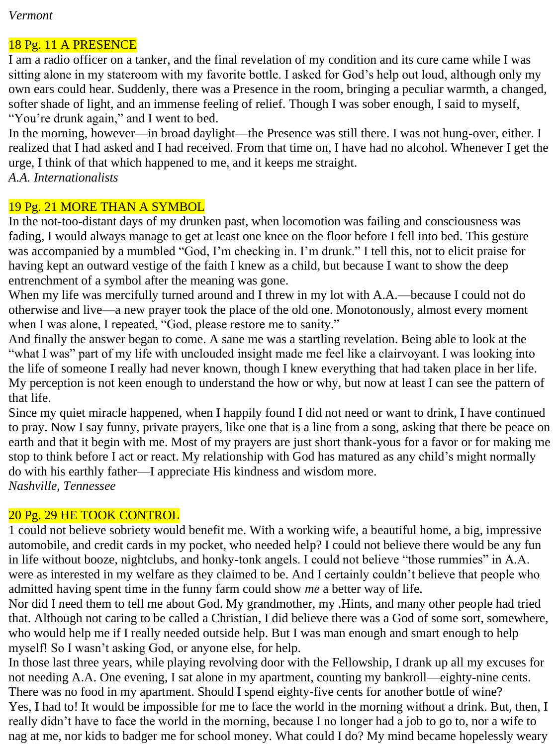*Vermont*

## 18 Pg. 11 A PRESENCE

I am a radio officer on a tanker, and the final revelation of my condition and its cure came while I was sitting alone in my stateroom with my favorite bottle. I asked for God's help out loud, although only my own ears could hear. Suddenly, there was a Presence in the room, bringing a peculiar warmth, a changed, softer shade of light, and an immense feeling of relief. Though I was sober enough, I said to myself, "You're drunk again," and I went to bed.

In the morning, however—in broad daylight—the Presence was still there. I was not hung-over, either. I realized that I had asked and I had received. From that time on, I have had no alcohol. Whenever I get the urge, I think of that which happened to me, and it keeps me straight.

*A.A. Internationalists*

## 19 Pg. 21 MORE THAN A SYMBOL

In the not-too-distant days of my drunken past, when locomotion was failing and consciousness was fading, I would always manage to get at least one knee on the floor before I fell into bed. This gesture was accompanied by a mumbled "God, I'm checking in. I'm drunk." I tell this, not to elicit praise for having kept an outward vestige of the faith I knew as a child, but because I want to show the deep entrenchment of a symbol after the meaning was gone.

When my life was mercifully turned around and I threw in my lot with A.A.—because I could not do otherwise and live—a new prayer took the place of the old one. Monotonously, almost every moment when I was alone, I repeated, "God, please restore me to sanity."

And finally the answer began to come. A sane me was a startling revelation. Being able to look at the "what I was" part of my life with unclouded insight made me feel like a clairvoyant. I was looking into the life of someone I really had never known, though I knew everything that had taken place in her life. My perception is not keen enough to understand the how or why, but now at least I can see the pattern of that life.

Since my quiet miracle happened, when I happily found I did not need or want to drink, I have continued to pray. Now I say funny, private prayers, like one that is a line from a song, asking that there be peace on earth and that it begin with me. Most of my prayers are just short thank-yous for a favor or for making me stop to think before I act or react. My relationship with God has matured as any child's might normally do with his earthly father—I appreciate His kindness and wisdom more.

*Nashville, Tennessee*

## 20 Pg. 29 HE TOOK CONTROL

1 could not believe sobriety would benefit me. With a working wife, a beautiful home, a big, impressive automobile, and credit cards in my pocket, who needed help? I could not believe there would be any fun in life without booze, nightclubs, and honky-tonk angels. I could not believe "those rummies" in A.A. were as interested in my welfare as they claimed to be. And I certainly couldn't believe that people who admitted having spent time in the funny farm could show *me* a better way of life.

Nor did I need them to tell me about God. My grandmother, my .Hints, and many other people had tried that. Although not caring to be called a Christian, I did believe there was a God of some sort, somewhere, who would help me if I really needed outside help. But I was man enough and smart enough to help myself! So I wasn't asking God, or anyone else, for help.

In those last three years, while playing revolving door with the Fellowship, I drank up all my excuses for not needing A.A. One evening, I sat alone in my apartment, counting my bankroll—eighty-nine cents. There was no food in my apartment. Should I spend eighty-five cents for another bottle of wine?

Yes, I had to! It would be impossible for me to face the world in the morning without a drink. But, then, I really didn't have to face the world in the morning, because I no longer had a job to go to, nor a wife to nag at me, nor kids to badger me for school money. What could I do? My mind became hopelessly weary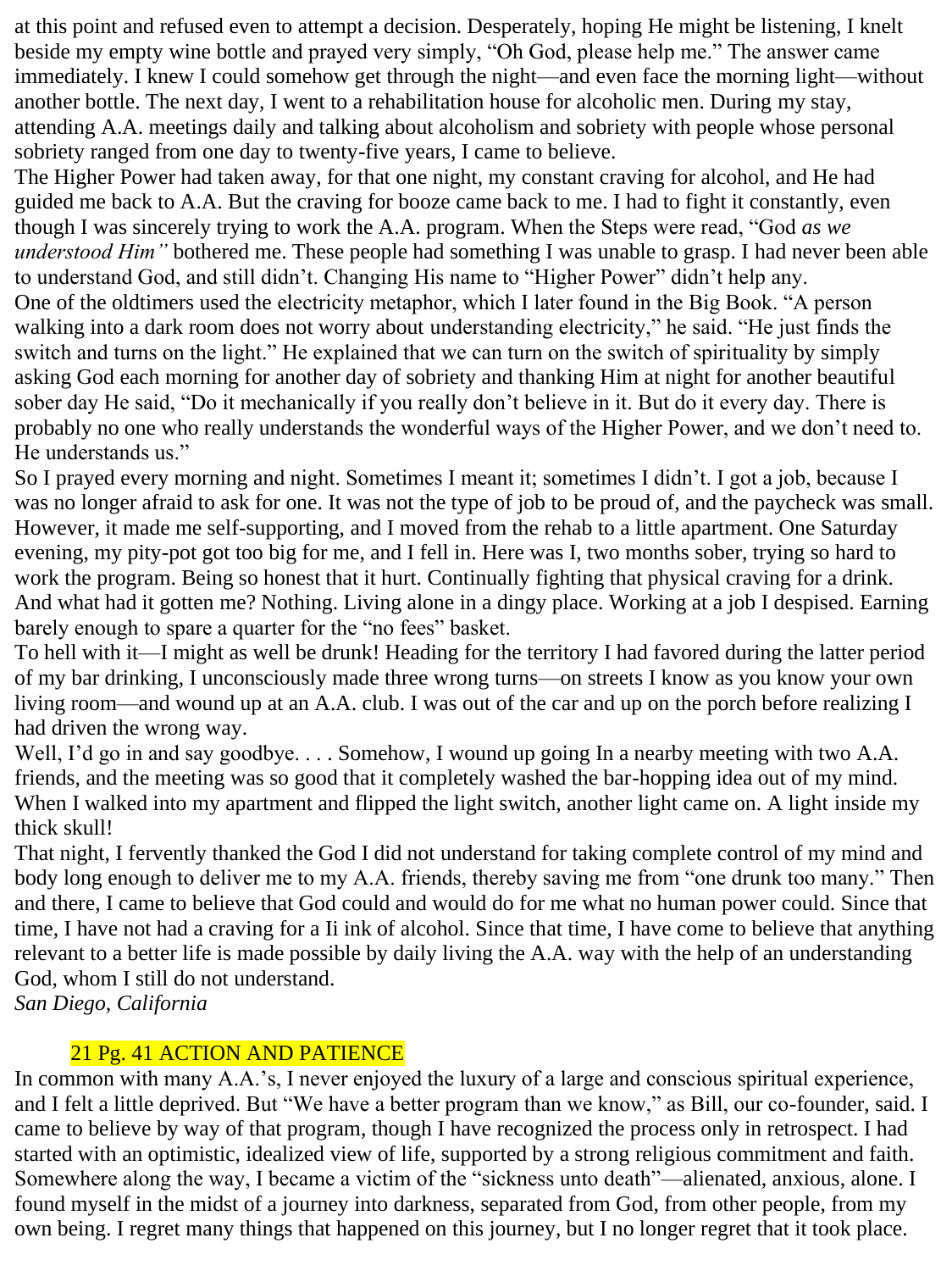at this point and refused even to attempt a decision. Desperately, hoping He might be listening, I knelt beside my empty wine bottle and prayed very simply, "Oh God, please help me." The answer came immediately. I knew I could somehow get through the night—and even face the morning light—without another bottle. The next day, I went to a rehabilitation house for alcoholic men. During my stay, attending A.A. meetings daily and talking about alcoholism and sobriety with people whose personal sobriety ranged from one day to twenty-five years, I came to believe.

The Higher Power had taken away, for that one night, my constant craving for alcohol, and He had guided me back to A.A. But the craving for booze came back to me. I had to fight it constantly, even though I was sincerely trying to work the A.A. program. When the Steps were read, "God *as we understood Him"* bothered me. These people had something I was unable to grasp. I had never been able to understand God, and still didn't. Changing His name to "Higher Power" didn't help any.

One of the oldtimers used the electricity metaphor, which I later found in the Big Book. "A person walking into a dark room does not worry about understanding electricity," he said. "He just finds the switch and turns on the light." He explained that we can turn on the switch of spirituality by simply asking God each morning for another day of sobriety and thanking Him at night for another beautiful sober day He said, "Do it mechanically if you really don't believe in it. But do it every day. There is probably no one who really understands the wonderful ways of the Higher Power, and we don't need to. He understands us."

So I prayed every morning and night. Sometimes I meant it; sometimes I didn't. I got a job, because I was no longer afraid to ask for one. It was not the type of job to be proud of, and the paycheck was small. However, it made me self-supporting, and I moved from the rehab to a little apartment. One Saturday evening, my pity-pot got too big for me, and I fell in. Here was I, two months sober, trying so hard to work the program. Being so honest that it hurt. Continually fighting that physical craving for a drink. And what had it gotten me? Nothing. Living alone in a dingy place. Working at a job I despised. Earning barely enough to spare a quarter for the "no fees" basket.

To hell with it—I might as well be drunk! Heading for the territory I had favored during the latter period of my bar drinking, I unconsciously made three wrong turns—on streets I know as you know your own living room—and wound up at an A.A. club. I was out of the car and up on the porch before realizing I had driven the wrong way.

Well, I'd go in and say goodbye. . . . Somehow, I wound up going In a nearby meeting with two A.A. friends, and the meeting was so good that it completely washed the bar-hopping idea out of my mind. When I walked into my apartment and flipped the light switch, another light came on. A light inside my thick skull!

That night, I fervently thanked the God I did not understand for taking complete control of my mind and body long enough to deliver me to my A.A. friends, thereby saving me from "one drunk too many." Then and there, I came to believe that God could and would do for me what no human power could. Since that time, I have not had a craving for a Ii ink of alcohol. Since that time, I have come to believe that anything relevant to a better life is made possible by daily living the A.A. way with the help of an understanding God, whom I still do not understand.

*San Diego, California*

## 21 Pg. 41 ACTION AND PATIENCE

In common with many A.A.'s, I never enjoyed the luxury of a large and conscious spiritual experience, and I felt a little deprived. But "We have a better program than we know," as Bill, our co-founder, said. I came to believe by way of that program, though I have recognized the process only in retrospect. I had started with an optimistic, idealized view of life, supported by a strong religious commitment and faith. Somewhere along the way, I became a victim of the "sickness unto death"—alienated, anxious, alone. I found myself in the midst of a journey into darkness, separated from God, from other people, from my own being. I regret many things that happened on this journey, but I no longer regret that it took place.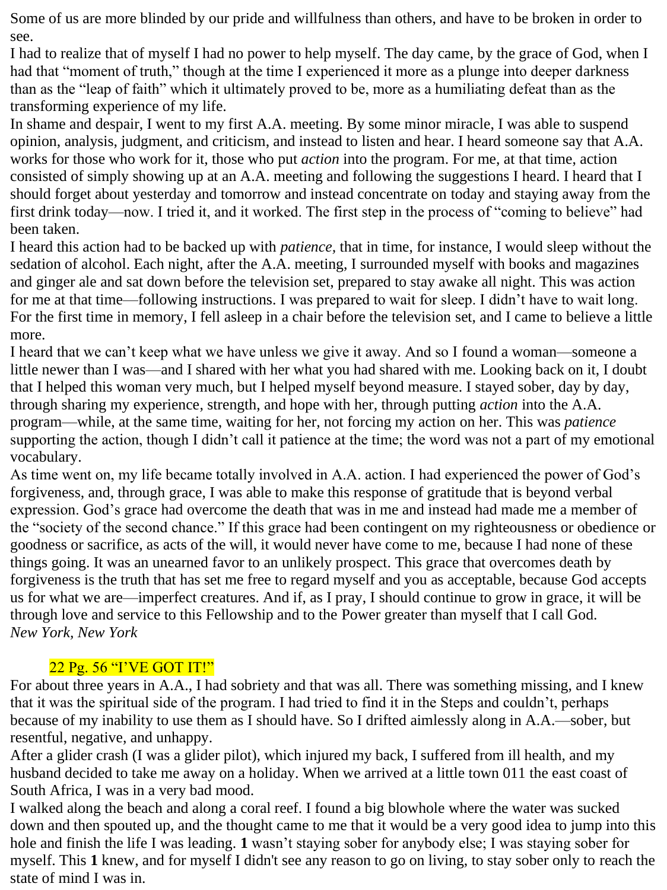Some of us are more blinded by our pride and willfulness than others, and have to be broken in order to see.

I had to realize that of myself I had no power to help myself. The day came, by the grace of God, when I had that "moment of truth," though at the time I experienced it more as a plunge into deeper darkness than as the "leap of faith" which it ultimately proved to be, more as a humiliating defeat than as the transforming experience of my life.

In shame and despair, I went to my first A.A. meeting. By some minor miracle, I was able to suspend opinion, analysis, judgment, and criticism, and instead to listen and hear. I heard someone say that A.A. works for those who work for it, those who put *action* into the program. For me, at that time, action consisted of simply showing up at an A.A. meeting and following the suggestions I heard. I heard that I should forget about yesterday and tomorrow and instead concentrate on today and staying away from the first drink today—now. I tried it, and it worked. The first step in the process of "coming to believe" had been taken.

I heard this action had to be backed up with *patience,* that in time, for instance, I would sleep without the sedation of alcohol. Each night, after the A.A. meeting, I surrounded myself with books and magazines and ginger ale and sat down before the television set, prepared to stay awake all night. This was action for me at that time—following instructions. I was prepared to wait for sleep. I didn't have to wait long. For the first time in memory, I fell asleep in a chair before the television set, and I came to believe a little more.

I heard that we can't keep what we have unless we give it away. And so I found a woman—someone a little newer than I was—and I shared with her what you had shared with me. Looking back on it, I doubt that I helped this woman very much, but I helped myself beyond measure. I stayed sober, day by day, through sharing my experience, strength, and hope with her, through putting *action* into the A.A. program—while, at the same time, waiting for her, not forcing my action on her. This was *patience* supporting the action, though I didn't call it patience at the time; the word was not a part of my emotional vocabulary.

As time went on, my life became totally involved in A.A. action. I had experienced the power of God's forgiveness, and, through grace, I was able to make this response of gratitude that is beyond verbal expression. God's grace had overcome the death that was in me and instead had made me a member of the "society of the second chance." If this grace had been contingent on my righteousness or obedience or goodness or sacrifice, as acts of the will, it would never have come to me, because I had none of these things going. It was an unearned favor to an unlikely prospect. This grace that overcomes death by forgiveness is the truth that has set me free to regard myself and you as acceptable, because God accepts us for what we are—imperfect creatures. And if, as I pray, I should continue to grow in grace, it will be through love and service to this Fellowship and to the Power greater than myself that I call God.

*New York, New York*

## 22 Pg. 56 "I'VE GOT IT!"

For about three years in A.A., I had sobriety and that was all. There was something missing, and I knew that it was the spiritual side of the program. I had tried to find it in the Steps and couldn't, perhaps because of my inability to use them as I should have. So I drifted aimlessly along in A.A.—sober, but resentful, negative, and unhappy.

After a glider crash (I was a glider pilot), which injured my back, I suffered from ill health, and my husband decided to take me away on a holiday. When we arrived at a little town 011 the east coast of South Africa, I was in a very bad mood.

I walked along the beach and along a coral reef. I found a big blowhole where the water was sucked down and then spouted up, and the thought came to me that it would be a very good idea to jump into this hole and finish the life I was leading. **1** wasn't staying sober for anybody else; I was staying sober for myself. This **1** knew, and for myself I didn't see any reason to go on living, to stay sober only to reach the state of mind I was in.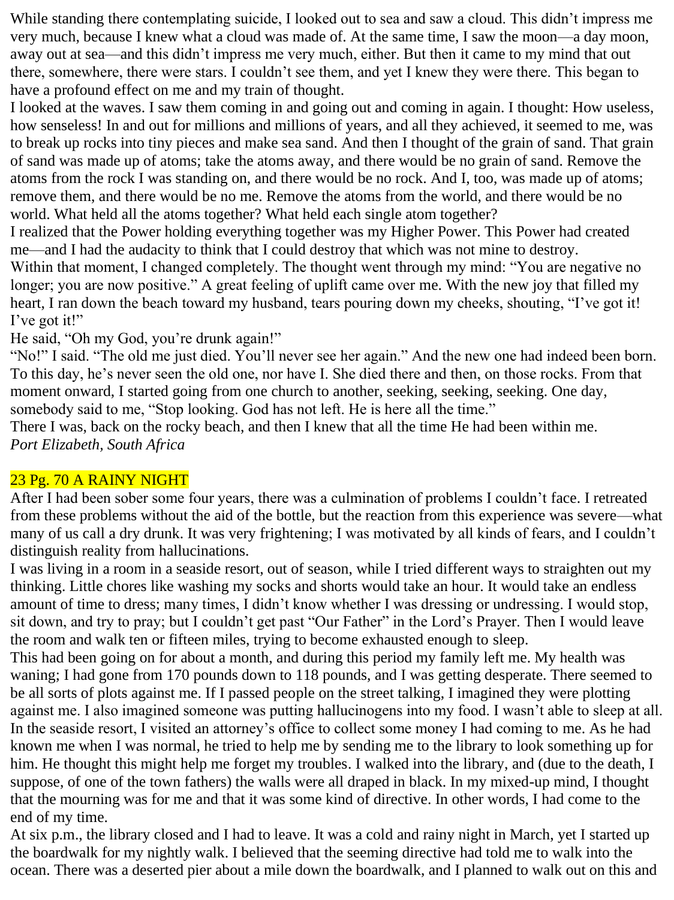While standing there contemplating suicide, I looked out to sea and saw a cloud. This didn't impress me very much, because I knew what a cloud was made of. At the same time, I saw the moon—a day moon, away out at sea—and this didn't impress me very much, either. But then it came to my mind that out there, somewhere, there were stars. I couldn't see them, and yet I knew they were there. This began to have a profound effect on me and my train of thought.

I looked at the waves. I saw them coming in and going out and coming in again. I thought: How useless, how senseless! In and out for millions and millions of years, and all they achieved, it seemed to me, was to break up rocks into tiny pieces and make sea sand. And then I thought of the grain of sand. That grain of sand was made up of atoms; take the atoms away, and there would be no grain of sand. Remove the atoms from the rock I was standing on, and there would be no rock. And I, too, was made up of atoms; remove them, and there would be no me. Remove the atoms from the world, and there would be no world. What held all the atoms together? What held each single atom together?

I realized that the Power holding everything together was my Higher Power. This Power had created me—and I had the audacity to think that I could destroy that which was not mine to destroy.

Within that moment, I changed completely. The thought went through my mind: "You are negative no longer; you are now positive." A great feeling of uplift came over me. With the new joy that filled my heart, I ran down the beach toward my husband, tears pouring down my cheeks, shouting, "I've got it! I've got it!"

He said, "Oh my God, you're drunk again!"

"No!" I said. "The old me just died. You'll never see her again." And the new one had indeed been born. To this day, he's never seen the old one, nor have I. She died there and then, on those rocks. From that moment onward, I started going from one church to another, seeking, seeking, seeking. One day, somebody said to me, "Stop looking. God has not left. He is here all the time."

There I was, back on the rocky beach, and then I knew that all the time He had been within me.

*Port Elizabeth, South Africa*

## 23 Pg. 70 A RAINY NIGHT

After I had been sober some four years, there was a culmination of problems I couldn't face. I retreated from these problems without the aid of the bottle, but the reaction from this experience was severe—what many of us call a dry drunk. It was very frightening; I was motivated by all kinds of fears, and I couldn't distinguish reality from hallucinations.

I was living in a room in a seaside resort, out of season, while I tried different ways to straighten out my thinking. Little chores like washing my socks and shorts would take an hour. It would take an endless amount of time to dress; many times, I didn't know whether I was dressing or undressing. I would stop, sit down, and try to pray; but I couldn't get past "Our Father" in the Lord's Prayer. Then I would leave the room and walk ten or fifteen miles, trying to become exhausted enough to sleep.

This had been going on for about a month, and during this period my family left me. My health was waning; I had gone from 170 pounds down to 118 pounds, and I was getting desperate. There seemed to be all sorts of plots against me. If I passed people on the street talking, I imagined they were plotting against me. I also imagined someone was putting hallucinogens into my food. I wasn't able to sleep at all.

In the seaside resort, I visited an attorney's office to collect some money I had coming to me. As he had known me when I was normal, he tried to help me by sending me to the library to look something up for him. He thought this might help me forget my troubles. I walked into the library, and (due to the death, I suppose, of one of the town fathers) the walls were all draped in black. In my mixed-up mind, I thought that the mourning was for me and that it was some kind of directive. In other words, I had come to the end of my time.

At six p.m., the library closed and I had to leave. It was a cold and rainy night in March, yet I started up the boardwalk for my nightly walk. I believed that the seeming directive had told me to walk into the ocean. There was a deserted pier about a mile down the boardwalk, and I planned to walk out on this and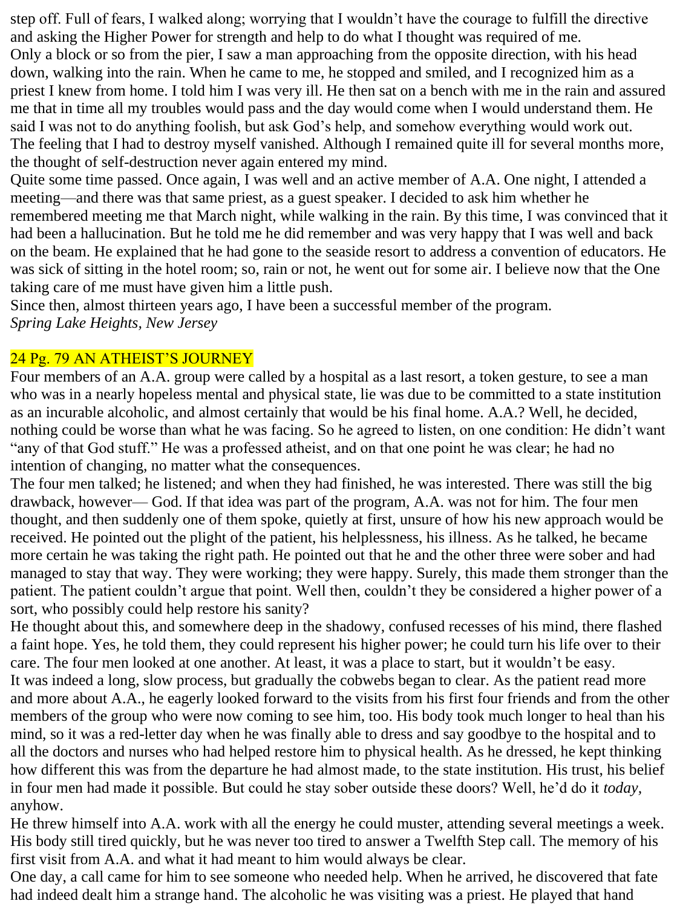step off. Full of fears, I walked along; worrying that I wouldn't have the courage to fulfill the directive and asking the Higher Power for strength and help to do what I thought was required of me.

Only a block or so from the pier, I saw a man approaching from the opposite direction, with his head down, walking into the rain. When he came to me, he stopped and smiled, and I recognized him as a priest I knew from home. I told him I was very ill. He then sat on a bench with me in the rain and assured me that in time all my troubles would pass and the day would come when I would understand them. He said I was not to do anything foolish, but ask God's help, and somehow everything would work out.

The feeling that I had to destroy myself vanished. Although I remained quite ill for several months more, the thought of self-destruction never again entered my mind.

Quite some time passed. Once again, I was well and an active member of A.A. One night, I attended a meeting—and there was that same priest, as a guest speaker. I decided to ask him whether he remembered meeting me that March night, while walking in the rain. By this time, I was convinced that it had been a hallucination. But he told me he did remember and was very happy that I was well and back on the beam. He explained that he had gone to the seaside resort to address a convention of educators. He was sick of sitting in the hotel room; so, rain or not, he went out for some air. I believe now that the One taking care of me must have given him a little push.

Since then, almost thirteen years ago, I have been a successful member of the program.

*Spring Lake Heights, New Jersey*

## 24 Pg. 79 AN ATHEIST'S JOURNEY

Four members of an A.A. group were called by a hospital as a last resort, a token gesture, to see a man who was in a nearly hopeless mental and physical state, lie was due to be committed to a state institution as an incurable alcoholic, and almost certainly that would be his final home. A.A.? Well, he decided, nothing could be worse than what he was facing. So he agreed to listen, on one condition: He didn't want "any of that God stuff." He was a professed atheist, and on that one point he was clear; he had no intention of changing, no matter what the consequences.

The four men talked; he listened; and when they had finished, he was interested. There was still the big drawback, however— God. If that idea was part of the program, A.A. was not for him. The four men thought, and then suddenly one of them spoke, quietly at first, unsure of how his new approach would be received. He pointed out the plight of the patient, his helplessness, his illness. As he talked, he became more certain he was taking the right path. He pointed out that he and the other three were sober and had managed to stay that way. They were working; they were happy. Surely, this made them stronger than the patient. The patient couldn't argue that point. Well then, couldn't they be considered a higher power of a sort, who possibly could help restore his sanity?

He thought about this, and somewhere deep in the shadowy, confused recesses of his mind, there flashed a faint hope. Yes, he told them, they could represent his higher power; he could turn his life over to their care. The four men looked at one another. At least, it was a place to start, but it wouldn't be easy.

It was indeed a long, slow process, but gradually the cobwebs began to clear. As the patient read more and more about A.A., he eagerly looked forward to the visits from his first four friends and from the other members of the group who were now coming to see him, too. His body took much longer to heal than his mind, so it was a red-letter day when he was finally able to dress and say goodbye to the hospital and to all the doctors and nurses who had helped restore him to physical health. As he dressed, he kept thinking how different this was from the departure he had almost made, to the state institution. His trust, his belief in four men had made it possible. But could he stay sober outside these doors? Well, he'd do it *today*, anyhow.

He threw himself into A.A. work with all the energy he could muster, attending several meetings a week. His body still tired quickly, but he was never too tired to answer a Twelfth Step call. The memory of his first visit from A.A. and what it had meant to him would always be clear.

One day, a call came for him to see someone who needed help. When he arrived, he discovered that fate had indeed dealt him a strange hand. The alcoholic he was visiting was a priest. He played that hand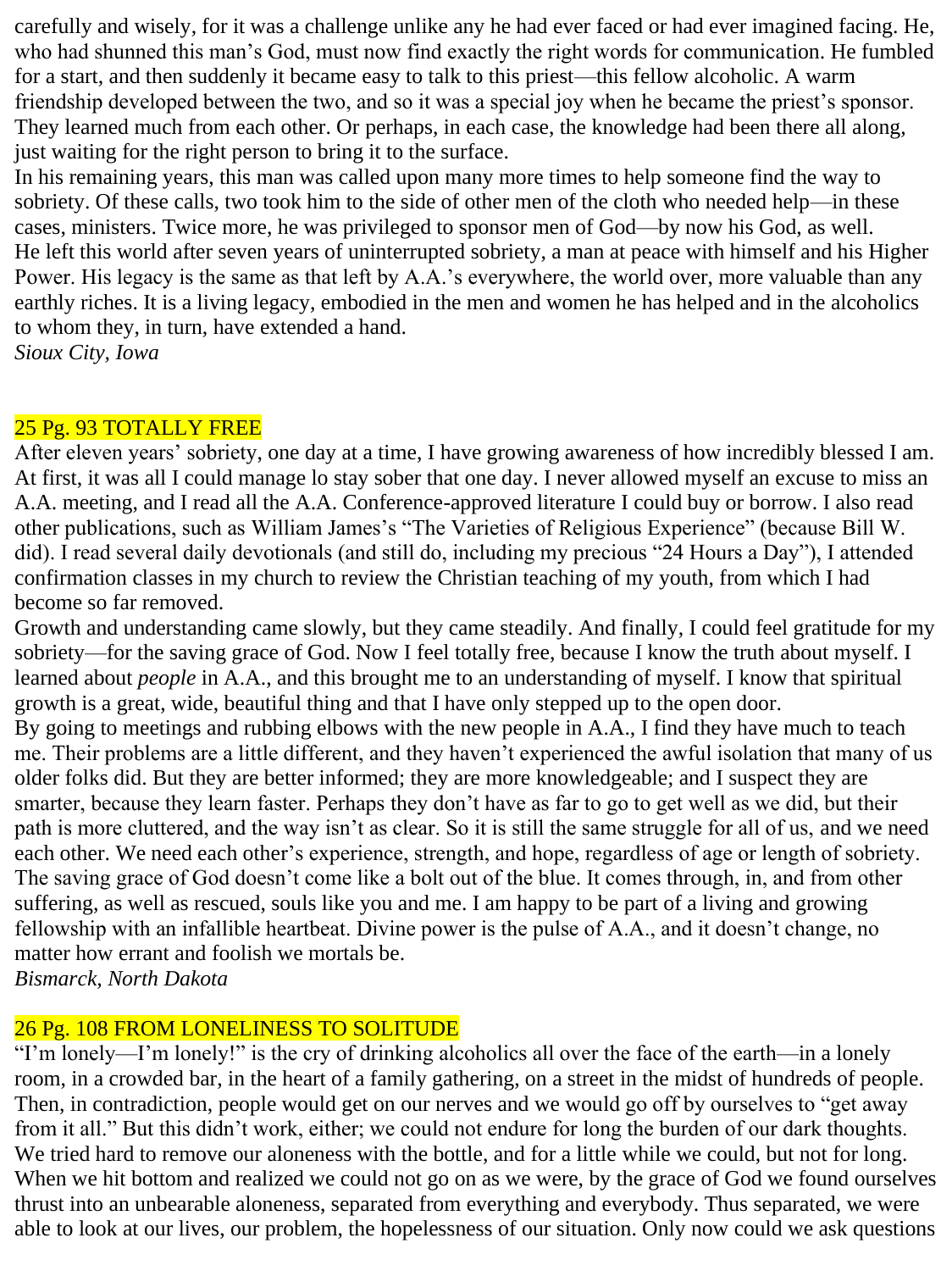carefully and wisely, for it was a challenge unlike any he had ever faced or had ever imagined facing. He, who had shunned this man's God, must now find exactly the right words for communication. He fumbled for a start, and then suddenly it became easy to talk to this priest—this fellow alcoholic. A warm friendship developed between the two, and so it was a special joy when he became the priest's sponsor. They learned much from each other. Or perhaps, in each case, the knowledge had been there all along, just waiting for the right person to bring it to the surface.

In his remaining years, this man was called upon many more times to help someone find the way to sobriety. Of these calls, two took him to the side of other men of the cloth who needed help—in these cases, ministers. Twice more, he was privileged to sponsor men of God—by now his God, as well.

He left this world after seven years of uninterrupted sobriety, a man at peace with himself and his Higher Power. His legacy is the same as that left by A.A.'s everywhere, the world over, more valuable than any earthly riches. It is a living legacy, embodied in the men and women he has helped and in the alcoholics to whom they, in turn, have extended a hand.

*Sioux City, Iowa*

## 25 Pg. 93 TOTALLY FREE

After eleven years' sobriety, one day at a time, I have growing awareness of how incredibly blessed I am. At first, it was all I could manage lo stay sober that one day. I never allowed myself an excuse to miss an A.A. meeting, and I read all the A.A. Conference-approved literature I could buy or borrow. I also read other publications, such as William James's "The Varieties of Religious Experience" (because Bill W. did). I read several daily devotionals (and still do, including my precious "24 Hours a Day"), I attended confirmation classes in my church to review the Christian teaching of my youth, from which I had become so far removed.

Growth and understanding came slowly, but they came steadily. And finally, I could feel gratitude for my sobriety—for the saving grace of God. Now I feel totally free, because I know the truth about myself. I learned about *people* in A.A., and this brought me to an understanding of myself. I know that spiritual growth is a great, wide, beautiful thing and that I have only stepped up to the open door.

By going to meetings and rubbing elbows with the new people in A.A., I find they have much to teach me. Their problems are a little different, and they haven't experienced the awful isolation that many of us older folks did. But they are better informed; they are more knowledgeable; and I suspect they are smarter, because they learn faster. Perhaps they don't have as far to go to get well as we did, but their path is more cluttered, and the way isn't as clear. So it is still the same struggle for all of us, and we need each other. We need each other's experience, strength, and hope, regardless of age or length of sobriety. The saving grace of God doesn't come like a bolt out of the blue. It comes through, in, and from other suffering, as well as rescued, souls like you and me. I am happy to be part of a living and growing fellowship with an infallible heartbeat. Divine power is the pulse of A.A., and it doesn't change, no matter how errant and foolish we mortals be.

*Bismarck, North Dakota*

## 26 Pg. 108 FROM LONELINESS TO SOLITUDE

"I'm lonely—I'm lonely!" is the cry of drinking alcoholics all over the face of the earth—in a lonely room, in a crowded bar, in the heart of a family gathering, on a street in the midst of hundreds of people. Then, in contradiction, people would get on our nerves and we would go off by ourselves to "get away from it all." But this didn't work, either; we could not endure for long the burden of our dark thoughts. We tried hard to remove our aloneness with the bottle, and for a little while we could, but not for long. When we hit bottom and realized we could not go on as we were, by the grace of God we found ourselves thrust into an unbearable aloneness, separated from everything and everybody. Thus separated, we were able to look at our lives, our problem, the hopelessness of our situation. Only now could we ask questions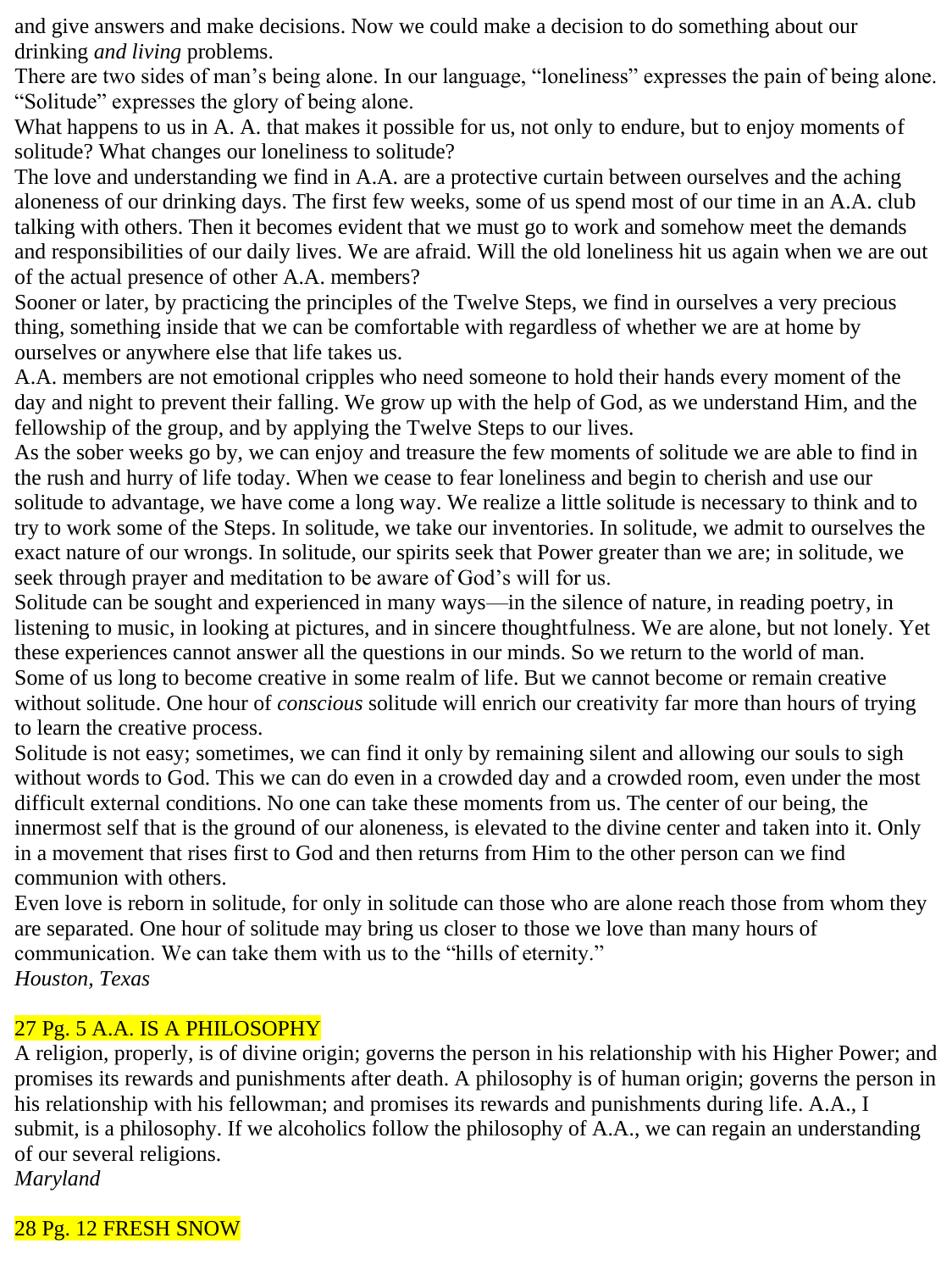and give answers and make decisions. Now we could make a decision to do something about our drinking *and living* problems.

There are two sides of man's being alone. In our language, "loneliness" expresses the pain of being alone. "Solitude" expresses the glory of being alone.

What happens to us in A. A. that makes it possible for us, not only to endure, but to enjoy moments of solitude? What changes our loneliness to solitude?

The love and understanding we find in A.A. are a protective curtain between ourselves and the aching aloneness of our drinking days. The first few weeks, some of us spend most of our time in an A.A. club talking with others. Then it becomes evident that we must go to work and somehow meet the demands and responsibilities of our daily lives. We are afraid. Will the old loneliness hit us again when we are out of the actual presence of other A.A. members?

Sooner or later, by practicing the principles of the Twelve Steps, we find in ourselves a very precious thing, something inside that we can be comfortable with regardless of whether we are at home by ourselves or anywhere else that life takes us.

A.A. members are not emotional cripples who need someone to hold their hands every moment of the day and night to prevent their falling. We grow up with the help of God, as we understand Him, and the fellowship of the group, and by applying the Twelve Steps to our lives.

As the sober weeks go by, we can enjoy and treasure the few moments of solitude we are able to find in the rush and hurry of life today. When we cease to fear loneliness and begin to cherish and use our solitude to advantage, we have come a long way. We realize a little solitude is necessary to think and to try to work some of the Steps. In solitude, we take our inventories. In solitude, we admit to ourselves the exact nature of our wrongs. In solitude, our spirits seek that Power greater than we are; in solitude, we seek through prayer and meditation to be aware of God's will for us.

Solitude can be sought and experienced in many ways—in the silence of nature, in reading poetry, in listening to music, in looking at pictures, and in sincere thoughtfulness. We are alone, but not lonely. Yet these experiences cannot answer all the questions in our minds. So we return to the world of man.

Some of us long to become creative in some realm of life. But we cannot become or remain creative without solitude. One hour of *conscious* solitude will enrich our creativity far more than hours of trying to learn the creative process.

Solitude is not easy; sometimes, we can find it only by remaining silent and allowing our souls to sigh without words to God. This we can do even in a crowded day and a crowded room, even under the most difficult external conditions. No one can take these moments from us. The center of our being, the innermost self that is the ground of our aloneness, is elevated to the divine center and taken into it. Only in a movement that rises first to God and then returns from Him to the other person can we find communion with others.

Even love is reborn in solitude, for only in solitude can those who are alone reach those from whom they are separated. One hour of solitude may bring us closer to those we love than many hours of communication. We can take them with us to the "hills of eternity."

*Houston, Texas*

## 27 Pg. 5 A.A. IS A PHILOSOPHY

A religion, properly, is of divine origin; governs the person in his relationship with his Higher Power; and promises its rewards and punishments after death. A philosophy is of human origin; governs the person in his relationship with his fellowman; and promises its rewards and punishments during life. A.A., I submit, is a philosophy. If we alcoholics follow the philosophy of A.A., we can regain an understanding of our several religions.

*Maryland*

## 28 Pg. 12 FRESH SNOW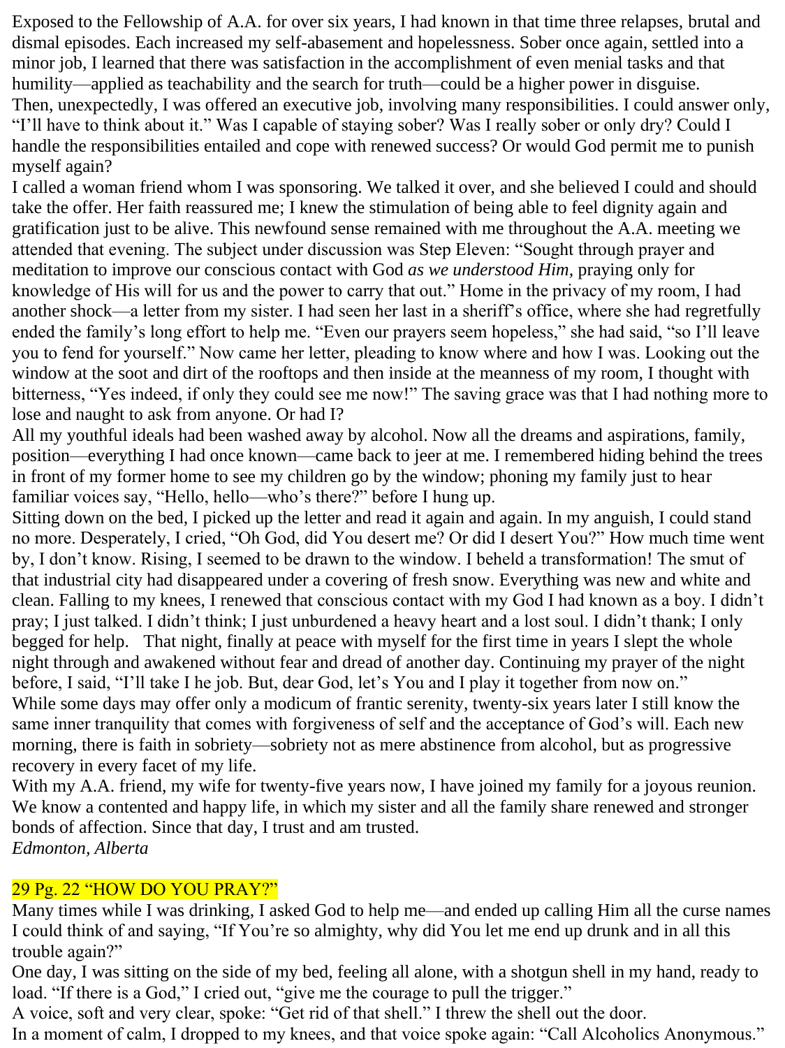Exposed to the Fellowship of A.A. for over six years, I had known in that time three relapses, brutal and dismal episodes. Each increased my self-abasement and hopelessness. Sober once again, settled into a minor job, I learned that there was satisfaction in the accomplishment of even menial tasks and that humility—applied as teachability and the search for truth—could be a higher power in disguise.

Then, unexpectedly, I was offered an executive job, involving many responsibilities. I could answer only, "I'll have to think about it." Was I capable of staying sober? Was I really sober or only dry? Could I handle the responsibilities entailed and cope with renewed success? Or would God permit me to punish myself again?

I called a woman friend whom I was sponsoring. We talked it over, and she believed I could and should take the offer. Her faith reassured me; I knew the stimulation of being able to feel dignity again and gratification just to be alive. This newfound sense remained with me throughout the A.A. meeting we attended that evening. The subject under discussion was Step Eleven: "Sought through prayer and meditation to improve our conscious contact with God *as we understood Him,* praying only for knowledge of His will for us and the power to carry that out." Home in the privacy of my room, I had another shock—a letter from my sister. I had seen her last in a sheriff's office, where she had regretfully ended the family's long effort to help me. "Even our prayers seem hopeless," she had said, "so I'll leave you to fend for yourself." Now came her letter, pleading to know where and how I was. Looking out the window at the soot and dirt of the rooftops and then inside at the meanness of my room, I thought with bitterness, "Yes indeed, if only they could see me now!" The saving grace was that I had nothing more to lose and naught to ask from anyone. Or had I?

All my youthful ideals had been washed away by alcohol. Now all the dreams and aspirations, family, position—everything I had once known—came back to jeer at me. I remembered hiding behind the trees in front of my former home to see my children go by the window; phoning my family just to hear familiar voices say, "Hello, hello—who's there?" before I hung up.

Sitting down on the bed, I picked up the letter and read it again and again. In my anguish, I could stand no more. Desperately, I cried, "Oh God, did You desert me? Or did I desert You?" How much time went by, I don't know. Rising, I seemed to be drawn to the window. I beheld a transformation! The smut of that industrial city had disappeared under a covering of fresh snow. Everything was new and white and clean. Falling to my knees, I renewed that conscious contact with my God I had known as a boy. I didn't pray; I just talked. I didn't think; I just unburdened a heavy heart and a lost soul. I didn't thank; I only begged for help. That night, finally at peace with myself for the first time in years I slept the whole night through and awakened without fear and dread of another day. Continuing my prayer of the night before, I said, "I'll take I he job. But, dear God, let's You and I play it together from now on."

While some days may offer only a modicum of frantic serenity, twenty-six years later I still know the same inner tranquility that comes with forgiveness of self and the acceptance of God's will. Each new morning, there is faith in sobriety—sobriety not as mere abstinence from alcohol, but as progressive recovery in every facet of my life.

With my A.A. friend, my wife for twenty-five years now, I have joined my family for a joyous reunion. We know a contented and happy life, in which my sister and all the family share renewed and stronger bonds of affection. Since that day, I trust and am trusted.

*Edmonton, Alberta*

## 29 Pg. 22 "HOW DO YOU PRAY?"

Many times while I was drinking, I asked God to help me—and ended up calling Him all the curse names I could think of and saying, "If You're so almighty, why did You let me end up drunk and in all this trouble again?"

One day, I was sitting on the side of my bed, feeling all alone, with a shotgun shell in my hand, ready to load. "If there is a God," I cried out, "give me the courage to pull the trigger."

A voice, soft and very clear, spoke: "Get rid of that shell." I threw the shell out the door.

In a moment of calm, I dropped to my knees, and that voice spoke again: "Call Alcoholics Anonymous."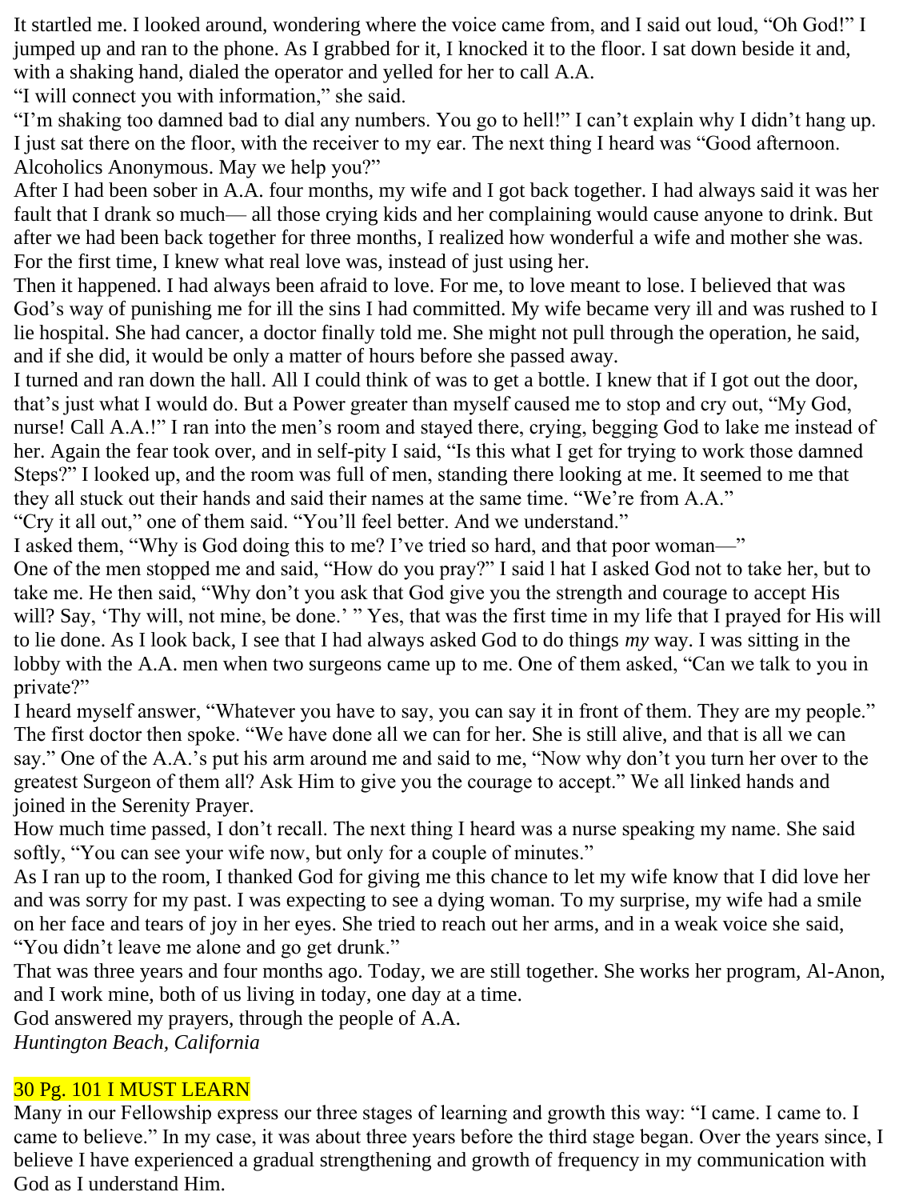It startled me. I looked around, wondering where the voice came from, and I said out loud, "Oh God!" I jumped up and ran to the phone. As I grabbed for it, I knocked it to the floor. I sat down beside it and, with a shaking hand, dialed the operator and yelled for her to call A.A.

"I will connect you with information," she said.

"I'm shaking too damned bad to dial any numbers. You go to hell!" I can't explain why I didn't hang up. I just sat there on the floor, with the receiver to my ear. The next thing I heard was "Good afternoon. Alcoholics Anonymous. May we help you?"

After I had been sober in A.A. four months, my wife and I got back together. I had always said it was her fault that I drank so much— all those crying kids and her complaining would cause anyone to drink. But after we had been back together for three months, I realized how wonderful a wife and mother she was. For the first time, I knew what real love was, instead of just using her.

Then it happened. I had always been afraid to love. For me, to love meant to lose. I believed that was God's way of punishing me for ill the sins I had committed. My wife became very ill and was rushed to I lie hospital. She had cancer, a doctor finally told me. She might not pull through the operation, he said, and if she did, it would be only a matter of hours before she passed away.

I turned and ran down the hall. All I could think of was to get a bottle. I knew that if I got out the door, that's just what I would do. But a Power greater than myself caused me to stop and cry out, "My God, nurse! Call A.A.!" I ran into the men's room and stayed there, crying, begging God to lake me instead of her. Again the fear took over, and in self-pity I said, "Is this what I get for trying to work those damned Steps?" I looked up, and the room was full of men, standing there looking at me. It seemed to me that they all stuck out their hands and said their names at the same time. "We're from A.A."

"Cry it all out," one of them said. "You'll feel better. And we understand."

I asked them, "Why is God doing this to me? I've tried so hard, and that poor woman—"

One of the men stopped me and said, "How do you pray?" I said l hat I asked God not to take her, but to take me. He then said, "Why don't you ask that God give you the strength and courage to accept His will? Say, 'Thy will, not mine, be done.' " Yes, that was the first time in my life that I prayed for His will to lie done. As I look back, I see that I had always asked God to do things *my* way. I was sitting in the lobby with the A.A. men when two surgeons came up to me. One of them asked, "Can we talk to you in private?"

I heard myself answer, "Whatever you have to say, you can say it in front of them. They are my people."

The first doctor then spoke. "We have done all we can for her. She is still alive, and that is all we can say." One of the A.A.'s put his arm around me and said to me, "Now why don't you turn her over to the greatest Surgeon of them all? Ask Him to give you the courage to accept." We all linked hands and joined in the Serenity Prayer.

How much time passed, I don't recall. The next thing I heard was a nurse speaking my name. She said softly, "You can see your wife now, but only for a couple of minutes."

As I ran up to the room, I thanked God for giving me this chance to let my wife know that I did love her and was sorry for my past. I was expecting to see a dying woman. To my surprise, my wife had a smile on her face and tears of joy in her eyes. She tried to reach out her arms, and in a weak voice she said, "You didn't leave me alone and go get drunk."

That was three years and four months ago. Today, we are still together. She works her program, Al-Anon, and I work mine, both of us living in today, one day at a time.

God answered my prayers, through the people of A.A.

*Huntington Beach, California*

## 30 Pg. 101 I MUST LEARN

Many in our Fellowship express our three stages of learning and growth this way: "I came. I came to. I came to believe." In my case, it was about three years before the third stage began. Over the years since, I believe I have experienced a gradual strengthening and growth of frequency in my communication with God as I understand Him.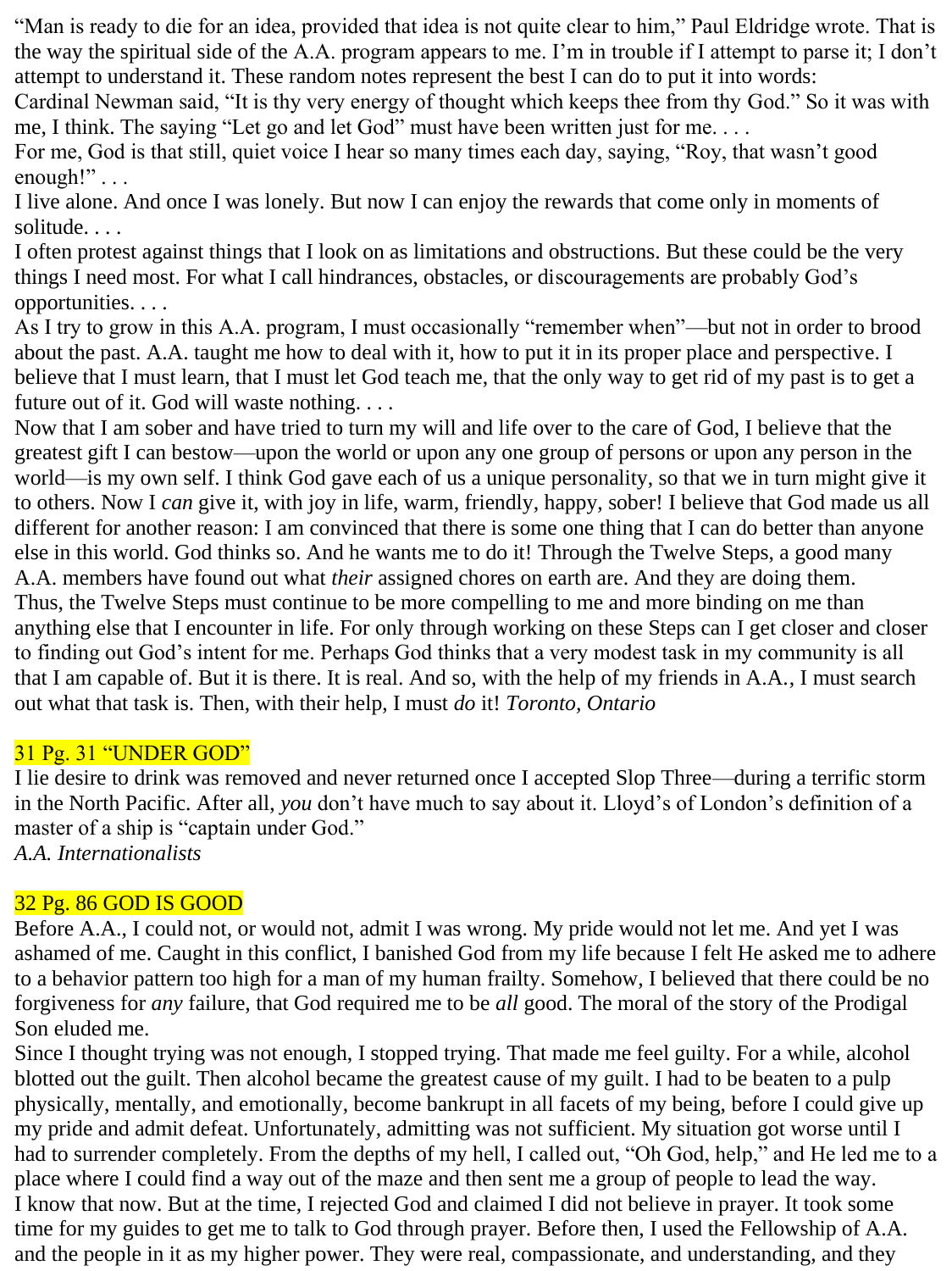“Man is ready to die for an idea, provided that idea is not quite clear to him,” Paul Eldridge wrote. That is the way the spiritual side of the A.A. program appears to me. I’m in trouble if I attempt to parse it; I don’t attempt to understand it. These random notes represent the best I can do to put it into words:

Cardinal Newman said, “It is thy very energy of thought which keeps thee from thy God.” So it was with me, I think. The saying “Let go and let God” must have been written just for me. . . .

For me, God is that still, quiet voice I hear so many times each day, saying, “Roy, that wasn’t good enough!” . . .

I live alone. And once I was lonely. But now I can enjoy the rewards that come only in moments of solitude. . . .

I often protest against things that I look on as limitations and obstructions. But these could be the very things I need most. For what I call hindrances, obstacles, or discouragements are probably God’s opportunities. . . .

As I try to grow in this A.A. program, I must occasionally “remember when”—but not in order to brood about the past. A.A. taught me how to deal with it, how to put it in its proper place and perspective. I believe that I must learn, that I must let God teach me, that the only way to get rid of my past is to get a future out of it. God will waste nothing. . . .

Now that I am sober and have tried to turn my will and life over to the care of God, I believe that the greatest gift I can bestow—upon the world or upon any one group of persons or upon any person in the world—is my own self. I think God gave each of us a unique personality, so that we in turn might give it to others. Now I *can* give it, with joy in life, warm, friendly, happy, sober! I believe that God made us all different for another reason: I am convinced that there is some one thing that I can do better than anyone else in this world. God thinks so. And he wants me to do it! Through the Twelve Steps, a good many A.A. members have found out what *their* assigned chores on earth are. And they are doing them.

Thus, the Twelve Steps must continue to be more compelling to me and more binding on me than anything else that I encounter in life. For only through working on these Steps can I get closer and closer to finding out God’s intent for me. Perhaps God thinks that a very modest task in my community is all that I am capable of. But it is there. It is real. And so, with the help of my friends in A.A., I must search out what that task is. Then, with their help, I must *do* it! *Toronto, Ontario*

## 31 Pg. 31 “UNDER GOD”

I lie desire to drink was removed and never returned once I accepted Slop Three—during a terrific storm in the North Pacific. After all, *you* don’t have much to say about it. Lloyd’s of London’s definition of a master of a ship is “captain under God.”

*A.A. Internationalists*

## 32 Pg. 86 GOD IS GOOD

Before A.A., I could not, or would not, admit I was wrong. My pride would not let me. And yet I was ashamed of me. Caught in this conflict, I banished God from my life because I felt He asked me to adhere to a behavior pattern too high for a man of my human frailty. Somehow, I believed that there could be no forgiveness for *any* failure, that God required me to be *all* good. The moral of the story of the Prodigal Son eluded me.

Since I thought trying was not enough, I stopped trying. That made me feel guilty. For a while, alcohol blotted out the guilt. Then alcohol became the greatest cause of my guilt. I had to be beaten to a pulp physically, mentally, and emotionally, become bankrupt in all facets of my being, before I could give up my pride and admit defeat. Unfortunately, admitting was not sufficient. My situation got worse until I had to surrender completely. From the depths of my hell, I called out, “Oh God, help,” and He led me to a place where I could find a way out of the maze and then sent me a group of people to lead the way.

I know that now. But at the time, I rejected God and claimed I did not believe in prayer. It took some time for my guides to get me to talk to God through prayer. Before then, I used the Fellowship of A.A. and the people in it as my higher power. They were real, compassionate, and understanding, and they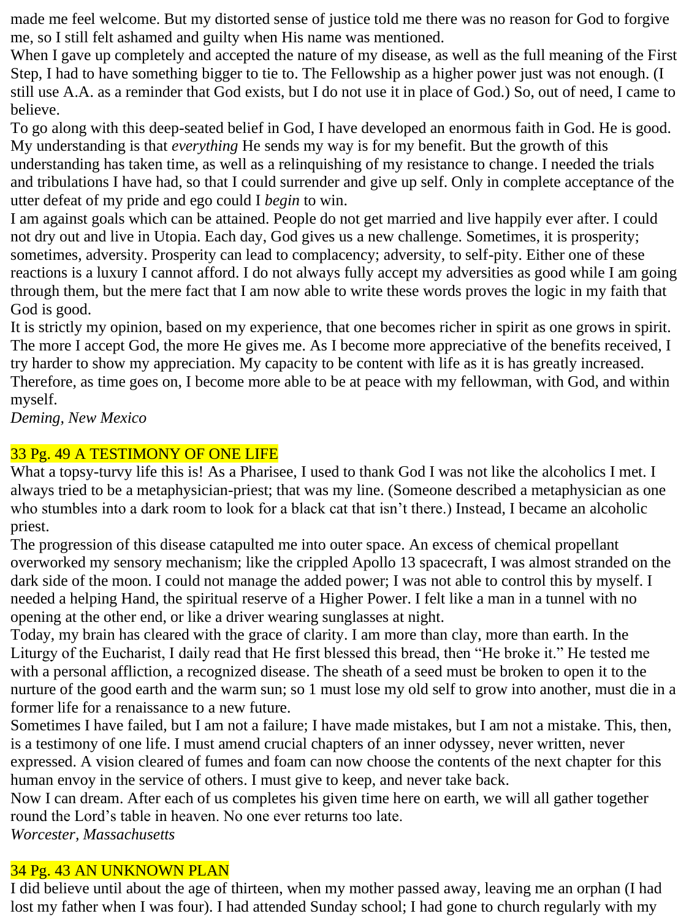made me feel welcome. But my distorted sense of justice told me there was no reason for God to forgive me, so I still felt ashamed and guilty when His name was mentioned.

When I gave up completely and accepted the nature of my disease, as well as the full meaning of the First Step, I had to have something bigger to tie to. The Fellowship as a higher power just was not enough. (I still use A.A. as a reminder that God exists, but I do not use it in place of God.) So, out of need, I came to believe.

To go along with this deep-seated belief in God, I have developed an enormous faith in God. He is good. My understanding is that *everything* He sends my way is for my benefit. But the growth of this understanding has taken time, as well as a relinquishing of my resistance to change. I needed the trials and tribulations I have had, so that I could surrender and give up self. Only in complete acceptance of the utter defeat of my pride and ego could I *begin* to win.

I am against goals which can be attained. People do not get married and live happily ever after. I could not dry out and live in Utopia. Each day, God gives us a new challenge. Sometimes, it is prosperity; sometimes, adversity. Prosperity can lead to complacency; adversity, to self-pity. Either one of these reactions is a luxury I cannot afford. I do not always fully accept my adversities as good while I am going through them, but the mere fact that I am now able to write these words proves the logic in my faith that God is good.

It is strictly my opinion, based on my experience, that one becomes richer in spirit as one grows in spirit. The more I accept God, the more He gives me. As I become more appreciative of the benefits received, I try harder to show my appreciation. My capacity to be content with life as it is has greatly increased. Therefore, as time goes on, I become more able to be at peace with my fellowman, with God, and within myself.

*Deming, New Mexico*

## 33 Pg. 49 A TESTIMONY OF ONE LIFE

What a topsy-turvy life this is! As a Pharisee, I used to thank God I was not like the alcoholics I met. I always tried to be a metaphysician-priest; that was my line. (Someone described a metaphysician as one who stumbles into a dark room to look for a black cat that isn't there.) Instead, I became an alcoholic priest.

The progression of this disease catapulted me into outer space. An excess of chemical propellant overworked my sensory mechanism; like the crippled Apollo 13 spacecraft, I was almost stranded on the dark side of the moon. I could not manage the added power; I was not able to control this by myself. I needed a helping Hand, the spiritual reserve of a Higher Power. I felt like a man in a tunnel with no opening at the other end, or like a driver wearing sunglasses at night.

Today, my brain has cleared with the grace of clarity. I am more than clay, more than earth. In the Liturgy of the Eucharist, I daily read that He first blessed this bread, then "He broke it." He tested me with a personal affliction, a recognized disease. The sheath of a seed must be broken to open it to the nurture of the good earth and the warm sun; so 1 must lose my old self to grow into another, must die in a former life for a renaissance to a new future.

Sometimes I have failed, but I am not a failure; I have made mistakes, but I am not a mistake. This, then, is a testimony of one life. I must amend crucial chapters of an inner odyssey, never written, never expressed. A vision cleared of fumes and foam can now choose the contents of the next chapter for this human envoy in the service of others. I must give to keep, and never take back.

Now I can dream. After each of us completes his given time here on earth, we will all gather together round the Lord's table in heaven. No one ever returns too late.

*Worcester, Massachusetts*

## 34 Pg. 43 AN UNKNOWN PLAN

I did believe until about the age of thirteen, when my mother passed away, leaving me an orphan (I had lost my father when I was four). I had attended Sunday school; I had gone to church regularly with my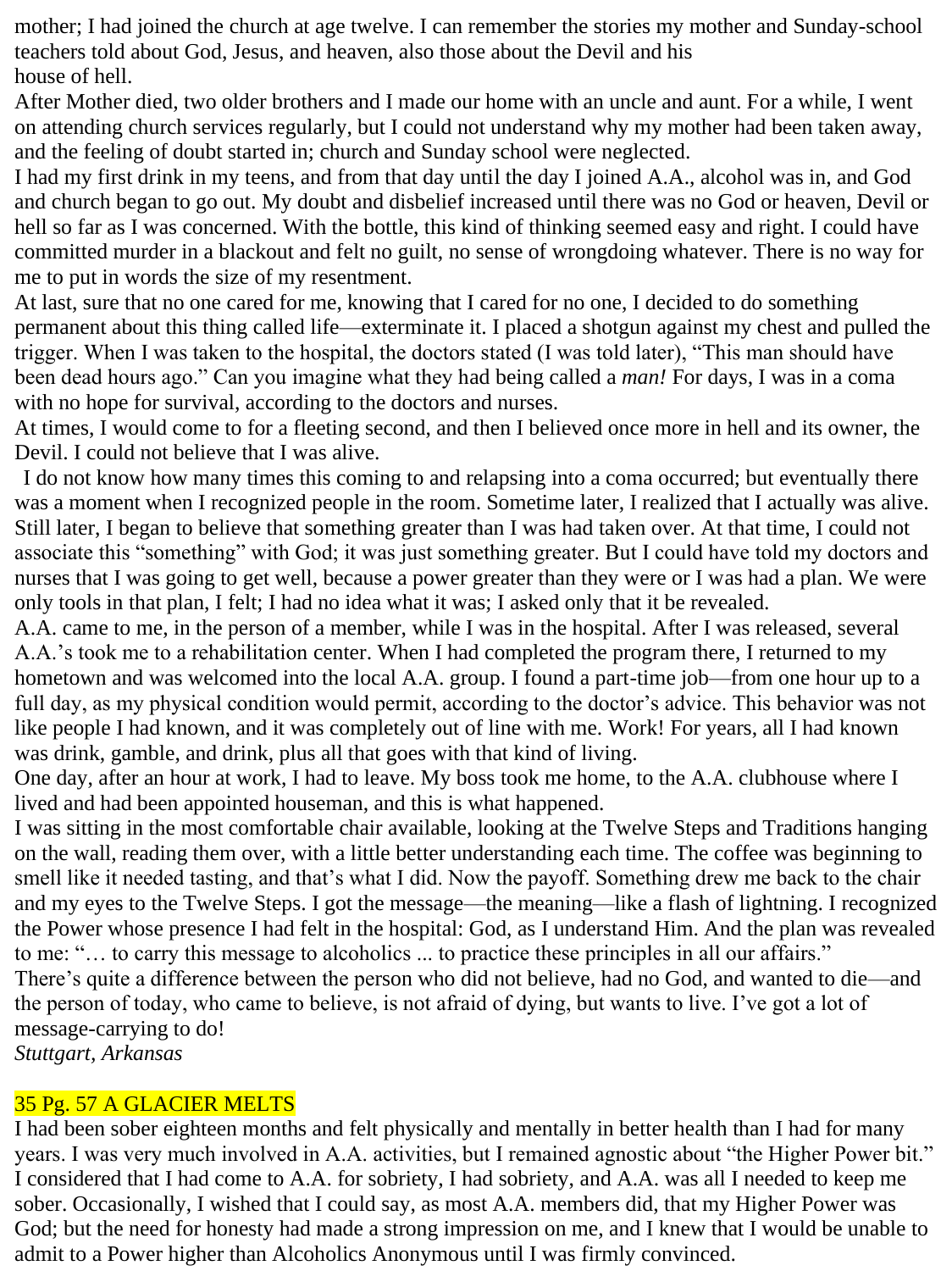mother; I had joined the church at age twelve. I can remember the stories my mother and Sunday-school teachers told about God, Jesus, and heaven, also those about the Devil and his house of hell.

After Mother died, two older brothers and I made our home with an uncle and aunt. For a while, I went on attending church services regularly, but I could not understand why my mother had been taken away, and the feeling of doubt started in; church and Sunday school were neglected.

I had my first drink in my teens, and from that day until the day I joined A.A., alcohol was in, and God and church began to go out. My doubt and disbelief increased until there was no God or heaven, Devil or hell so far as I was concerned. With the bottle, this kind of thinking seemed easy and right. I could have committed murder in a blackout and felt no guilt, no sense of wrongdoing whatever. There is no way for me to put in words the size of my resentment.

At last, sure that no one cared for me, knowing that I cared for no one, I decided to do something permanent about this thing called life—exterminate it. I placed a shotgun against my chest and pulled the trigger. When I was taken to the hospital, the doctors stated (I was told later), "This man should have been dead hours ago." Can you imagine what they had being called a *man!* For days, I was in a coma with no hope for survival, according to the doctors and nurses.

At times, I would come to for a fleeting second, and then I believed once more in hell and its owner, the Devil. I could not believe that I was alive.

I do not know how many times this coming to and relapsing into a coma occurred; but eventually there was a moment when I recognized people in the room. Sometime later, I realized that I actually was alive. Still later, I began to believe that something greater than I was had taken over. At that time, I could not associate this "something" with God; it was just something greater. But I could have told my doctors and nurses that I was going to get well, because a power greater than they were or I was had a plan. We were only tools in that plan, I felt; I had no idea what it was; I asked only that it be revealed.

A.A. came to me, in the person of a member, while I was in the hospital. After I was released, several A.A.'s took me to a rehabilitation center. When I had completed the program there, I returned to my hometown and was welcomed into the local A.A. group. I found a part-time job—from one hour up to a full day, as my physical condition would permit, according to the doctor's advice. This behavior was not like people I had known, and it was completely out of line with me. Work! For years, all I had known was drink, gamble, and drink, plus all that goes with that kind of living.

One day, after an hour at work, I had to leave. My boss took me home, to the A.A. clubhouse where I lived and had been appointed houseman, and this is what happened.

I was sitting in the most comfortable chair available, looking at the Twelve Steps and Traditions hanging on the wall, reading them over, with a little better understanding each time. The coffee was beginning to smell like it needed tasting, and that's what I did. Now the payoff. Something drew me back to the chair and my eyes to the Twelve Steps. I got the message—the meaning—like a flash of lightning. I recognized the Power whose presence I had felt in the hospital: God, as I understand Him. And the plan was revealed to me: "… to carry this message to alcoholics ... to practice these principles in all our affairs."

There's quite a difference between the person who did not believe, had no God, and wanted to die—and the person of today, who came to believe, is not afraid of dying, but wants to live. I've got a lot of message-carrying to do!

*Stuttgart, Arkansas*

## 35 Pg. 57 A GLACIER MELTS

I had been sober eighteen months and felt physically and mentally in better health than I had for many years. I was very much involved in A.A. activities, but I remained agnostic about "the Higher Power bit." I considered that I had come to A.A. for sobriety, I had sobriety, and A.A. was all I needed to keep me sober. Occasionally, I wished that I could say, as most A.A. members did, that my Higher Power was God; but the need for honesty had made a strong impression on me, and I knew that I would be unable to admit to a Power higher than Alcoholics Anonymous until I was firmly convinced.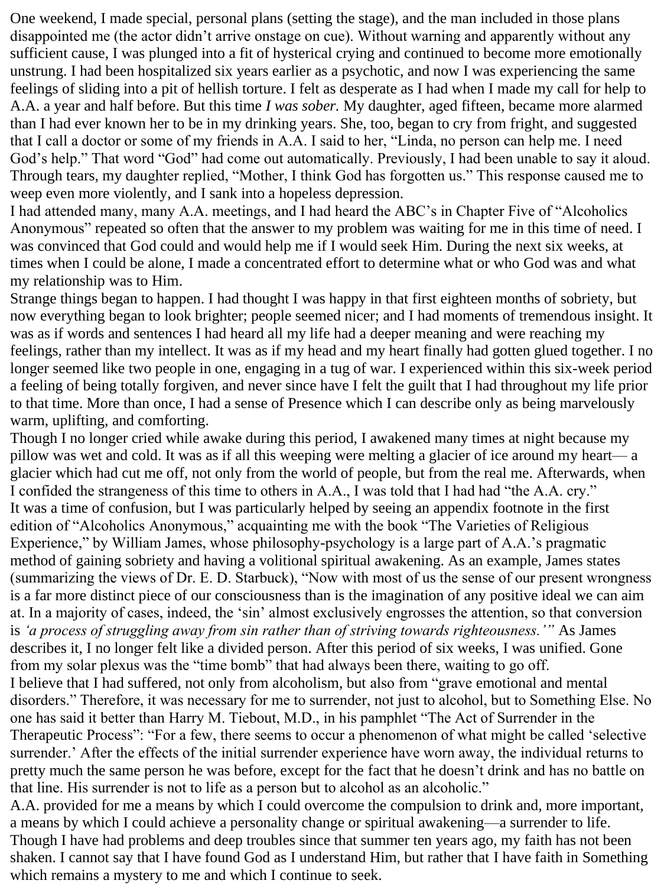One weekend, I made special, personal plans (setting the stage), and the man included in those plans disappointed me (the actor didn't arrive onstage on cue). Without warning and apparently without any sufficient cause, I was plunged into a fit of hysterical crying and continued to become more emotionally unstrung. I had been hospitalized six years earlier as a psychotic, and now I was experiencing the same feelings of sliding into a pit of hellish torture. I felt as desperate as I had when I made my call for help to A.A. a year and half before. But this time *I was sober.* My daughter, aged fifteen, became more alarmed than I had ever known her to be in my drinking years. She, too, began to cry from fright, and suggested that I call a doctor or some of my friends in A.A. I said to her, "Linda, no person can help me. I need God's help." That word "God" had come out automatically. Previously, I had been unable to say it aloud. Through tears, my daughter replied, "Mother, I think God has forgotten us." This response caused me to weep even more violently, and I sank into a hopeless depression.

I had attended many, many A.A. meetings, and I had heard the ABC's in Chapter Five of "Alcoholics Anonymous" repeated so often that the answer to my problem was waiting for me in this time of need. I was convinced that God could and would help me if I would seek Him. During the next six weeks, at times when I could be alone, I made a concentrated effort to determine what or who God was and what my relationship was to Him.

Strange things began to happen. I had thought I was happy in that first eighteen months of sobriety, but now everything began to look brighter; people seemed nicer; and I had moments of tremendous insight. It was as if words and sentences I had heard all my life had a deeper meaning and were reaching my feelings, rather than my intellect. It was as if my head and my heart finally had gotten glued together. I no longer seemed like two people in one, engaging in a tug of war. I experienced within this six-week period a feeling of being totally forgiven, and never since have I felt the guilt that I had throughout my life prior to that time. More than once, I had a sense of Presence which I can describe only as being marvelously warm, uplifting, and comforting.

Though I no longer cried while awake during this period, I awakened many times at night because my pillow was wet and cold. It was as if all this weeping were melting a glacier of ice around my heart— a glacier which had cut me off, not only from the world of people, but from the real me. Afterwards, when I confided the strangeness of this time to others in A.A., I was told that I had had "the A.A. cry."

It was a time of confusion, but I was particularly helped by seeing an appendix footnote in the first edition of "Alcoholics Anonymous," acquainting me with the book "The Varieties of Religious Experience," by William James, whose philosophy-psychology is a large part of A.A.'s pragmatic method of gaining sobriety and having a volitional spiritual awakening. As an example, James states (summarizing the views of Dr. E. D. Starbuck), "Now with most of us the sense of our present wrongness is a far more distinct piece of our consciousness than is the imagination of any positive ideal we can aim at. In a majority of cases, indeed, the 'sin' almost exclusively engrosses the attention, so that conversion is *'a process of struggling away from sin rather than of striving towards righteousness.'"* As James describes it, I no longer felt like a divided person. After this period of six weeks, I was unified. Gone from my solar plexus was the "time bomb" that had always been there, waiting to go off.

I believe that I had suffered, not only from alcoholism, but also from "grave emotional and mental disorders." Therefore, it was necessary for me to surrender, not just to alcohol, but to Something Else. No one has said it better than Harry M. Tiebout, M.D., in his pamphlet "The Act of Surrender in the Therapeutic Process": "For a few, there seems to occur a phenomenon of what might be called 'selective surrender.' After the effects of the initial surrender experience have worn away, the individual returns to pretty much the same person he was before, except for the fact that he doesn't drink and has no battle on that line. His surrender is not to life as a person but to alcohol as an alcoholic."

A.A. provided for me a means by which I could overcome the compulsion to drink and, more important, a means by which I could achieve a personality change or spiritual awakening—a surrender to life. Though I have had problems and deep troubles since that summer ten years ago, my faith has not been shaken. I cannot say that I have found God as I understand Him, but rather that I have faith in Something which remains a mystery to me and which I continue to seek.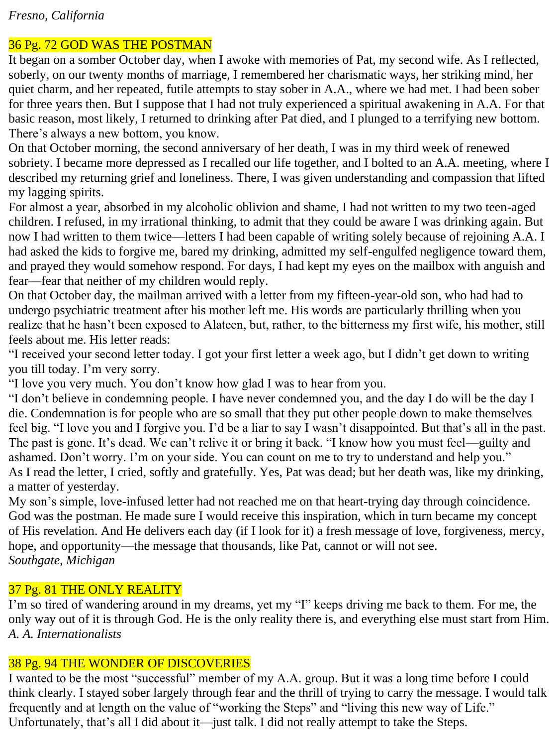*Fresno, California*

## 36 Pg. 72 GOD WAS THE POSTMAN

It began on a somber October day, when I awoke with memories of Pat, my second wife. As I reflected, soberly, on our twenty months of marriage, I remembered her charismatic ways, her striking mind, her quiet charm, and her repeated, futile attempts to stay sober in A.A., where we had met. I had been sober for three years then. But I suppose that I had not truly experienced a spiritual awakening in A.A. For that basic reason, most likely, I returned to drinking after Pat died, and I plunged to a terrifying new bottom. There's always a new bottom, you know.

On that October morning, the second anniversary of her death, I was in my third week of renewed sobriety. I became more depressed as I recalled our life together, and I bolted to an A.A. meeting, where I described my returning grief and loneliness. There, I was given understanding and compassion that lifted my lagging spirits.

For almost a year, absorbed in my alcoholic oblivion and shame, I had not written to my two teen-aged children. I refused, in my irrational thinking, to admit that they could be aware I was drinking again. But now I had written to them twice—letters I had been capable of writing solely because of rejoining A.A. I had asked the kids to forgive me, bared my drinking, admitted my self-engulfed negligence toward them, and prayed they would somehow respond. For days, I had kept my eyes on the mailbox with anguish and fear—fear that neither of my children would reply.

On that October day, the mailman arrived with a letter from my fifteen-year-old son, who had had to undergo psychiatric treatment after his mother left me. His words are particularly thrilling when you realize that he hasn't been exposed to Alateen, but, rather, to the bitterness my first wife, his mother, still feels about me. His letter reads:

"I received your second letter today. I got your first letter a week ago, but I didn't get down to writing you till today. I'm very sorry.

"I love you very much. You don't know how glad I was to hear from you.

"I don't believe in condemning people. I have never condemned you, and the day I do will be the day I die. Condemnation is for people who are so small that they put other people down to make themselves feel big. "I love you and I forgive you. I'd be a liar to say I wasn't disappointed. But that's all in the past. The past is gone. It's dead. We can't relive it or bring it back. "I know how you must feel—guilty and ashamed. Don't worry. I'm on your side. You can count on me to try to understand and help you."

As I read the letter, I cried, softly and gratefully. Yes, Pat was dead; but her death was, like my drinking, a matter of yesterday.

My son's simple, love-infused letter had not reached me on that heart-trying day through coincidence. God was the postman. He made sure I would receive this inspiration, which in turn became my concept of His revelation. And He delivers each day (if I look for it) a fresh message of love, forgiveness, mercy, hope, and opportunity—the message that thousands, like Pat, cannot or will not see.

*Southgate, Michigan*

## 37 Pg. 81 THE ONLY REALITY

I'm so tired of wandering around in my dreams, yet my "I" keeps driving me back to them. For me, the only way out of it is through God. He is the only reality there is, and everything else must start from Him.

*A. A. Internationalists*

## 38 Pg. 94 THE WONDER OF DISCOVERIES

I wanted to be the most "successful" member of my A.A. group. But it was a long time before I could think clearly. I stayed sober largely through fear and the thrill of trying to carry the message. I would talk frequently and at length on the value of "working the Steps" and "living this new way of Life." Unfortunately, that's all I did about it—just talk. I did not really attempt to take the Steps.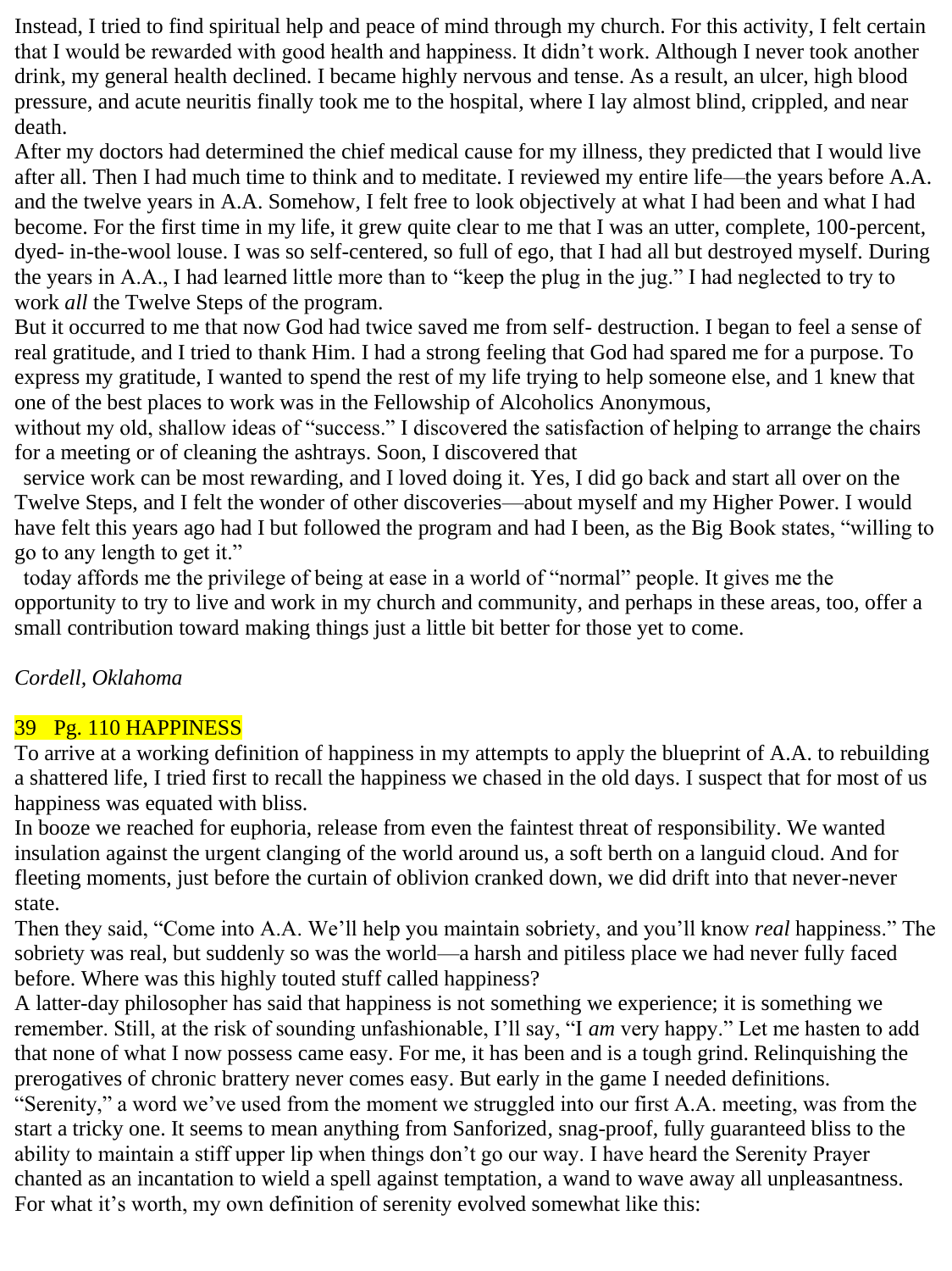Instead, I tried to find spiritual help and peace of mind through my church. For this activity, I felt certain that I would be rewarded with good health and happiness. It didn't work. Although I never took another drink, my general health declined. I became highly nervous and tense. As a result, an ulcer, high blood pressure, and acute neuritis finally took me to the hospital, where I lay almost blind, crippled, and near death.

After my doctors had determined the chief medical cause for my illness, they predicted that I would live after all. Then I had much time to think and to meditate. I reviewed my entire life—the years before A.A. and the twelve years in A.A. Somehow, I felt free to look objectively at what I had been and what I had become. For the first time in my life, it grew quite clear to me that I was an utter, complete, 100-percent, dyed- in-the-wool louse. I was so self-centered, so full of ego, that I had all but destroyed myself. During the years in A.A., I had learned little more than to "keep the plug in the jug." I had neglected to try to work *all* the Twelve Steps of the program.

But it occurred to me that now God had twice saved me from self- destruction. I began to feel a sense of real gratitude, and I tried to thank Him. I had a strong feeling that God had spared me for a purpose. To express my gratitude, I wanted to spend the rest of my life trying to help someone else, and 1 knew that one of the best places to work was in the Fellowship of Alcoholics Anonymous,

without my old, shallow ideas of "success." I discovered the satisfaction of helping to arrange the chairs for a meeting or of cleaning the ashtrays. Soon, I discovered that

service work can be most rewarding, and I loved doing it. Yes, I did go back and start all over on the Twelve Steps, and I felt the wonder of other discoveries—about myself and my Higher Power. I would have felt this years ago had I but followed the program and had I been, as the Big Book states, "willing to go to any length to get it."

today affords me the privilege of being at ease in a world of "normal" people. It gives me the opportunity to try to live and work in my church and community, and perhaps in these areas, too, offer a small contribution toward making things just a little bit better for those yet to come.

*Cordell, Oklahoma*

## 39 Pg. 110 HAPPINESS

To arrive at a working definition of happiness in my attempts to apply the blueprint of A.A. to rebuilding a shattered life, I tried first to recall the happiness we chased in the old days. I suspect that for most of us happiness was equated with bliss.

In booze we reached for euphoria, release from even the faintest threat of responsibility. We wanted insulation against the urgent clanging of the world around us, a soft berth on a languid cloud. And for fleeting moments, just before the curtain of oblivion cranked down, we did drift into that never-never state.

Then they said, "Come into A.A. We'll help you maintain sobriety, and you'll know *real* happiness." The sobriety was real, but suddenly so was the world—a harsh and pitiless place we had never fully faced before. Where was this highly touted stuff called happiness?

A latter-day philosopher has said that happiness is not something we experience; it is something we remember. Still, at the risk of sounding unfashionable, I'll say, "I *am* very happy." Let me hasten to add that none of what I now possess came easy. For me, it has been and is a tough grind. Relinquishing the prerogatives of chronic brattery never comes easy. But early in the game I needed definitions.

"Serenity," a word we've used from the moment we struggled into our first A.A. meeting, was from the start a tricky one. It seems to mean anything from Sanforized, snag-proof, fully guaranteed bliss to the ability to maintain a stiff upper lip when things don't go our way. I have heard the Serenity Prayer chanted as an incantation to wield a spell against temptation, a wand to wave away all unpleasantness. For what it's worth, my own definition of serenity evolved somewhat like this: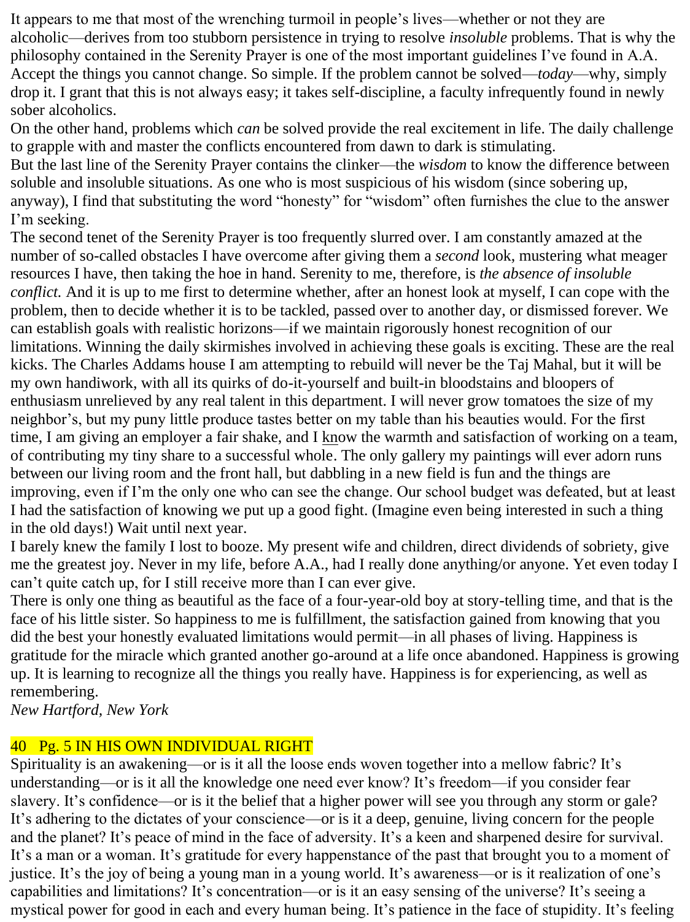It appears to me that most of the wrenching turmoil in people's lives—whether or not they are alcoholic—derives from too stubborn persistence in trying to resolve *insoluble* problems. That is why the philosophy contained in the Serenity Prayer is one of the most important guidelines I've found in A.A. Accept the things you cannot change. So simple. If the problem cannot be solved—*today*—why, simply drop it. I grant that this is not always easy; it takes self-discipline, a faculty infrequently found in newly sober alcoholics.

On the other hand, problems which *can* be solved provide the real excitement in life. The daily challenge to grapple with and master the conflicts encountered from dawn to dark is stimulating.

But the last line of the Serenity Prayer contains the clinker—the *wisdom* to know the difference between soluble and insoluble situations. As one who is most suspicious of his wisdom (since sobering up, anyway), I find that substituting the word "honesty" for "wisdom" often furnishes the clue to the answer I'm seeking.

The second tenet of the Serenity Prayer is too frequently slurred over. I am constantly amazed at the number of so-called obstacles I have overcome after giving them a *second* look, mustering what meager resources I have, then taking the hoe in hand. Serenity to me, therefore, is *the absence of insoluble conflict.* And it is up to me first to determine whether, after an honest look at myself, I can cope with the problem, then to decide whether it is to be tackled, passed over to another day, or dismissed forever. We can establish goals with realistic horizons—if we maintain rigorously honest recognition of our limitations. Winning the daily skirmishes involved in achieving these goals is exciting. These are the real kicks. The Charles Addams house I am attempting to rebuild will never be the Taj Mahal, but it will be my own handiwork, with all its quirks of do-it-yourself and built-in bloodstains and bloopers of enthusiasm unrelieved by any real talent in this department. I will never grow tomatoes the size of my neighbor's, but my puny little produce tastes better on my table than his beauties would. For the first time, I am giving an employer a fair shake, and I know the warmth and satisfaction of working on a team, of contributing my tiny share to a successful whole. The only gallery my paintings will ever adorn runs between our living room and the front hall, but dabbling in a new field is fun and the things are improving, even if I'm the only one who can see the change. Our school budget was defeated, but at least I had the satisfaction of knowing we put up a good fight. (Imagine even being interested in such a thing in the old days!) Wait until next year.

I barely knew the family I lost to booze. My present wife and children, direct dividends of sobriety, give me the greatest joy. Never in my life, before A.A., had I really done anything/or anyone. Yet even today I can't quite catch up, for I still receive more than I can ever give.

There is only one thing as beautiful as the face of a four-year-old boy at story-telling time, and that is the face of his little sister. So happiness to me is fulfillment, the satisfaction gained from knowing that you did the best your honestly evaluated limitations would permit—in all phases of living. Happiness is gratitude for the miracle which granted another go-around at a life once abandoned. Happiness is growing up. It is learning to recognize all the things you really have. Happiness is for experiencing, as well as remembering.

*New Hartford, New York*

## 40 Pg. 5 IN HIS OWN INDIVIDUAL RIGHT

Spirituality is an awakening—or is it all the loose ends woven together into a mellow fabric? It's understanding—or is it all the knowledge one need ever know? It's freedom—if you consider fear slavery. It's confidence—or is it the belief that a higher power will see you through any storm or gale? It's adhering to the dictates of your conscience—or is it a deep, genuine, living concern for the people and the planet? It's peace of mind in the face of adversity. It's a keen and sharpened desire for survival. It's a man or a woman. It's gratitude for every happenstance of the past that brought you to a moment of justice. It's the joy of being a young man in a young world. It's awareness—or is it realization of one's capabilities and limitations? It's concentration—or is it an easy sensing of the universe? It's seeing a mystical power for good in each and every human being. It's patience in the face of stupidity. It's feeling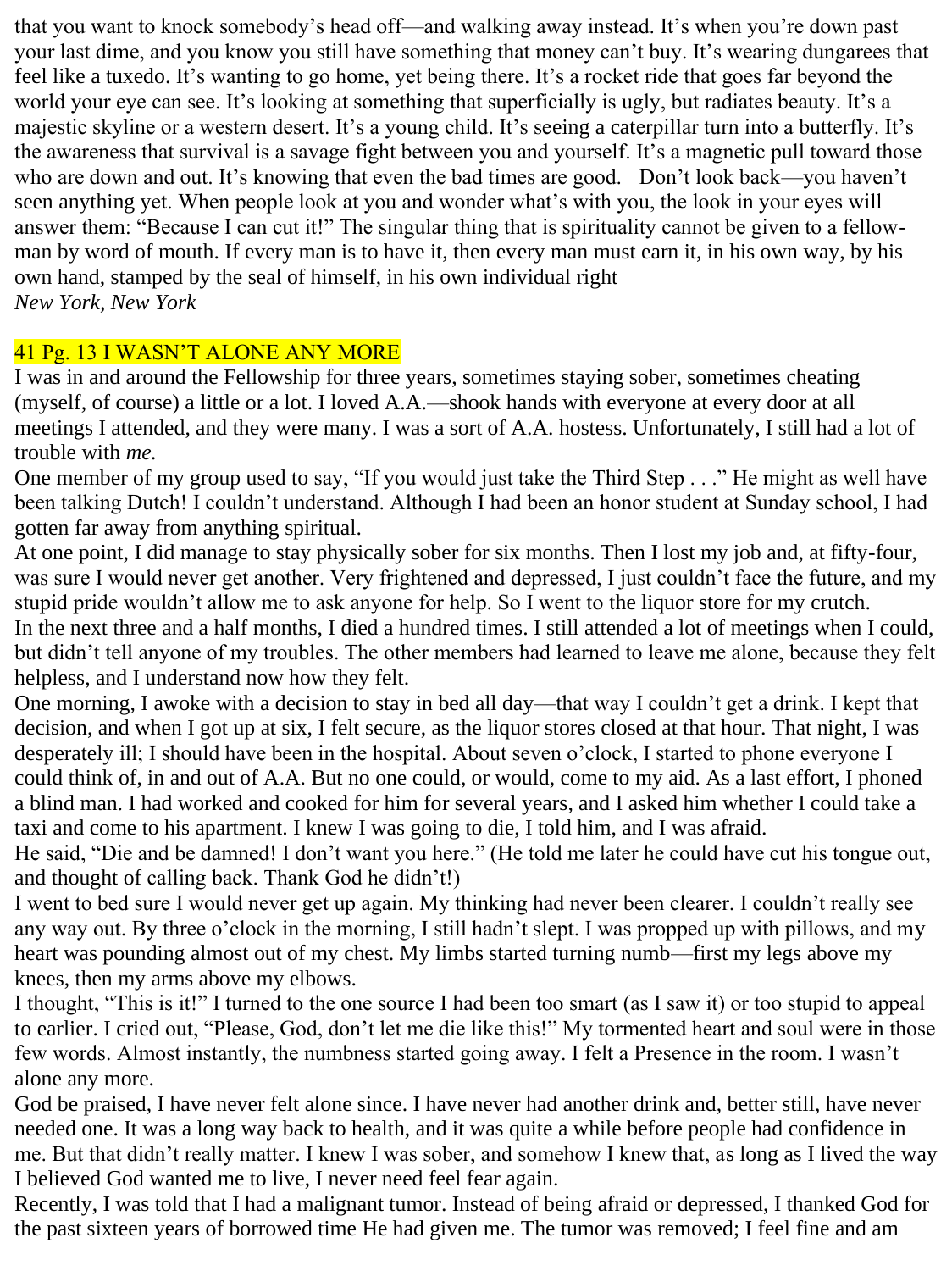that you want to knock somebody's head off—and walking away instead. It's when you're down past your last dime, and you know you still have something that money can't buy. It's wearing dungarees that feel like a tuxedo. It's wanting to go home, yet being there. It's a rocket ride that goes far beyond the world your eye can see. It's looking at something that superficially is ugly, but radiates beauty. It's a majestic skyline or a western desert. It's a young child. It's seeing a caterpillar turn into a butterfly. It's the awareness that survival is a savage fight between you and yourself. It's a magnetic pull toward those who are down and out. It's knowing that even the bad times are good. Don't look back—you haven't seen anything yet. When people look at you and wonder what's with you, the look in your eyes will answer them: "Because I can cut it!" The singular thing that is spirituality cannot be given to a fellow-man by word of mouth. If every man is to have it, then every man must earn it, in his own way, by his own hand, stamped by the seal of himself, in his own individual right
*New York, New York*

## 41 Pg. 13 I WASN'T ALONE ANY MORE

I was in and around the Fellowship for three years, sometimes staying sober, sometimes cheating (myself, of course) a little or a lot. I loved A.A.—shook hands with everyone at every door at all meetings I attended, and they were many. I was a sort of A.A. hostess. Unfortunately, I still had a lot of trouble with *me.*

One member of my group used to say, "If you would just take the Third Step . . ." He might as well have been talking Dutch! I couldn't understand. Although I had been an honor student at Sunday school, I had gotten far away from anything spiritual.

At one point, I did manage to stay physically sober for six months. Then I lost my job and, at fifty-four, was sure I would never get another. Very frightened and depressed, I just couldn't face the future, and my stupid pride wouldn't allow me to ask anyone for help. So I went to the liquor store for my crutch.

In the next three and a half months, I died a hundred times. I still attended a lot of meetings when I could, but didn't tell anyone of my troubles. The other members had learned to leave me alone, because they felt helpless, and I understand now how they felt.

One morning, I awoke with a decision to stay in bed all day—that way I couldn't get a drink. I kept that decision, and when I got up at six, I felt secure, as the liquor stores closed at that hour. That night, I was desperately ill; I should have been in the hospital. About seven o'clock, I started to phone everyone I could think of, in and out of A.A. But no one could, or would, come to my aid. As a last effort, I phoned a blind man. I had worked and cooked for him for several years, and I asked him whether I could take a taxi and come to his apartment. I knew I was going to die, I told him, and I was afraid.

He said, "Die and be damned! I don't want you here." (He told me later he could have cut his tongue out, and thought of calling back. Thank God he didn't!)

I went to bed sure I would never get up again. My thinking had never been clearer. I couldn't really see any way out. By three o'clock in the morning, I still hadn't slept. I was propped up with pillows, and my heart was pounding almost out of my chest. My limbs started turning numb—first my legs above my knees, then my arms above my elbows.

I thought, "This is it!" I turned to the one source I had been too smart (as I saw it) or too stupid to appeal to earlier. I cried out, "Please, God, don't let me die like this!" My tormented heart and soul were in those few words. Almost instantly, the numbness started going away. I felt a Presence in the room. I wasn't alone any more.

God be praised, I have never felt alone since. I have never had another drink and, better still, have never needed one. It was a long way back to health, and it was quite a while before people had confidence in me. But that didn't really matter. I knew I was sober, and somehow I knew that, as long as I lived the way I believed God wanted me to live, I never need feel fear again.

Recently, I was told that I had a malignant tumor. Instead of being afraid or depressed, I thanked God for the past sixteen years of borrowed time He had given me. The tumor was removed; I feel fine and am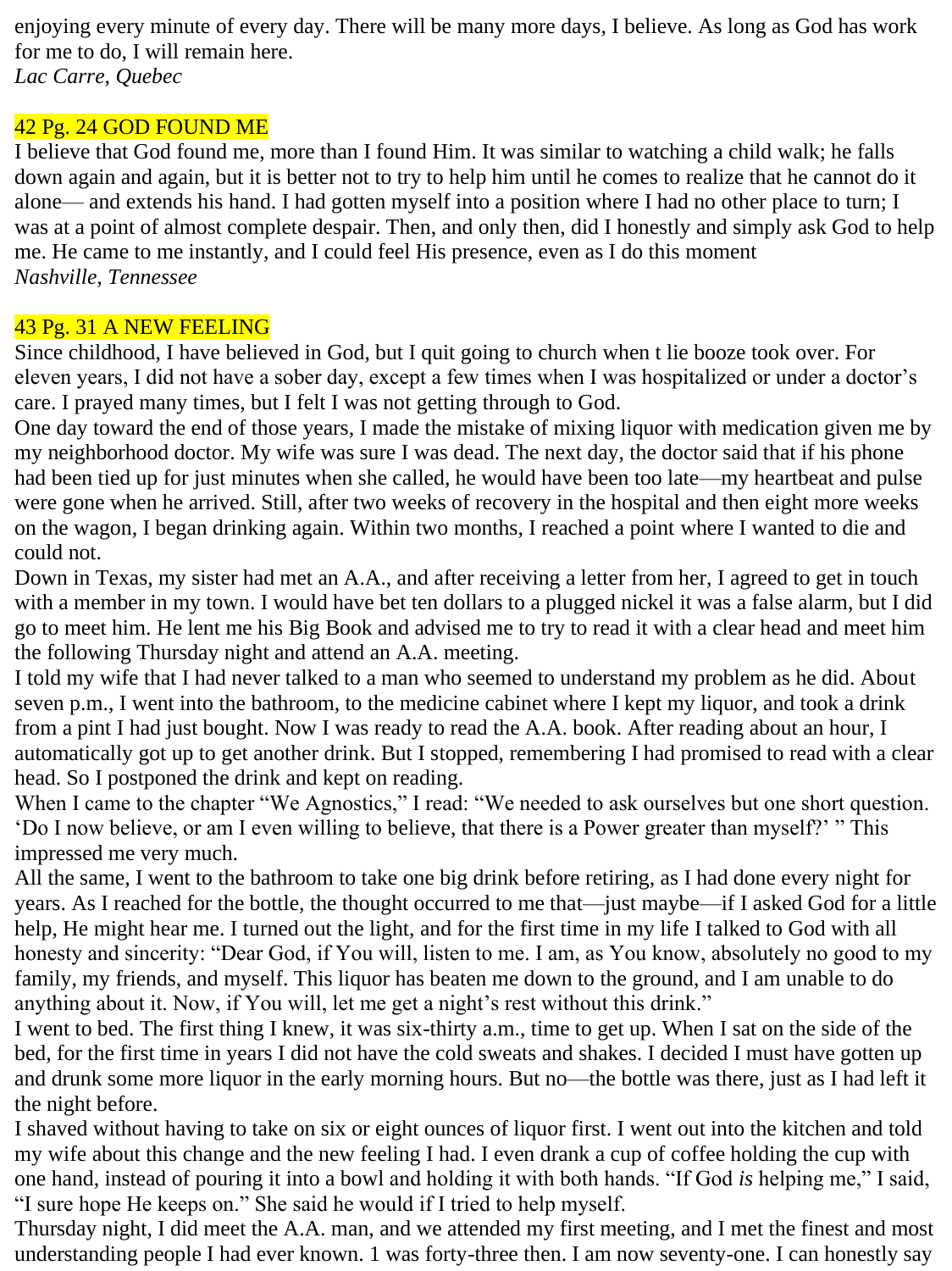enjoying every minute of every day. There will be many more days, I believe. As long as God has work for me to do, I will remain here.
*Lac Carre, Quebec*

## 42 Pg. 24 GOD FOUND ME

I believe that God found me, more than I found Him. It was similar to watching a child walk; he falls down again and again, but it is better not to try to help him until he comes to realize that he cannot do it alone— and extends his hand. I had gotten myself into a position where I had no other place to turn; I was at a point of almost complete despair. Then, and only then, did I honestly and simply ask God to help me. He came to me instantly, and I could feel His presence, even as I do this moment
*Nashville, Tennessee*

## 43 Pg. 31 A NEW FEELING

Since childhood, I have believed in God, but I quit going to church when t lie booze took over. For eleven years, I did not have a sober day, except a few times when I was hospitalized or under a doctor's care. I prayed many times, but I felt I was not getting through to God.

One day toward the end of those years, I made the mistake of mixing liquor with medication given me by my neighborhood doctor. My wife was sure I was dead. The next day, the doctor said that if his phone had been tied up for just minutes when she called, he would have been too late—my heartbeat and pulse were gone when he arrived. Still, after two weeks of recovery in the hospital and then eight more weeks on the wagon, I began drinking again. Within two months, I reached a point where I wanted to die and could not.

Down in Texas, my sister had met an A.A., and after receiving a letter from her, I agreed to get in touch with a member in my town. I would have bet ten dollars to a plugged nickel it was a false alarm, but I did go to meet him. He lent me his Big Book and advised me to try to read it with a clear head and meet him the following Thursday night and attend an A.A. meeting.

I told my wife that I had never talked to a man who seemed to understand my problem as he did. About seven p.m., I went into the bathroom, to the medicine cabinet where I kept my liquor, and took a drink from a pint I had just bought. Now I was ready to read the A.A. book. After reading about an hour, I automatically got up to get another drink. But I stopped, remembering I had promised to read with a clear head. So I postponed the drink and kept on reading.

When I came to the chapter "We Agnostics," I read: "We needed to ask ourselves but one short question. 'Do I now believe, or am I even willing to believe, that there is a Power greater than myself?' " This impressed me very much.

All the same, I went to the bathroom to take one big drink before retiring, as I had done every night for years. As I reached for the bottle, the thought occurred to me that—just maybe—if I asked God for a little help, He might hear me. I turned out the light, and for the first time in my life I talked to God with all honesty and sincerity: "Dear God, if You will, listen to me. I am, as You know, absolutely no good to my family, my friends, and myself. This liquor has beaten me down to the ground, and I am unable to do anything about it. Now, if You will, let me get a night's rest without this drink."

I went to bed. The first thing I knew, it was six-thirty a.m., time to get up. When I sat on the side of the bed, for the first time in years I did not have the cold sweats and shakes. I decided I must have gotten up and drunk some more liquor in the early morning hours. But no—the bottle was there, just as I had left it the night before.

I shaved without having to take on six or eight ounces of liquor first. I went out into the kitchen and told my wife about this change and the new feeling I had. I even drank a cup of coffee holding the cup with one hand, instead of pouring it into a bowl and holding it with both hands. "If God *is* helping me," I said, "I sure hope He keeps on." She said he would if I tried to help myself.

Thursday night, I did meet the A.A. man, and we attended my first meeting, and I met the finest and most understanding people I had ever known. 1 was forty-three then. I am now seventy-one. I can honestly say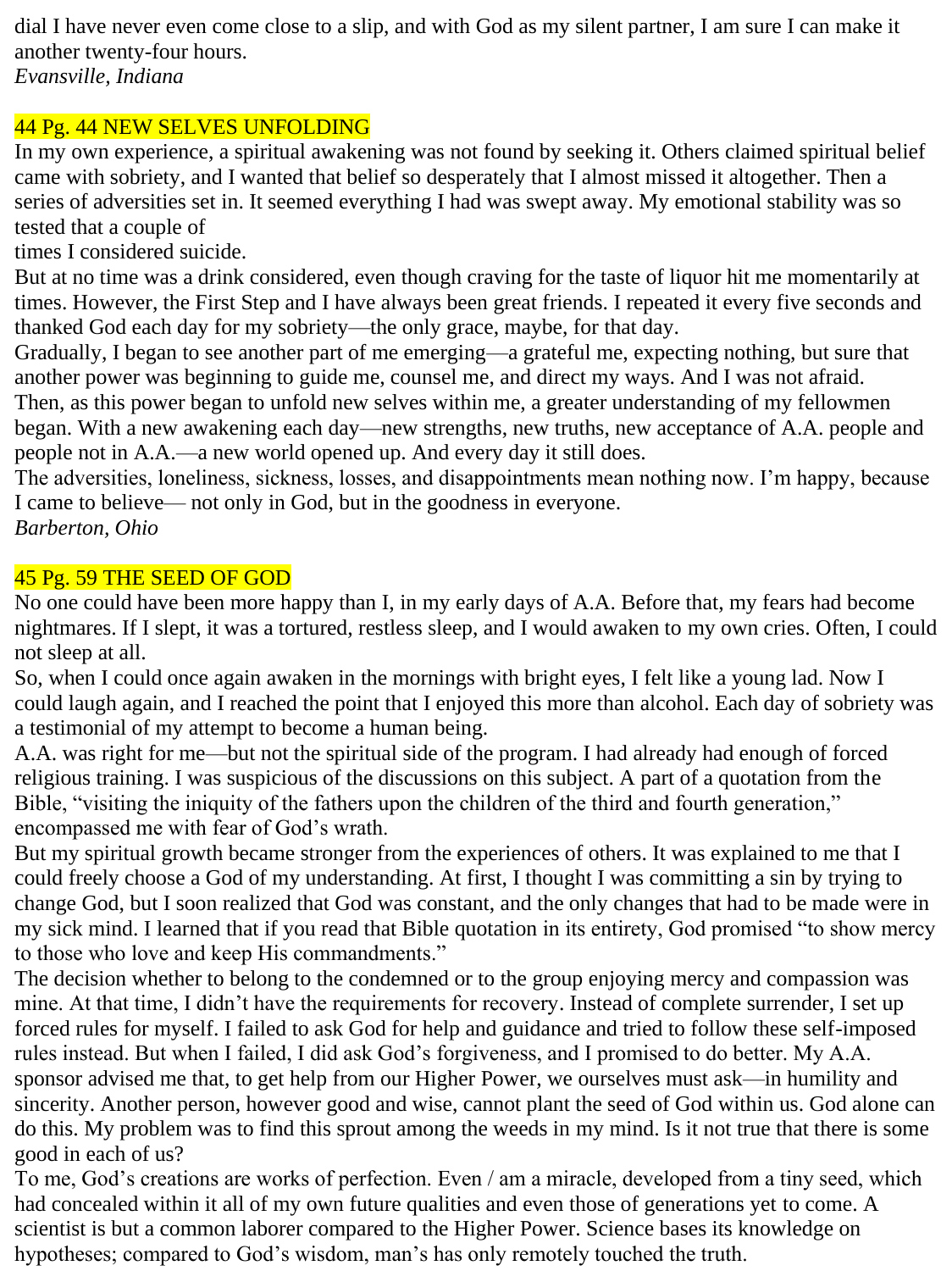dial I have never even come close to a slip, and with God as my silent partner, I am sure I can make it another twenty-four hours.
*Evansville, Indiana*

## 44 Pg. 44 NEW SELVES UNFOLDING

In my own experience, a spiritual awakening was not found by seeking it. Others claimed spiritual belief came with sobriety, and I wanted that belief so desperately that I almost missed it altogether. Then a series of adversities set in. It seemed everything I had was swept away. My emotional stability was so tested that a couple of times I considered suicide.

But at no time was a drink considered, even though craving for the taste of liquor hit me momentarily at times. However, the First Step and I have always been great friends. I repeated it every five seconds and thanked God each day for my sobriety—the only grace, maybe, for that day.

Gradually, I began to see another part of me emerging—a grateful me, expecting nothing, but sure that another power was beginning to guide me, counsel me, and direct my ways. And I was not afraid.

Then, as this power began to unfold new selves within me, a greater understanding of my fellowmen began. With a new awakening each day—new strengths, new truths, new acceptance of A.A. people and people not in A.A.—a new world opened up. And every day it still does.

The adversities, loneliness, sickness, losses, and disappointments mean nothing now. I'm happy, because I came to believe— not only in God, but in the goodness in everyone.
*Barberton, Ohio*

## 45 Pg. 59 THE SEED OF GOD

No one could have been more happy than I, in my early days of A.A. Before that, my fears had become nightmares. If I slept, it was a tortured, restless sleep, and I would awaken to my own cries. Often, I could not sleep at all.

So, when I could once again awaken in the mornings with bright eyes, I felt like a young lad. Now I could laugh again, and I reached the point that I enjoyed this more than alcohol. Each day of sobriety was a testimonial of my attempt to become a human being.

A.A. was right for me—but not the spiritual side of the program. I had already had enough of forced religious training. I was suspicious of the discussions on this subject. A part of a quotation from the Bible, "visiting the iniquity of the fathers upon the children of the third and fourth generation," encompassed me with fear of God's wrath.

But my spiritual growth became stronger from the experiences of others. It was explained to me that I could freely choose a God of my understanding. At first, I thought I was committing a sin by trying to change God, but I soon realized that God was constant, and the only changes that had to be made were in my sick mind. I learned that if you read that Bible quotation in its entirety, God promised "to show mercy to those who love and keep His commandments."

The decision whether to belong to the condemned or to the group enjoying mercy and compassion was mine. At that time, I didn't have the requirements for recovery. Instead of complete surrender, I set up forced rules for myself. I failed to ask God for help and guidance and tried to follow these self-imposed rules instead. But when I failed, I did ask God's forgiveness, and I promised to do better. My A.A. sponsor advised me that, to get help from our Higher Power, we ourselves must ask—in humility and sincerity. Another person, however good and wise, cannot plant the seed of God within us. God alone can do this. My problem was to find this sprout among the weeds in my mind. Is it not true that there is some good in each of us?

To me, God's creations are works of perfection. Even / am a miracle, developed from a tiny seed, which had concealed within it all of my own future qualities and even those of generations yet to come. A scientist is but a common laborer compared to the Higher Power. Science bases its knowledge on hypotheses; compared to God's wisdom, man's has only remotely touched the truth.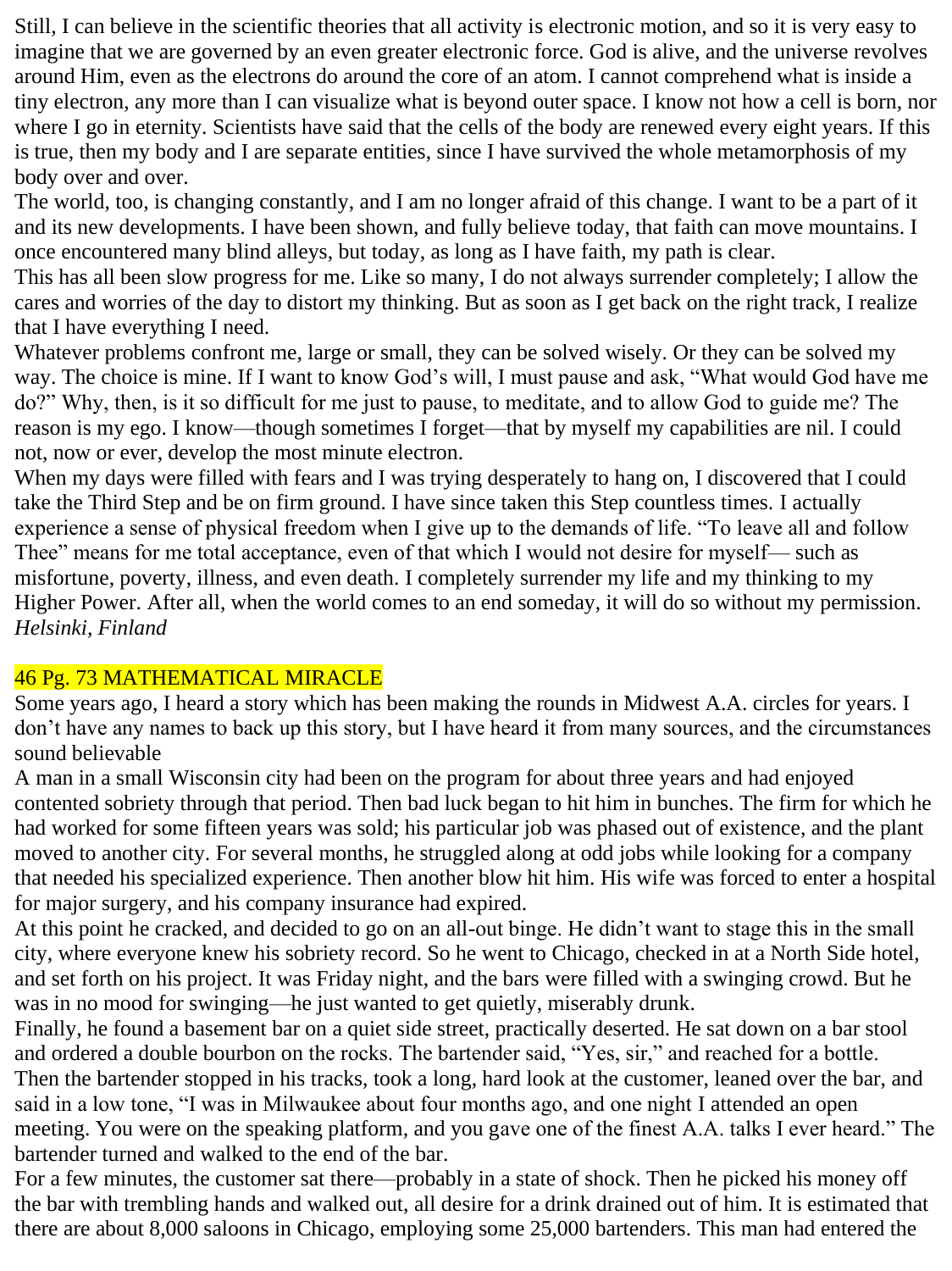Still, I can believe in the scientific theories that all activity is electronic motion, and so it is very easy to imagine that we are governed by an even greater electronic force. God is alive, and the universe revolves around Him, even as the electrons do around the core of an atom. I cannot comprehend what is inside a tiny electron, any more than I can visualize what is beyond outer space. I know not how a cell is born, nor where I go in eternity. Scientists have said that the cells of the body are renewed every eight years. If this is true, then my body and I are separate entities, since I have survived the whole metamorphosis of my body over and over.

The world, too, is changing constantly, and I am no longer afraid of this change. I want to be a part of it and its new developments. I have been shown, and fully believe today, that faith can move mountains. I once encountered many blind alleys, but today, as long as I have faith, my path is clear.

This has all been slow progress for me. Like so many, I do not always surrender completely; I allow the cares and worries of the day to distort my thinking. But as soon as I get back on the right track, I realize that I have everything I need.

Whatever problems confront me, large or small, they can be solved wisely. Or they can be solved my way. The choice is mine. If I want to know God's will, I must pause and ask, "What would God have me do?" Why, then, is it so difficult for me just to pause, to meditate, and to allow God to guide me? The reason is my ego. I know—though sometimes I forget—that by myself my capabilities are nil. I could not, now or ever, develop the most minute electron.

When my days were filled with fears and I was trying desperately to hang on, I discovered that I could take the Third Step and be on firm ground. I have since taken this Step countless times. I actually experience a sense of physical freedom when I give up to the demands of life. "To leave all and follow Thee" means for me total acceptance, even of that which I would not desire for myself— such as misfortune, poverty, illness, and even death. I completely surrender my life and my thinking to my Higher Power. After all, when the world comes to an end someday, it will do so without my permission.

*Helsinki, Finland*

## 46 Pg. 73 MATHEMATICAL MIRACLE

Some years ago, I heard a story which has been making the rounds in Midwest A.A. circles for years. I don't have any names to back up this story, but I have heard it from many sources, and the circumstances sound believable

A man in a small Wisconsin city had been on the program for about three years and had enjoyed contented sobriety through that period. Then bad luck began to hit him in bunches. The firm for which he had worked for some fifteen years was sold; his particular job was phased out of existence, and the plant moved to another city. For several months, he struggled along at odd jobs while looking for a company that needed his specialized experience. Then another blow hit him. His wife was forced to enter a hospital for major surgery, and his company insurance had expired.

At this point he cracked, and decided to go on an all-out binge. He didn't want to stage this in the small city, where everyone knew his sobriety record. So he went to Chicago, checked in at a North Side hotel, and set forth on his project. It was Friday night, and the bars were filled with a swinging crowd. But he was in no mood for swinging—he just wanted to get quietly, miserably drunk.

Finally, he found a basement bar on a quiet side street, practically deserted. He sat down on a bar stool and ordered a double bourbon on the rocks. The bartender said, "Yes, sir," and reached for a bottle. Then the bartender stopped in his tracks, took a long, hard look at the customer, leaned over the bar, and said in a low tone, "I was in Milwaukee about four months ago, and one night I attended an open meeting. You were on the speaking platform, and you gave one of the finest A.A. talks I ever heard." The bartender turned and walked to the end of the bar.

For a few minutes, the customer sat there—probably in a state of shock. Then he picked his money off the bar with trembling hands and walked out, all desire for a drink drained out of him. It is estimated that there are about 8,000 saloons in Chicago, employing some 25,000 bartenders. This man had entered the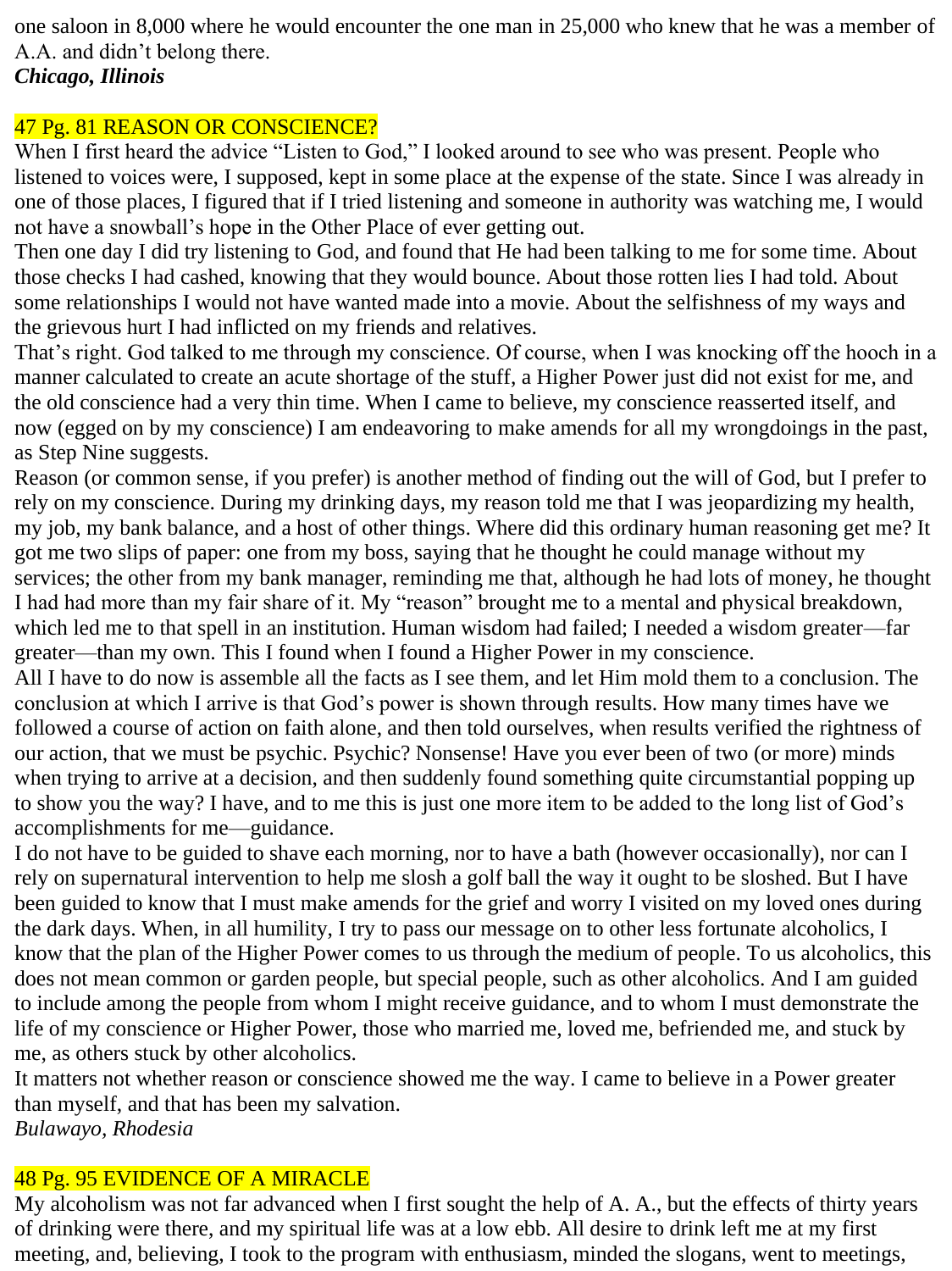one saloon in 8,000 where he would encounter the one man in 25,000 who knew that he was a member of A.A. and didn't belong there.
***Chicago, Illinois***

## 47 Pg. 81 REASON OR CONSCIENCE?

When I first heard the advice "Listen to God," I looked around to see who was present. People who listened to voices were, I supposed, kept in some place at the expense of the state. Since I was already in one of those places, I figured that if I tried listening and someone in authority was watching me, I would not have a snowball's hope in the Other Place of ever getting out.

Then one day I did try listening to God, and found that He had been talking to me for some time. About those checks I had cashed, knowing that they would bounce. About those rotten lies I had told. About some relationships I would not have wanted made into a movie. About the selfishness of my ways and the grievous hurt I had inflicted on my friends and relatives.

That's right. God talked to me through my conscience. Of course, when I was knocking off the hooch in a manner calculated to create an acute shortage of the stuff, a Higher Power just did not exist for me, and the old conscience had a very thin time. When I came to believe, my conscience reasserted itself, and now (egged on by my conscience) I am endeavoring to make amends for all my wrongdoings in the past, as Step Nine suggests.

Reason (or common sense, if you prefer) is another method of finding out the will of God, but I prefer to rely on my conscience. During my drinking days, my reason told me that I was jeopardizing my health, my job, my bank balance, and a host of other things. Where did this ordinary human reasoning get me? It got me two slips of paper: one from my boss, saying that he thought he could manage without my services; the other from my bank manager, reminding me that, although he had lots of money, he thought I had had more than my fair share of it. My "reason" brought me to a mental and physical breakdown, which led me to that spell in an institution. Human wisdom had failed; I needed a wisdom greater—far greater—than my own. This I found when I found a Higher Power in my conscience.

All I have to do now is assemble all the facts as I see them, and let Him mold them to a conclusion. The conclusion at which I arrive is that God's power is shown through results. How many times have we followed a course of action on faith alone, and then told ourselves, when results verified the rightness of our action, that we must be psychic. Psychic? Nonsense! Have you ever been of two (or more) minds when trying to arrive at a decision, and then suddenly found something quite circumstantial popping up to show you the way? I have, and to me this is just one more item to be added to the long list of God's accomplishments for me—guidance.

I do not have to be guided to shave each morning, nor to have a bath (however occasionally), nor can I rely on supernatural intervention to help me slosh a golf ball the way it ought to be sloshed. But I have been guided to know that I must make amends for the grief and worry I visited on my loved ones during the dark days. When, in all humility, I try to pass our message on to other less fortunate alcoholics, I know that the plan of the Higher Power comes to us through the medium of people. To us alcoholics, this does not mean common or garden people, but special people, such as other alcoholics. And I am guided to include among the people from whom I might receive guidance, and to whom I must demonstrate the life of my conscience or Higher Power, those who married me, loved me, befriended me, and stuck by me, as others stuck by other alcoholics.

It matters not whether reason or conscience showed me the way. I came to believe in a Power greater than myself, and that has been my salvation.
*Bulawayo, Rhodesia*

## 48 Pg. 95 EVIDENCE OF A MIRACLE

My alcoholism was not far advanced when I first sought the help of A. A., but the effects of thirty years of drinking were there, and my spiritual life was at a low ebb. All desire to drink left me at my first meeting, and, believing, I took to the program with enthusiasm, minded the slogans, went to meetings,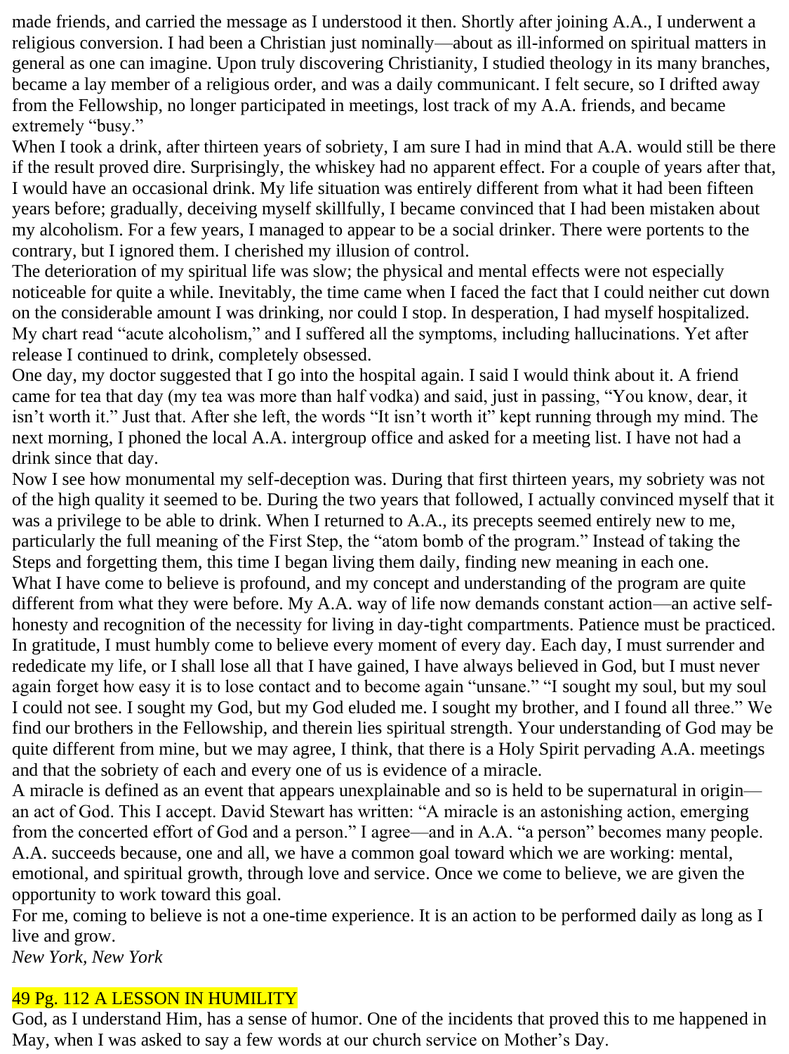made friends, and carried the message as I understood it then. Shortly after joining A.A., I underwent a religious conversion. I had been a Christian just nominally—about as ill-informed on spiritual matters in general as one can imagine. Upon truly discovering Christianity, I studied theology in its many branches, became a lay member of a religious order, and was a daily communicant. I felt secure, so I drifted away from the Fellowship, no longer participated in meetings, lost track of my A.A. friends, and became extremely "busy."

When I took a drink, after thirteen years of sobriety, I am sure I had in mind that A.A. would still be there if the result proved dire. Surprisingly, the whiskey had no apparent effect. For a couple of years after that, I would have an occasional drink. My life situation was entirely different from what it had been fifteen years before; gradually, deceiving myself skillfully, I became convinced that I had been mistaken about my alcoholism. For a few years, I managed to appear to be a social drinker. There were portents to the contrary, but I ignored them. I cherished my illusion of control.

The deterioration of my spiritual life was slow; the physical and mental effects were not especially noticeable for quite a while. Inevitably, the time came when I faced the fact that I could neither cut down on the considerable amount I was drinking, nor could I stop. In desperation, I had myself hospitalized. My chart read "acute alcoholism," and I suffered all the symptoms, including hallucinations. Yet after release I continued to drink, completely obsessed.

One day, my doctor suggested that I go into the hospital again. I said I would think about it. A friend came for tea that day (my tea was more than half vodka) and said, just in passing, "You know, dear, it isn't worth it." Just that. After she left, the words "It isn't worth it" kept running through my mind. The next morning, I phoned the local A.A. intergroup office and asked for a meeting list. I have not had a drink since that day.

Now I see how monumental my self-deception was. During that first thirteen years, my sobriety was not of the high quality it seemed to be. During the two years that followed, I actually convinced myself that it was a privilege to be able to drink. When I returned to A.A., its precepts seemed entirely new to me, particularly the full meaning of the First Step, the "atom bomb of the program." Instead of taking the Steps and forgetting them, this time I began living them daily, finding new meaning in each one.

What I have come to believe is profound, and my concept and understanding of the program are quite different from what they were before. My A.A. way of life now demands constant action—an active self-honesty and recognition of the necessity for living in day-tight compartments. Patience must be practiced. In gratitude, I must humbly come to believe every moment of every day. Each day, I must surrender and rededicate my life, or I shall lose all that I have gained, I have always believed in God, but I must never again forget how easy it is to lose contact and to become again "unsane." "I sought my soul, but my soul I could not see. I sought my God, but my God eluded me. I sought my brother, and I found all three." We find our brothers in the Fellowship, and therein lies spiritual strength. Your understanding of God may be quite different from mine, but we may agree, I think, that there is a Holy Spirit pervading A.A. meetings and that the sobriety of each and every one of us is evidence of a miracle.

A miracle is defined as an event that appears unexplainable and so is held to be supernatural in origin—an act of God. This I accept. David Stewart has written: "A miracle is an astonishing action, emerging from the concerted effort of God and a person." I agree—and in A.A. "a person" becomes many people. A.A. succeeds because, one and all, we have a common goal toward which we are working: mental, emotional, and spiritual growth, through love and service. Once we come to believe, we are given the opportunity to work toward this goal.

For me, coming to believe is not a one-time experience. It is an action to be performed daily as long as I live and grow.

*New York, New York*

## 49 Pg. 112 A LESSON IN HUMILITY

God, as I understand Him, has a sense of humor. One of the incidents that proved this to me happened in May, when I was asked to say a few words at our church service on Mother's Day.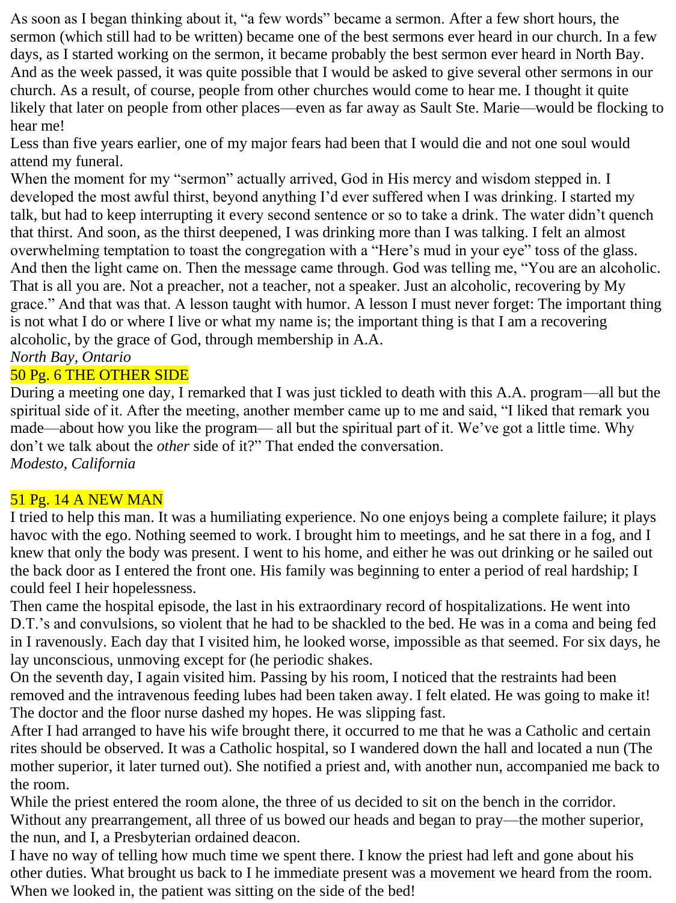As soon as I began thinking about it, "a few words" became a sermon. After a few short hours, the sermon (which still had to be written) became one of the best sermons ever heard in our church. In a few days, as I started working on the sermon, it became probably the best sermon ever heard in North Bay. And as the week passed, it was quite possible that I would be asked to give several other sermons in our church. As a result, of course, people from other churches would come to hear me. I thought it quite likely that later on people from other places—even as far away as Sault Ste. Marie—would be flocking to hear me!

Less than five years earlier, one of my major fears had been that I would die and not one soul would attend my funeral.

When the moment for my "sermon" actually arrived, God in His mercy and wisdom stepped in. I developed the most awful thirst, beyond anything I'd ever suffered when I was drinking. I started my talk, but had to keep interrupting it every second sentence or so to take a drink. The water didn't quench that thirst. And soon, as the thirst deepened, I was drinking more than I was talking. I felt an almost overwhelming temptation to toast the congregation with a "Here's mud in your eye" toss of the glass. And then the light came on. Then the message came through. God was telling me, "You are an alcoholic. That is all you are. Not a preacher, not a teacher, not a speaker. Just an alcoholic, recovering by My grace." And that was that. A lesson taught with humor. A lesson I must never forget: The important thing is not what I do or where I live or what my name is; the important thing is that I am a recovering alcoholic, by the grace of God, through membership in A.A.

*North Bay, Ontario*

## 50 Pg. 6 THE OTHER SIDE

During a meeting one day, I remarked that I was just tickled to death with this A.A. program—all but the spiritual side of it. After the meeting, another member came up to me and said, "I liked that remark you made—about how you like the program— all but the spiritual part of it. We've got a little time. Why don't we talk about the *other* side of it?" That ended the conversation.

*Modesto, California*

## 51 Pg. 14 A NEW MAN

I tried to help this man. It was a humiliating experience. No one enjoys being a complete failure; it plays havoc with the ego. Nothing seemed to work. I brought him to meetings, and he sat there in a fog, and I knew that only the body was present. I went to his home, and either he was out drinking or he sailed out the back door as I entered the front one. His family was beginning to enter a period of real hardship; I could feel I heir hopelessness.

Then came the hospital episode, the last in his extraordinary record of hospitalizations. He went into D.T.'s and convulsions, so violent that he had to be shackled to the bed. He was in a coma and being fed in I ravenously. Each day that I visited him, he looked worse, impossible as that seemed. For six days, he lay unconscious, unmoving except for (he periodic shakes.

On the seventh day, I again visited him. Passing by his room, I noticed that the restraints had been removed and the intravenous feeding lubes had been taken away. I felt elated. He was going to make it! The doctor and the floor nurse dashed my hopes. He was slipping fast.

After I had arranged to have his wife brought there, it occurred to me that he was a Catholic and certain rites should be observed. It was a Catholic hospital, so I wandered down the hall and located a nun (The mother superior, it later turned out). She notified a priest and, with another nun, accompanied me back to the room.

While the priest entered the room alone, the three of us decided to sit on the bench in the corridor. Without any prearrangement, all three of us bowed our heads and began to pray—the mother superior, the nun, and I, a Presbyterian ordained deacon.

I have no way of telling how much time we spent there. I know the priest had left and gone about his other duties. What brought us back to I he immediate present was a movement we heard from the room. When we looked in, the patient was sitting on the side of the bed!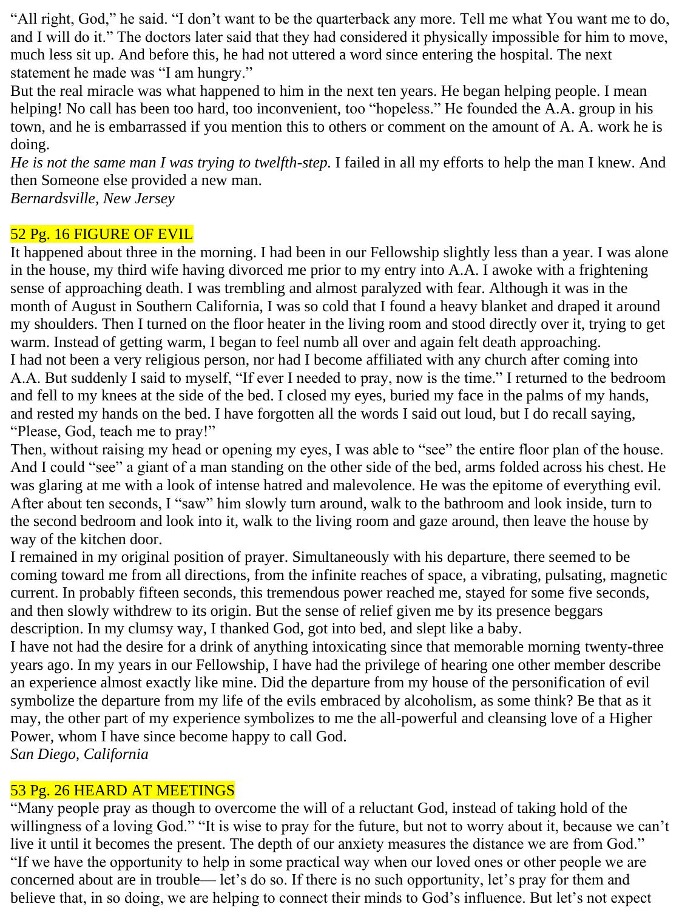"All right, God," he said. "I don't want to be the quarterback any more. Tell me what You want me to do, and I will do it." The doctors later said that they had considered it physically impossible for him to move, much less sit up. And before this, he had not uttered a word since entering the hospital. The next statement he made was "I am hungry."

But the real miracle was what happened to him in the next ten years. He began helping people. I mean helping! No call has been too hard, too inconvenient, too "hopeless." He founded the A.A. group in his town, and he is embarrassed if you mention this to others or comment on the amount of A. A. work he is doing.

*He is not the same man I was trying to twelfth-step.* I failed in all my efforts to help the man I knew. And then Someone else provided a new man.

*Bernardsville, New Jersey*

## 52 Pg. 16 FIGURE OF EVIL

It happened about three in the morning. I had been in our Fellowship slightly less than a year. I was alone in the house, my third wife having divorced me prior to my entry into A.A. I awoke with a frightening sense of approaching death. I was trembling and almost paralyzed with fear. Although it was in the month of August in Southern California, I was so cold that I found a heavy blanket and draped it around my shoulders. Then I turned on the floor heater in the living room and stood directly over it, trying to get warm. Instead of getting warm, I began to feel numb all over and again felt death approaching.

I had not been a very religious person, nor had I become affiliated with any church after coming into A.A. But suddenly I said to myself, "If ever I needed to pray, now is the time." I returned to the bedroom and fell to my knees at the side of the bed. I closed my eyes, buried my face in the palms of my hands, and rested my hands on the bed. I have forgotten all the words I said out loud, but I do recall saying, "Please, God, teach me to pray!"

Then, without raising my head or opening my eyes, I was able to "see" the entire floor plan of the house. And I could "see" a giant of a man standing on the other side of the bed, arms folded across his chest. He was glaring at me with a look of intense hatred and malevolence. He was the epitome of everything evil. After about ten seconds, I "saw" him slowly turn around, walk to the bathroom and look inside, turn to the second bedroom and look into it, walk to the living room and gaze around, then leave the house by way of the kitchen door.

I remained in my original position of prayer. Simultaneously with his departure, there seemed to be coming toward me from all directions, from the infinite reaches of space, a vibrating, pulsating, magnetic current. In probably fifteen seconds, this tremendous power reached me, stayed for some five seconds, and then slowly withdrew to its origin. But the sense of relief given me by its presence beggars description. In my clumsy way, I thanked God, got into bed, and slept like a baby.

I have not had the desire for a drink of anything intoxicating since that memorable morning twenty-three years ago. In my years in our Fellowship, I have had the privilege of hearing one other member describe an experience almost exactly like mine. Did the departure from my house of the personification of evil symbolize the departure from my life of the evils embraced by alcoholism, as some think? Be that as it may, the other part of my experience symbolizes to me the all-powerful and cleansing love of a Higher Power, whom I have since become happy to call God.

*San Diego, California*

## 53 Pg. 26 HEARD AT MEETINGS

"Many people pray as though to overcome the will of a reluctant God, instead of taking hold of the willingness of a loving God." "It is wise to pray for the future, but not to worry about it, because we can't live it until it becomes the present. The depth of our anxiety measures the distance we are from God." "If we have the opportunity to help in some practical way when our loved ones or other people we are concerned about are in trouble— let's do so. If there is no such opportunity, let's pray for them and believe that, in so doing, we are helping to connect their minds to God's influence. But let's not expect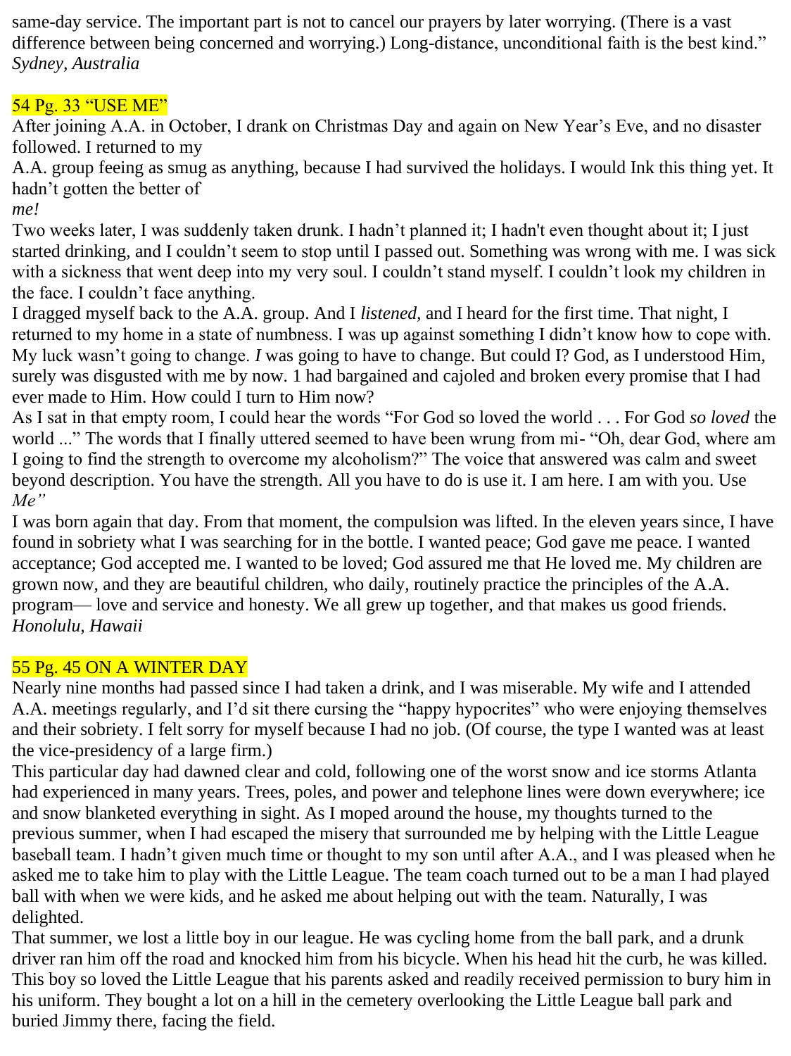same-day service. The important part is not to cancel our prayers by later worrying. (There is a vast difference between being concerned and worrying.) Long-distance, unconditional faith is the best kind."
*Sydney, Australia*

## 54 Pg. 33 "USE ME"

After joining A.A. in October, I drank on Christmas Day and again on New Year's Eve, and no disaster followed. I returned to my
A.A. group feeing as smug as anything, because I had survived the holidays. I would Ink this thing yet. It hadn't gotten the better of
*me!*
Two weeks later, I was suddenly taken drunk. I hadn't planned it; I hadn't even thought about it; I just started drinking, and I couldn't seem to stop until I passed out. Something was wrong with me. I was sick with a sickness that went deep into my very soul. I couldn't stand myself. I couldn't look my children in the face. I couldn't face anything.
I dragged myself back to the A.A. group. And I *listened,* and I heard for the first time. That night, I returned to my home in a state of numbness. I was up against something I didn't know how to cope with. My luck wasn't going to change. *I* was going to have to change. But could I? God, as I understood Him, surely was disgusted with me by now. 1 had bargained and cajoled and broken every promise that I had ever made to Him. How could I turn to Him now?
As I sat in that empty room, I could hear the words "For God so loved the world . . . For God *so loved* the world ..." The words that I finally uttered seemed to have been wrung from mi- "Oh, dear God, where am I going to find the strength to overcome my alcoholism?" The voice that answered was calm and sweet beyond description. You have the strength. All you have to do is use it. I am here. I am with you. Use *Me"*
I was born again that day. From that moment, the compulsion was lifted. In the eleven years since, I have found in sobriety what I was searching for in the bottle. I wanted peace; God gave me peace. I wanted acceptance; God accepted me. I wanted to be loved; God assured me that He loved me. My children are grown now, and they are beautiful children, who daily, routinely practice the principles of the A.A. program— love and service and honesty. We all grew up together, and that makes us good friends.
*Honolulu, Hawaii*

## 55 Pg. 45 ON A WINTER DAY

Nearly nine months had passed since I had taken a drink, and I was miserable. My wife and I attended A.A. meetings regularly, and I'd sit there cursing the "happy hypocrites" who were enjoying themselves and their sobriety. I felt sorry for myself because I had no job. (Of course, the type I wanted was at least the vice-presidency of a large firm.)
This particular day had dawned clear and cold, following one of the worst snow and ice storms Atlanta had experienced in many years. Trees, poles, and power and telephone lines were down everywhere; ice and snow blanketed everything in sight. As I moped around the house, my thoughts turned to the previous summer, when I had escaped the misery that surrounded me by helping with the Little League baseball team. I hadn't given much time or thought to my son until after A.A., and I was pleased when he asked me to take him to play with the Little League. The team coach turned out to be a man I had played ball with when we were kids, and he asked me about helping out with the team. Naturally, I was delighted.
That summer, we lost a little boy in our league. He was cycling home from the ball park, and a drunk driver ran him off the road and knocked him from his bicycle. When his head hit the curb, he was killed. This boy so loved the Little League that his parents asked and readily received permission to bury him in his uniform. They bought a lot on a hill in the cemetery overlooking the Little League ball park and buried Jimmy there, facing the field.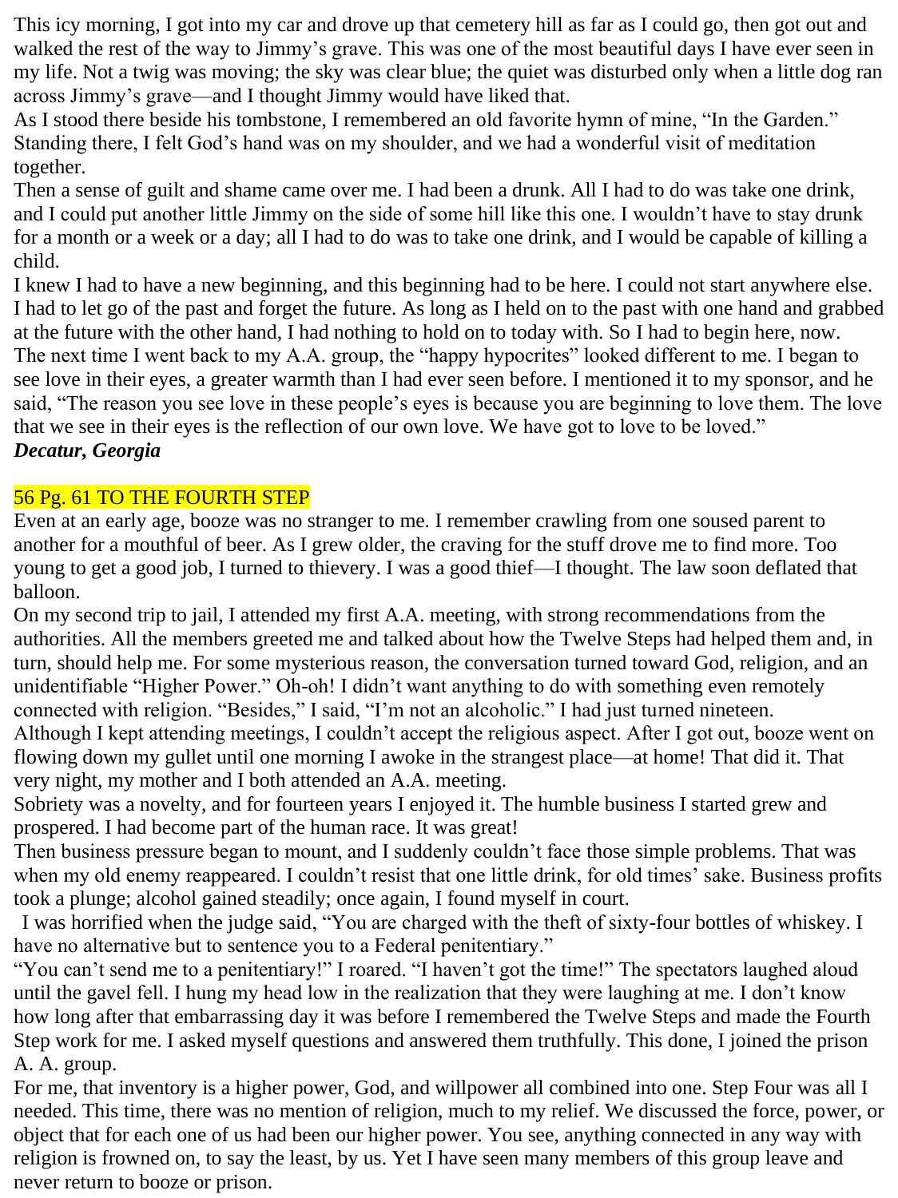This icy morning, I got into my car and drove up that cemetery hill as far as I could go, then got out and walked the rest of the way to Jimmy's grave. This was one of the most beautiful days I have ever seen in my life. Not a twig was moving; the sky was clear blue; the quiet was disturbed only when a little dog ran across Jimmy's grave—and I thought Jimmy would have liked that.

As I stood there beside his tombstone, I remembered an old favorite hymn of mine, "In the Garden." Standing there, I felt God's hand was on my shoulder, and we had a wonderful visit of meditation together.

Then a sense of guilt and shame came over me. I had been a drunk. All I had to do was take one drink, and I could put another little Jimmy on the side of some hill like this one. I wouldn't have to stay drunk for a month or a week or a day; all I had to do was to take one drink, and I would be capable of killing a child.

I knew I had to have a new beginning, and this beginning had to be here. I could not start anywhere else. I had to let go of the past and forget the future. As long as I held on to the past with one hand and grabbed at the future with the other hand, I had nothing to hold on to today with. So I had to begin here, now.

The next time I went back to my A.A. group, the "happy hypocrites" looked different to me. I began to see love in their eyes, a greater warmth than I had ever seen before. I mentioned it to my sponsor, and he said, "The reason you see love in these people's eyes is because you are beginning to love them. The love that we see in their eyes is the reflection of our own love. We have got to love to be loved."

***Decatur, Georgia***

## 56 Pg. 61 TO THE FOURTH STEP

Even at an early age, booze was no stranger to me. I remember crawling from one soused parent to another for a mouthful of beer. As I grew older, the craving for the stuff drove me to find more. Too young to get a good job, I turned to thievery. I was a good thief—I thought. The law soon deflated that balloon.

On my second trip to jail, I attended my first A.A. meeting, with strong recommendations from the authorities. All the members greeted me and talked about how the Twelve Steps had helped them and, in turn, should help me. For some mysterious reason, the conversation turned toward God, religion, and an unidentifiable "Higher Power." Oh-oh! I didn't want anything to do with something even remotely connected with religion. "Besides," I said, "I'm not an alcoholic." I had just turned nineteen.

Although I kept attending meetings, I couldn't accept the religious aspect. After I got out, booze went on flowing down my gullet until one morning I awoke in the strangest place—at home! That did it. That very night, my mother and I both attended an A.A. meeting.

Sobriety was a novelty, and for fourteen years I enjoyed it. The humble business I started grew and prospered. I had become part of the human race. It was great!

Then business pressure began to mount, and I suddenly couldn't face those simple problems. That was when my old enemy reappeared. I couldn't resist that one little drink, for old times' sake. Business profits took a plunge; alcohol gained steadily; once again, I found myself in court.

I was horrified when the judge said, "You are charged with the theft of sixty-four bottles of whiskey. I have no alternative but to sentence you to a Federal penitentiary."

"You can't send me to a penitentiary!" I roared. "I haven't got the time!" The spectators laughed aloud until the gavel fell. I hung my head low in the realization that they were laughing at me. I don't know how long after that embarrassing day it was before I remembered the Twelve Steps and made the Fourth Step work for me. I asked myself questions and answered them truthfully. This done, I joined the prison A. A. group.

For me, that inventory is a higher power, God, and willpower all combined into one. Step Four was all I needed. This time, there was no mention of religion, much to my relief. We discussed the force, power, or object that for each one of us had been our higher power. You see, anything connected in any way with religion is frowned on, to say the least, by us. Yet I have seen many members of this group leave and never return to booze or prison.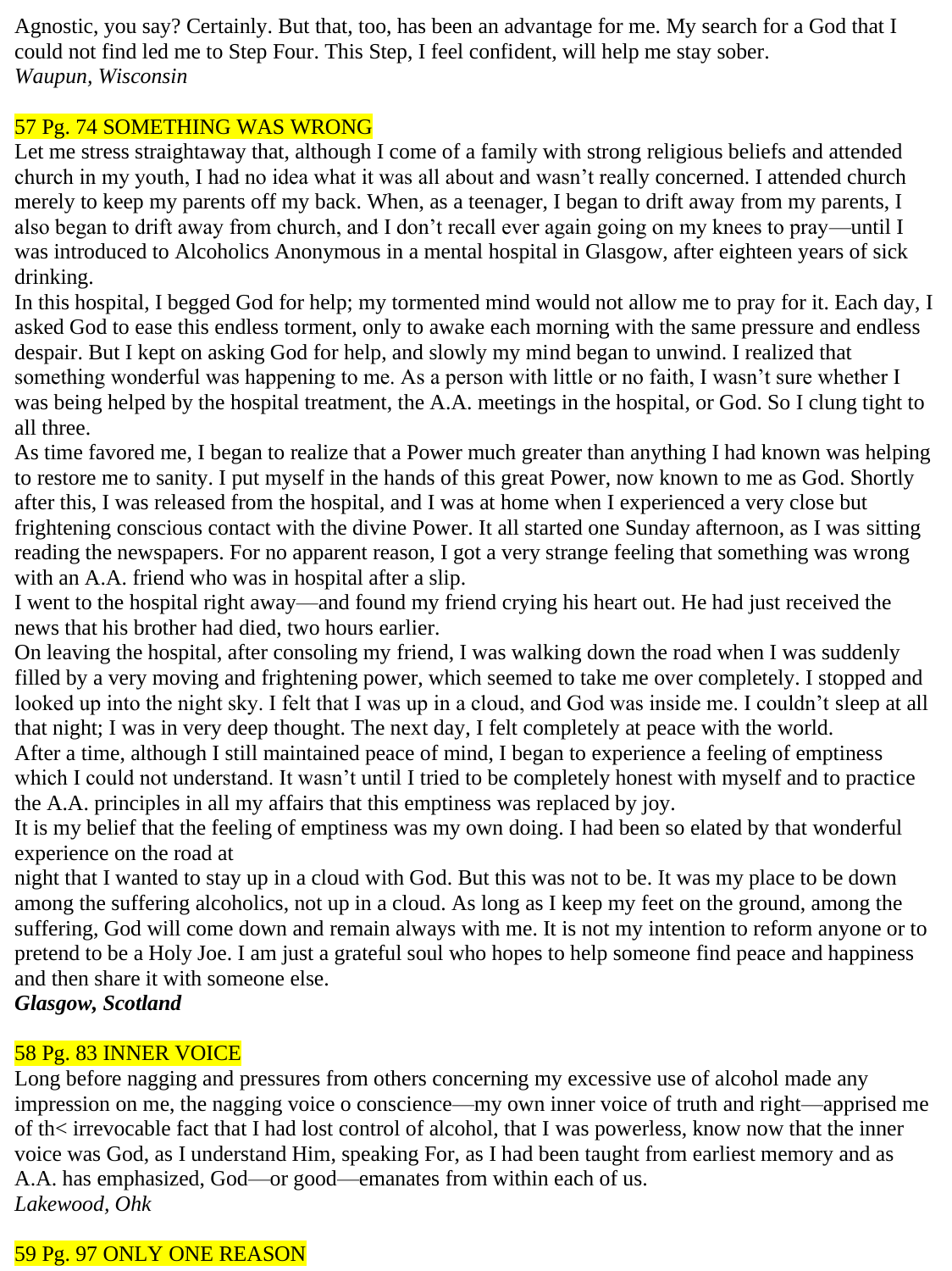Agnostic, you say? Certainly. But that, too, has been an advantage for me. My search for a God that I could not find led me to Step Four. This Step, I feel confident, will help me stay sober.
*Waupun, Wisconsin*

## 57 Pg. 74 SOMETHING WAS WRONG

Let me stress straightaway that, although I come of a family with strong religious beliefs and attended church in my youth, I had no idea what it was all about and wasn't really concerned. I attended church merely to keep my parents off my back. When, as a teenager, I began to drift away from my parents, I also began to drift away from church, and I don't recall ever again going on my knees to pray—until I was introduced to Alcoholics Anonymous in a mental hospital in Glasgow, after eighteen years of sick drinking.
In this hospital, I begged God for help; my tormented mind would not allow me to pray for it. Each day, I asked God to ease this endless torment, only to awake each morning with the same pressure and endless despair. But I kept on asking God for help, and slowly my mind began to unwind. I realized that something wonderful was happening to me. As a person with little or no faith, I wasn't sure whether I was being helped by the hospital treatment, the A.A. meetings in the hospital, or God. So I clung tight to all three.
As time favored me, I began to realize that a Power much greater than anything I had known was helping to restore me to sanity. I put myself in the hands of this great Power, now known to me as God. Shortly after this, I was released from the hospital, and I was at home when I experienced a very close but frightening conscious contact with the divine Power. It all started one Sunday afternoon, as I was sitting reading the newspapers. For no apparent reason, I got a very strange feeling that something was wrong with an A.A. friend who was in hospital after a slip.
I went to the hospital right away—and found my friend crying his heart out. He had just received the news that his brother had died, two hours earlier.
On leaving the hospital, after consoling my friend, I was walking down the road when I was suddenly filled by a very moving and frightening power, which seemed to take me over completely. I stopped and looked up into the night sky. I felt that I was up in a cloud, and God was inside me. I couldn't sleep at all that night; I was in very deep thought. The next day, I felt completely at peace with the world.
After a time, although I still maintained peace of mind, I began to experience a feeling of emptiness which I could not understand. It wasn't until I tried to be completely honest with myself and to practice the A.A. principles in all my affairs that this emptiness was replaced by joy.
It is my belief that the feeling of emptiness was my own doing. I had been so elated by that wonderful experience on the road at night that I wanted to stay up in a cloud with God. But this was not to be. It was my place to be down among the suffering alcoholics, not up in a cloud. As long as I keep my feet on the ground, among the suffering, God will come down and remain always with me. It is not my intention to reform anyone or to pretend to be a Holy Joe. I am just a grateful soul who hopes to help someone find peace and happiness and then share it with someone else.
***Glasgow, Scotland***

## 58 Pg. 83 INNER VOICE

Long before nagging and pressures from others concerning my excessive use of alcohol made any impression on me, the nagging voice o conscience—my own inner voice of truth and right—apprised me of th< irrevocable fact that I had lost control of alcohol, that I was powerless, know now that the inner voice was God, as I understand Him, speaking For, as I had been taught from earliest memory and as A.A. has emphasized, God—or good—emanates from within each of us.
*Lakewood, Ohk*

## 59 Pg. 97 ONLY ONE REASON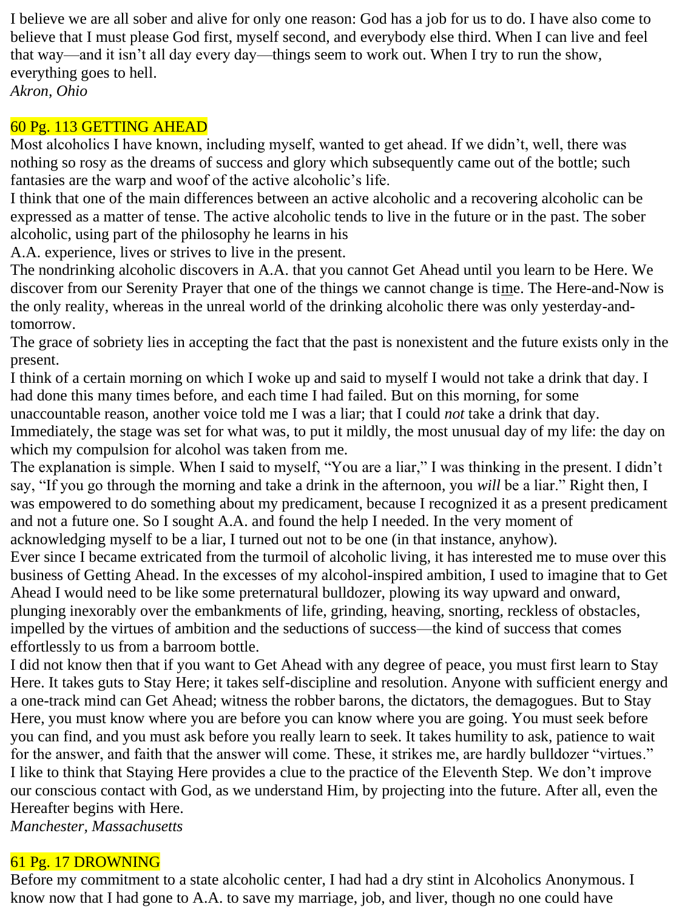I believe we are all sober and alive for only one reason: God has a job for us to do. I have also come to believe that I must please God first, myself second, and everybody else third. When I can live and feel that way—and it isn't all day every day—things seem to work out. When I try to run the show, everything goes to hell.
*Akron, Ohio*

## 60 Pg. 113 GETTING AHEAD

Most alcoholics I have known, including myself, wanted to get ahead. If we didn't, well, there was nothing so rosy as the dreams of success and glory which subsequently came out of the bottle; such fantasies are the warp and woof of the active alcoholic's life.

I think that one of the main differences between an active alcoholic and a recovering alcoholic can be expressed as a matter of tense. The active alcoholic tends to live in the future or in the past. The sober alcoholic, using part of the philosophy he learns in his A.A. experience, lives or strives to live in the present.

The nondrinking alcoholic discovers in A.A. that you cannot Get Ahead until you learn to be Here. We discover from our Serenity Prayer that one of the things we cannot change is time. The Here-and-Now is the only reality, whereas in the unreal world of the drinking alcoholic there was only yesterday-and-tomorrow.

The grace of sobriety lies in accepting the fact that the past is nonexistent and the future exists only in the present.

I think of a certain morning on which I woke up and said to myself I would not take a drink that day. I had done this many times before, and each time I had failed. But on this morning, for some unaccountable reason, another voice told me I was a liar; that I could *not* take a drink that day. Immediately, the stage was set for what was, to put it mildly, the most unusual day of my life: the day on which my compulsion for alcohol was taken from me.

The explanation is simple. When I said to myself, "You are a liar," I was thinking in the present. I didn't say, "If you go through the morning and take a drink in the afternoon, you *will* be a liar." Right then, I was empowered to do something about my predicament, because I recognized it as a present predicament and not a future one. So I sought A.A. and found the help I needed. In the very moment of acknowledging myself to be a liar, I turned out not to be one (in that instance, anyhow).

Ever since I became extricated from the turmoil of alcoholic living, it has interested me to muse over this business of Getting Ahead. In the excesses of my alcohol-inspired ambition, I used to imagine that to Get Ahead I would need to be like some preternatural bulldozer, plowing its way upward and onward, plunging inexorably over the embankments of life, grinding, heaving, snorting, reckless of obstacles, impelled by the virtues of ambition and the seductions of success—the kind of success that comes effortlessly to us from a barroom bottle.

I did not know then that if you want to Get Ahead with any degree of peace, you must first learn to Stay Here. It takes guts to Stay Here; it takes self-discipline and resolution. Anyone with sufficient energy and a one-track mind can Get Ahead; witness the robber barons, the dictators, the demagogues. But to Stay Here, you must know where you are before you can know where you are going. You must seek before you can find, and you must ask before you really learn to seek. It takes humility to ask, patience to wait for the answer, and faith that the answer will come. These, it strikes me, are hardly bulldozer "virtues."

I like to think that Staying Here provides a clue to the practice of the Eleventh Step. We don't improve our conscious contact with God, as we understand Him, by projecting into the future. After all, even the Hereafter begins with Here.
*Manchester, Massachusetts*

## 61 Pg. 17 DROWNING

Before my commitment to a state alcoholic center, I had had a dry stint in Alcoholics Anonymous. I know now that I had gone to A.A. to save my marriage, job, and liver, though no one could have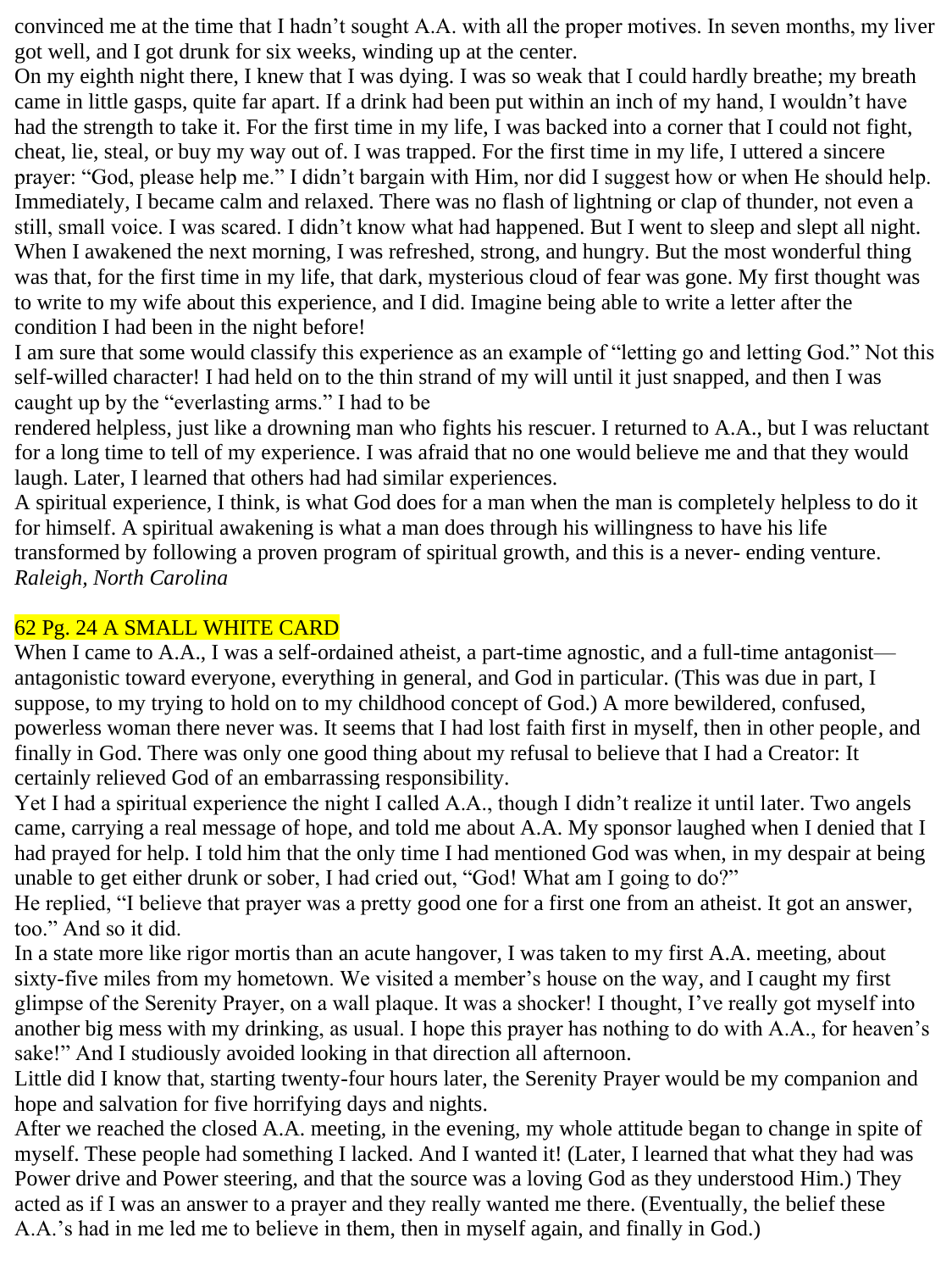convinced me at the time that I hadn't sought A.A. with all the proper motives. In seven months, my liver got well, and I got drunk for six weeks, winding up at the center.

On my eighth night there, I knew that I was dying. I was so weak that I could hardly breathe; my breath came in little gasps, quite far apart. If a drink had been put within an inch of my hand, I wouldn't have had the strength to take it. For the first time in my life, I was backed into a corner that I could not fight, cheat, lie, steal, or buy my way out of. I was trapped. For the first time in my life, I uttered a sincere prayer: "God, please help me." I didn't bargain with Him, nor did I suggest how or when He should help. Immediately, I became calm and relaxed. There was no flash of lightning or clap of thunder, not even a still, small voice. I was scared. I didn't know what had happened. But I went to sleep and slept all night. When I awakened the next morning, I was refreshed, strong, and hungry. But the most wonderful thing was that, for the first time in my life, that dark, mysterious cloud of fear was gone. My first thought was to write to my wife about this experience, and I did. Imagine being able to write a letter after the condition I had been in the night before!

I am sure that some would classify this experience as an example of "letting go and letting God." Not this self-willed character! I had held on to the thin strand of my will until it just snapped, and then I was caught up by the "everlasting arms." I had to be rendered helpless, just like a drowning man who fights his rescuer. I returned to A.A., but I was reluctant for a long time to tell of my experience. I was afraid that no one would believe me and that they would laugh. Later, I learned that others had had similar experiences.

A spiritual experience, I think, is what God does for a man when the man is completely helpless to do it for himself. A spiritual awakening is what a man does through his willingness to have his life transformed by following a proven program of spiritual growth, and this is a never- ending venture.

*Raleigh, North Carolina*

## 62 Pg. 24 A SMALL WHITE CARD

When I came to A.A., I was a self-ordained atheist, a part-time agnostic, and a full-time antagonist—antagonistic toward everyone, everything in general, and God in particular. (This was due in part, I suppose, to my trying to hold on to my childhood concept of God.) A more bewildered, confused, powerless woman there never was. It seems that I had lost faith first in myself, then in other people, and finally in God. There was only one good thing about my refusal to believe that I had a Creator: It certainly relieved God of an embarrassing responsibility.

Yet I had a spiritual experience the night I called A.A., though I didn't realize it until later. Two angels came, carrying a real message of hope, and told me about A.A. My sponsor laughed when I denied that I had prayed for help. I told him that the only time I had mentioned God was when, in my despair at being unable to get either drunk or sober, I had cried out, "God! What am I going to do?"

He replied, "I believe that prayer was a pretty good one for a first one from an atheist. It got an answer, too." And so it did.

In a state more like rigor mortis than an acute hangover, I was taken to my first A.A. meeting, about sixty-five miles from my hometown. We visited a member's house on the way, and I caught my first glimpse of the Serenity Prayer, on a wall plaque. It was a shocker! I thought, I've really got myself into another big mess with my drinking, as usual. I hope this prayer has nothing to do with A.A., for heaven's sake!" And I studiously avoided looking in that direction all afternoon.

Little did I know that, starting twenty-four hours later, the Serenity Prayer would be my companion and hope and salvation for five horrifying days and nights.

After we reached the closed A.A. meeting, in the evening, my whole attitude began to change in spite of myself. These people had something I lacked. And I wanted it! (Later, I learned that what they had was Power drive and Power steering, and that the source was a loving God as they understood Him.) They acted as if I was an answer to a prayer and they really wanted me there. (Eventually, the belief these A.A.'s had in me led me to believe in them, then in myself again, and finally in God.)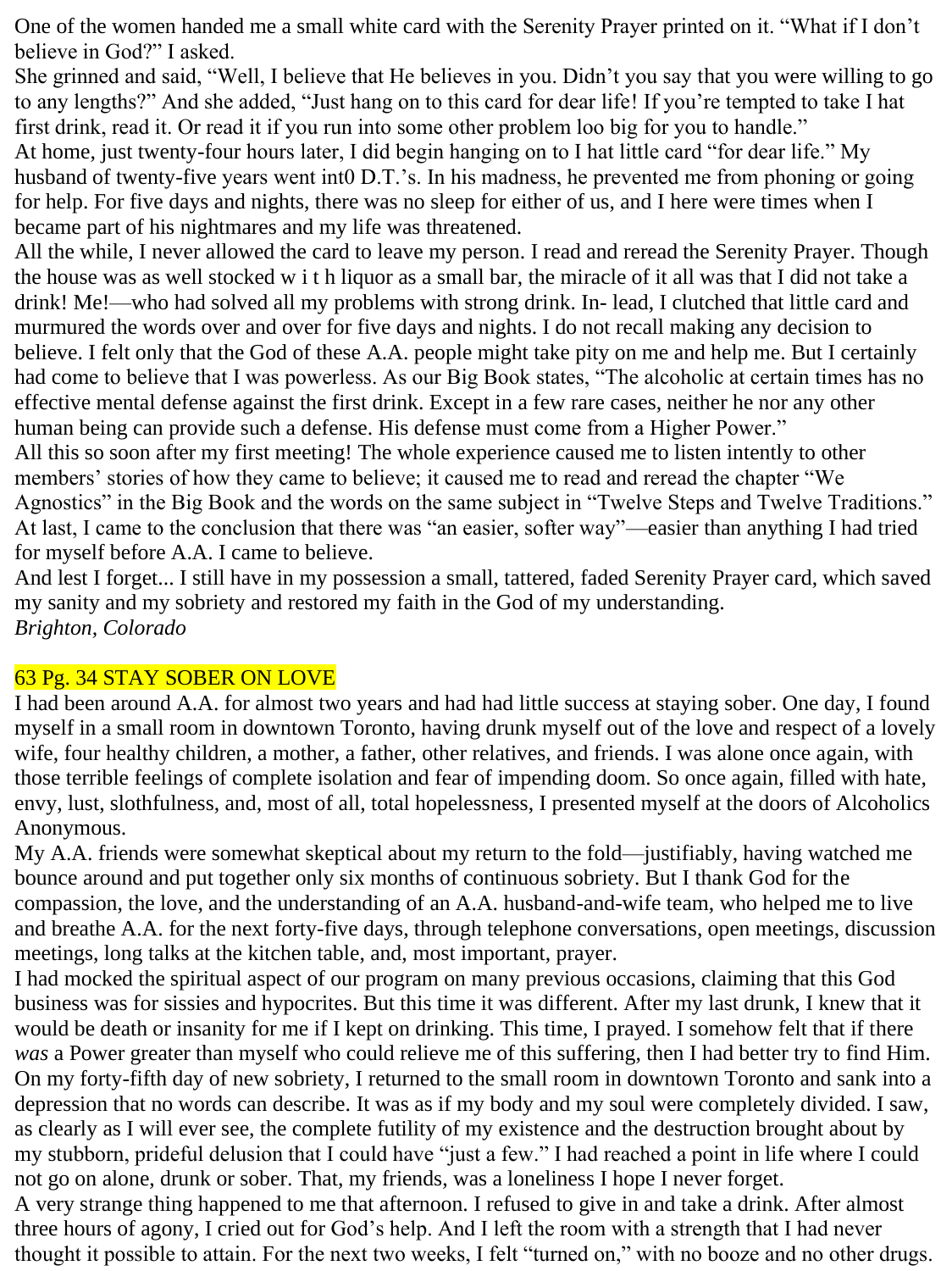One of the women handed me a small white card with the Serenity Prayer printed on it. "What if I don't believe in God?" I asked.

She grinned and said, "Well, I believe that He believes in you. Didn't you say that you were willing to go to any lengths?" And she added, "Just hang on to this card for dear life! If you're tempted to take I hat first drink, read it. Or read it if you run into some other problem loo big for you to handle."

At home, just twenty-four hours later, I did begin hanging on to I hat little card "for dear life." My husband of twenty-five years went int0 D.T.'s. In his madness, he prevented me from phoning or going for help. For five days and nights, there was no sleep for either of us, and I here were times when I became part of his nightmares and my life was threatened.

All the while, I never allowed the card to leave my person. I read and reread the Serenity Prayer. Though the house was as well stocked w i t h liquor as a small bar, the miracle of it all was that I did not take a drink! Me!—who had solved all my problems with strong drink. In- lead, I clutched that little card and murmured the words over and over for five days and nights. I do not recall making any decision to believe. I felt only that the God of these A.A. people might take pity on me and help me. But I certainly had come to believe that I was powerless. As our Big Book states, "The alcoholic at certain times has no effective mental defense against the first drink. Except in a few rare cases, neither he nor any other human being can provide such a defense. His defense must come from a Higher Power."

All this so soon after my first meeting! The whole experience caused me to listen intently to other members' stories of how they came to believe; it caused me to read and reread the chapter "We Agnostics" in the Big Book and the words on the same subject in "Twelve Steps and Twelve Traditions." At last, I came to the conclusion that there was "an easier, softer way"—easier than anything I had tried for myself before A.A. I came to believe.

And lest I forget... I still have in my possession a small, tattered, faded Serenity Prayer card, which saved my sanity and my sobriety and restored my faith in the God of my understanding.

*Brighton, Colorado*

## 63 Pg. 34 STAY SOBER ON LOVE

I had been around A.A. for almost two years and had had little success at staying sober. One day, I found myself in a small room in downtown Toronto, having drunk myself out of the love and respect of a lovely wife, four healthy children, a mother, a father, other relatives, and friends. I was alone once again, with those terrible feelings of complete isolation and fear of impending doom. So once again, filled with hate, envy, lust, slothfulness, and, most of all, total hopelessness, I presented myself at the doors of Alcoholics Anonymous.

My A.A. friends were somewhat skeptical about my return to the fold—justifiably, having watched me bounce around and put together only six months of continuous sobriety. But I thank God for the compassion, the love, and the understanding of an A.A. husband-and-wife team, who helped me to live and breathe A.A. for the next forty-five days, through telephone conversations, open meetings, discussion meetings, long talks at the kitchen table, and, most important, prayer.

I had mocked the spiritual aspect of our program on many previous occasions, claiming that this God business was for sissies and hypocrites. But this time it was different. After my last drunk, I knew that it would be death or insanity for me if I kept on drinking. This time, I prayed. I somehow felt that if there *was* a Power greater than myself who could relieve me of this suffering, then I had better try to find Him.

On my forty-fifth day of new sobriety, I returned to the small room in downtown Toronto and sank into a depression that no words can describe. It was as if my body and my soul were completely divided. I saw, as clearly as I will ever see, the complete futility of my existence and the destruction brought about by my stubborn, prideful delusion that I could have "just a few." I had reached a point in life where I could not go on alone, drunk or sober. That, my friends, was a loneliness I hope I never forget.

A very strange thing happened to me that afternoon. I refused to give in and take a drink. After almost three hours of agony, I cried out for God's help. And I left the room with a strength that I had never thought it possible to attain. For the next two weeks, I felt "turned on," with no booze and no other drugs.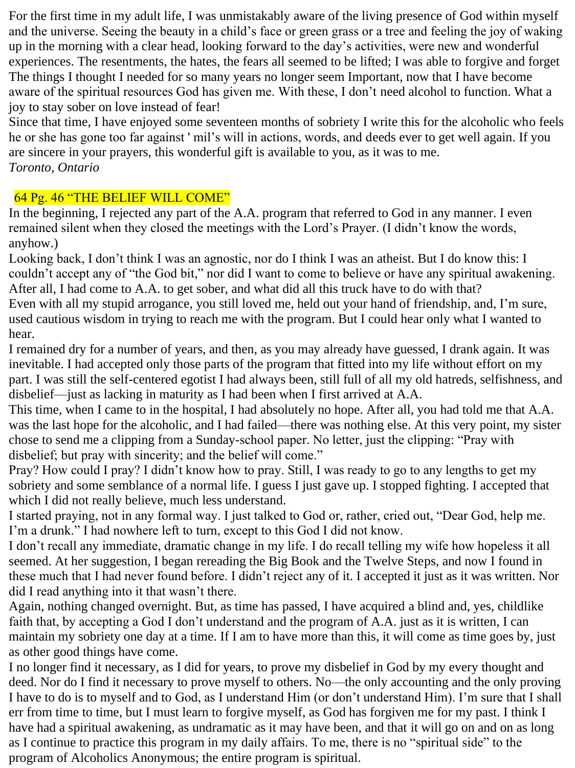For the first time in my adult life, I was unmistakably aware of the living presence of God within myself and the universe. Seeing the beauty in a child's face or green grass or a tree and feeling the joy of waking up in the morning with a clear head, looking forward to the day's activities, were new and wonderful experiences. The resentments, the hates, the fears all seemed to be lifted; I was able to forgive and forget The things I thought I needed for so many years no longer seem Important, now that I have become aware of the spiritual resources God has given me. With these, I don't need alcohol to function. What a joy to stay sober on love instead of fear!

Since that time, I have enjoyed some seventeen months of sobriety I write this for the alcoholic who feels he or she has gone too far against ' mil's will in actions, words, and deeds ever to get well again. If you are sincere in your prayers, this wonderful gift is available to you, as it was to me.

*Toronto, Ontario*

## 64 Pg. 46 "THE BELIEF WILL COME"

In the beginning, I rejected any part of the A.A. program that referred to God in any manner. I even remained silent when they closed the meetings with the Lord's Prayer. (I didn't know the words, anyhow.)

Looking back, I don't think I was an agnostic, nor do I think I was an atheist. But I do know this: I couldn't accept any of "the God bit," nor did I want to come to believe or have any spiritual awakening. After all, I had come to A.A. to get sober, and what did all this truck have to do with that?

Even with all my stupid arrogance, you still loved me, held out your hand of friendship, and, I'm sure, used cautious wisdom in trying to reach me with the program. But I could hear only what I wanted to hear.

I remained dry for a number of years, and then, as you may already have guessed, I drank again. It was inevitable. I had accepted only those parts of the program that fitted into my life without effort on my part. I was still the self-centered egotist I had always been, still full of all my old hatreds, selfishness, and disbelief—just as lacking in maturity as I had been when I first arrived at A.A.

This time, when I came to in the hospital, I had absolutely no hope. After all, you had told me that A.A. was the last hope for the alcoholic, and I had failed—there was nothing else. At this very point, my sister chose to send me a clipping from a Sunday-school paper. No letter, just the clipping: "Pray with disbelief; but pray with sincerity; and the belief will come."

Pray? How could I pray? I didn't know how to pray. Still, I was ready to go to any lengths to get my sobriety and some semblance of a normal life. I guess I just gave up. I stopped fighting. I accepted that which I did not really believe, much less understand.

I started praying, not in any formal way. I just talked to God or, rather, cried out, "Dear God, help me. I'm a drunk." I had nowhere left to turn, except to this God I did not know.

I don't recall any immediate, dramatic change in my life. I do recall telling my wife how hopeless it all seemed. At her suggestion, I began rereading the Big Book and the Twelve Steps, and now I found in these much that I had never found before. I didn't reject any of it. I accepted it just as it was written. Nor did I read anything into it that wasn't there.

Again, nothing changed overnight. But, as time has passed, I have acquired a blind and, yes, childlike faith that, by accepting a God I don't understand and the program of A.A. just as it is written, I can maintain my sobriety one day at a time. If I am to have more than this, it will come as time goes by, just as other good things have come.

I no longer find it necessary, as I did for years, to prove my disbelief in God by my every thought and deed. Nor do I find it necessary to prove myself to others. No—the only accounting and the only proving I have to do is to myself and to God, as I understand Him (or don't understand Him). I'm sure that I shall err from time to time, but I must learn to forgive myself, as God has forgiven me for my past. I think I have had a spiritual awakening, as undramatic as it may have been, and that it will go on and on as long as I continue to practice this program in my daily affairs. To me, there is no "spiritual side" to the program of Alcoholics Anonymous; the entire program is spiritual.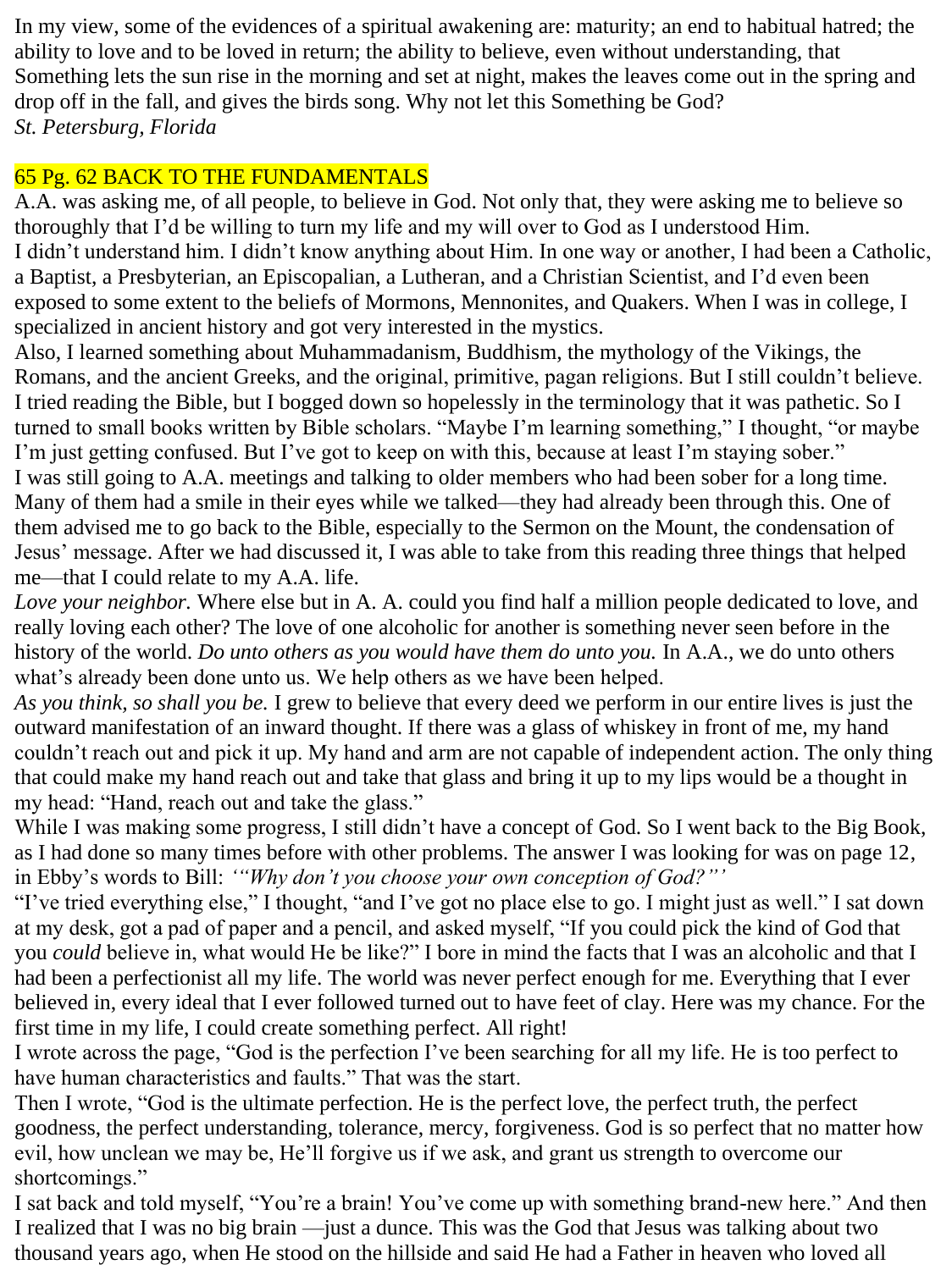In my view, some of the evidences of a spiritual awakening are: maturity; an end to habitual hatred; the ability to love and to be loved in return; the ability to believe, even without understanding, that Something lets the sun rise in the morning and set at night, makes the leaves come out in the spring and drop off in the fall, and gives the birds song. Why not let this Something be God?
*St. Petersburg, Florida*

## 65 Pg. 62 BACK TO THE FUNDAMENTALS

A.A. was asking me, of all people, to believe in God. Not only that, they were asking me to believe so thoroughly that I'd be willing to turn my life and my will over to God as I understood Him.

I didn't understand him. I didn't know anything about Him. In one way or another, I had been a Catholic, a Baptist, a Presbyterian, an Episcopalian, a Lutheran, and a Christian Scientist, and I'd even been exposed to some extent to the beliefs of Mormons, Mennonites, and Quakers. When I was in college, I specialized in ancient history and got very interested in the mystics.

Also, I learned something about Muhammadanism, Buddhism, the mythology of the Vikings, the Romans, and the ancient Greeks, and the original, primitive, pagan religions. But I still couldn't believe. I tried reading the Bible, but I bogged down so hopelessly in the terminology that it was pathetic. So I turned to small books written by Bible scholars. "Maybe I'm learning something," I thought, "or maybe I'm just getting confused. But I've got to keep on with this, because at least I'm staying sober."

I was still going to A.A. meetings and talking to older members who had been sober for a long time. Many of them had a smile in their eyes while we talked—they had already been through this. One of them advised me to go back to the Bible, especially to the Sermon on the Mount, the condensation of Jesus' message. After we had discussed it, I was able to take from this reading three things that helped me—that I could relate to my A.A. life.

*Love your neighbor.* Where else but in A. A. could you find half a million people dedicated to love, and really loving each other? The love of one alcoholic for another is something never seen before in the history of the world. *Do unto others as you would have them do unto you.* In A.A., we do unto others what's already been done unto us. We help others as we have been helped.

*As you think, so shall you be.* I grew to believe that every deed we perform in our entire lives is just the outward manifestation of an inward thought. If there was a glass of whiskey in front of me, my hand couldn't reach out and pick it up. My hand and arm are not capable of independent action. The only thing that could make my hand reach out and take that glass and bring it up to my lips would be a thought in my head: "Hand, reach out and take the glass."

While I was making some progress, I still didn't have a concept of God. So I went back to the Big Book, as I had done so many times before with other problems. The answer I was looking for was on page 12, in Ebby's words to Bill: *'"Why don't you choose your own conception of God?"'*

"I've tried everything else," I thought, "and I've got no place else to go. I might just as well." I sat down at my desk, got a pad of paper and a pencil, and asked myself, "If you could pick the kind of God that you *could* believe in, what would He be like?" I bore in mind the facts that I was an alcoholic and that I had been a perfectionist all my life. The world was never perfect enough for me. Everything that I ever believed in, every ideal that I ever followed turned out to have feet of clay. Here was my chance. For the first time in my life, I could create something perfect. All right!

I wrote across the page, "God is the perfection I've been searching for all my life. He is too perfect to have human characteristics and faults." That was the start.

Then I wrote, "God is the ultimate perfection. He is the perfect love, the perfect truth, the perfect goodness, the perfect understanding, tolerance, mercy, forgiveness. God is so perfect that no matter how evil, how unclean we may be, He'll forgive us if we ask, and grant us strength to overcome our shortcomings."

I sat back and told myself, "You're a brain! You've come up with something brand-new here." And then I realized that I was no big brain —just a dunce. This was the God that Jesus was talking about two thousand years ago, when He stood on the hillside and said He had a Father in heaven who loved all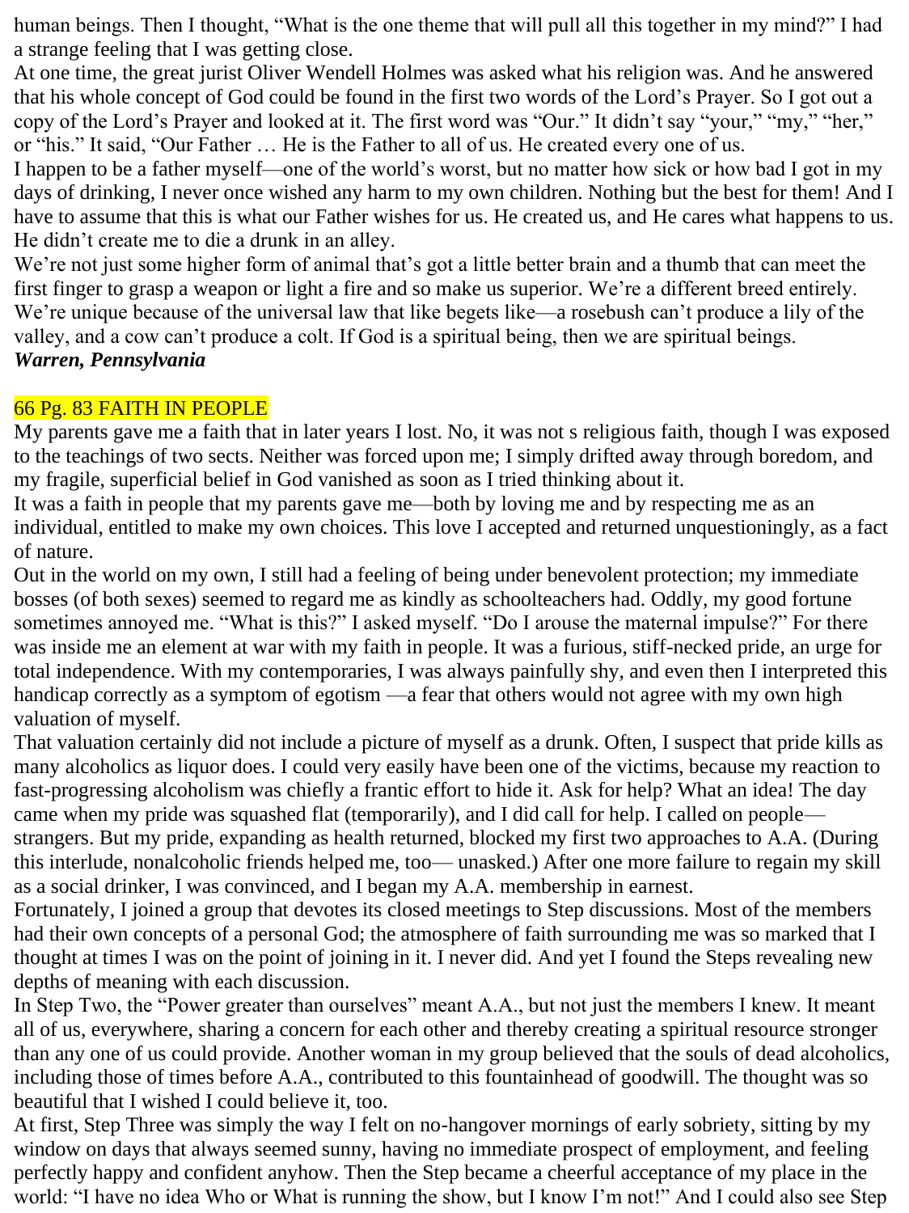human beings. Then I thought, "What is the one theme that will pull all this together in my mind?" I had a strange feeling that I was getting close.

At one time, the great jurist Oliver Wendell Holmes was asked what his religion was. And he answered that his whole concept of God could be found in the first two words of the Lord's Prayer. So I got out a copy of the Lord's Prayer and looked at it. The first word was "Our." It didn't say "your," "my," "her," or "his." It said, "Our Father … He is the Father to all of us. He created every one of us.

I happen to be a father myself—one of the world's worst, but no matter how sick or how bad I got in my days of drinking, I never once wished any harm to my own children. Nothing but the best for them! And I have to assume that this is what our Father wishes for us. He created us, and He cares what happens to us. He didn't create me to die a drunk in an alley.

We're not just some higher form of animal that's got a little better brain and a thumb that can meet the first finger to grasp a weapon or light a fire and so make us superior. We're a different breed entirely. We're unique because of the universal law that like begets like—a rosebush can't produce a lily of the valley, and a cow can't produce a colt. If God is a spiritual being, then we are spiritual beings.

***Warren, Pennsylvania***

## 66 Pg. 83 FAITH IN PEOPLE

My parents gave me a faith that in later years I lost. No, it was not s religious faith, though I was exposed to the teachings of two sects. Neither was forced upon me; I simply drifted away through boredom, and my fragile, superficial belief in God vanished as soon as I tried thinking about it.

It was a faith in people that my parents gave me—both by loving me and by respecting me as an individual, entitled to make my own choices. This love I accepted and returned unquestioningly, as a fact of nature.

Out in the world on my own, I still had a feeling of being under benevolent protection; my immediate bosses (of both sexes) seemed to regard me as kindly as schoolteachers had. Oddly, my good fortune sometimes annoyed me. "What is this?" I asked myself. "Do I arouse the maternal impulse?" For there was inside me an element at war with my faith in people. It was a furious, stiff-necked pride, an urge for total independence. With my contemporaries, I was always painfully shy, and even then I interpreted this handicap correctly as a symptom of egotism —a fear that others would not agree with my own high valuation of myself.

That valuation certainly did not include a picture of myself as a drunk. Often, I suspect that pride kills as many alcoholics as liquor does. I could very easily have been one of the victims, because my reaction to fast-progressing alcoholism was chiefly a frantic effort to hide it. Ask for help? What an idea! The day came when my pride was squashed flat (temporarily), and I did call for help. I called on people—strangers. But my pride, expanding as health returned, blocked my first two approaches to A.A. (During this interlude, nonalcoholic friends helped me, too— unasked.) After one more failure to regain my skill as a social drinker, I was convinced, and I began my A.A. membership in earnest.

Fortunately, I joined a group that devotes its closed meetings to Step discussions. Most of the members had their own concepts of a personal God; the atmosphere of faith surrounding me was so marked that I thought at times I was on the point of joining in it. I never did. And yet I found the Steps revealing new depths of meaning with each discussion.

In Step Two, the "Power greater than ourselves" meant A.A., but not just the members I knew. It meant all of us, everywhere, sharing a concern for each other and thereby creating a spiritual resource stronger than any one of us could provide. Another woman in my group believed that the souls of dead alcoholics, including those of times before A.A., contributed to this fountainhead of goodwill. The thought was so beautiful that I wished I could believe it, too.

At first, Step Three was simply the way I felt on no-hangover mornings of early sobriety, sitting by my window on days that always seemed sunny, having no immediate prospect of employment, and feeling perfectly happy and confident anyhow. Then the Step became a cheerful acceptance of my place in the world: "I have no idea Who or What is running the show, but I know I'm not!" And I could also see Step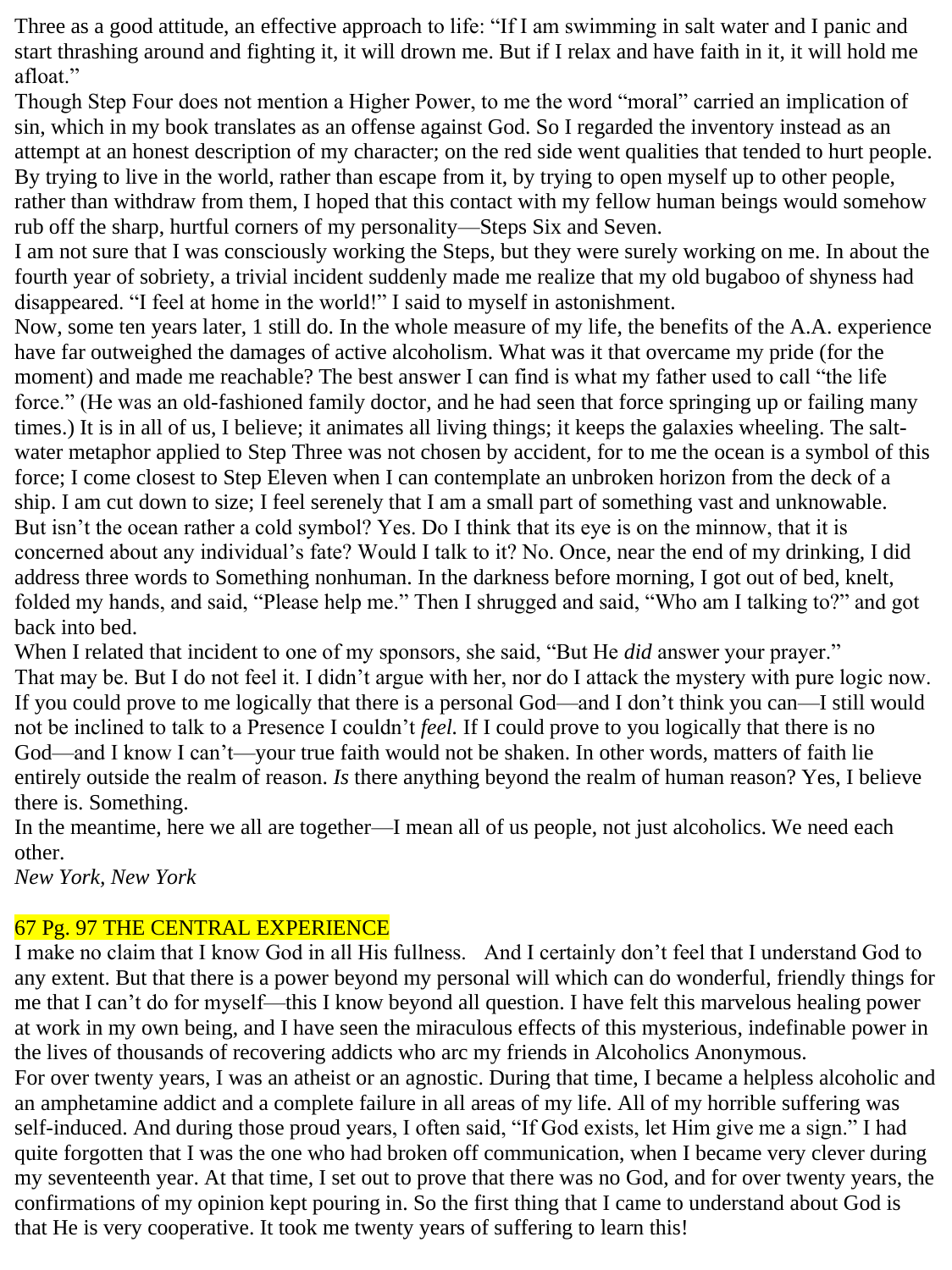Three as a good attitude, an effective approach to life: "If I am swimming in salt water and I panic and start thrashing around and fighting it, it will drown me. But if I relax and have faith in it, it will hold me afloat."

Though Step Four does not mention a Higher Power, to me the word "moral" carried an implication of sin, which in my book translates as an offense against God. So I regarded the inventory instead as an attempt at an honest description of my character; on the red side went qualities that tended to hurt people. By trying to live in the world, rather than escape from it, by trying to open myself up to other people, rather than withdraw from them, I hoped that this contact with my fellow human beings would somehow rub off the sharp, hurtful corners of my personality—Steps Six and Seven.

I am not sure that I was consciously working the Steps, but they were surely working on me. In about the fourth year of sobriety, a trivial incident suddenly made me realize that my old bugaboo of shyness had disappeared. "I feel at home in the world!" I said to myself in astonishment.

Now, some ten years later, 1 still do. In the whole measure of my life, the benefits of the A.A. experience have far outweighed the damages of active alcoholism. What was it that overcame my pride (for the moment) and made me reachable? The best answer I can find is what my father used to call "the life force." (He was an old-fashioned family doctor, and he had seen that force springing up or failing many times.) It is in all of us, I believe; it animates all living things; it keeps the galaxies wheeling. The salt-water metaphor applied to Step Three was not chosen by accident, for to me the ocean is a symbol of this force; I come closest to Step Eleven when I can contemplate an unbroken horizon from the deck of a ship. I am cut down to size; I feel serenely that I am a small part of something vast and unknowable.

But isn't the ocean rather a cold symbol? Yes. Do I think that its eye is on the minnow, that it is concerned about any individual's fate? Would I talk to it? No. Once, near the end of my drinking, I did address three words to Something nonhuman. In the darkness before morning, I got out of bed, knelt, folded my hands, and said, "Please help me." Then I shrugged and said, "Who am I talking to?" and got back into bed.

When I related that incident to one of my sponsors, she said, "But He *did* answer your prayer."

That may be. But I do not feel it. I didn't argue with her, nor do I attack the mystery with pure logic now. If you could prove to me logically that there is a personal God—and I don't think you can—I still would not be inclined to talk to a Presence I couldn't *feel.* If I could prove to you logically that there is no God—and I know I can't—your true faith would not be shaken. In other words, matters of faith lie entirely outside the realm of reason. *Is* there anything beyond the realm of human reason? Yes, I believe there is. Something.

In the meantime, here we all are together—I mean all of us people, not just alcoholics. We need each other.

*New York, New York*

## 67 Pg. 97 THE CENTRAL EXPERIENCE

I make no claim that I know God in all His fullness. And I certainly don't feel that I understand God to any extent. But that there is a power beyond my personal will which can do wonderful, friendly things for me that I can't do for myself—this I know beyond all question. I have felt this marvelous healing power at work in my own being, and I have seen the miraculous effects of this mysterious, indefinable power in the lives of thousands of recovering addicts who arc my friends in Alcoholics Anonymous.

For over twenty years, I was an atheist or an agnostic. During that time, I became a helpless alcoholic and an amphetamine addict and a complete failure in all areas of my life. All of my horrible suffering was self-induced. And during those proud years, I often said, "If God exists, let Him give me a sign." I had quite forgotten that I was the one who had broken off communication, when I became very clever during my seventeenth year. At that time, I set out to prove that there was no God, and for over twenty years, the confirmations of my opinion kept pouring in. So the first thing that I came to understand about God is that He is very cooperative. It took me twenty years of suffering to learn this!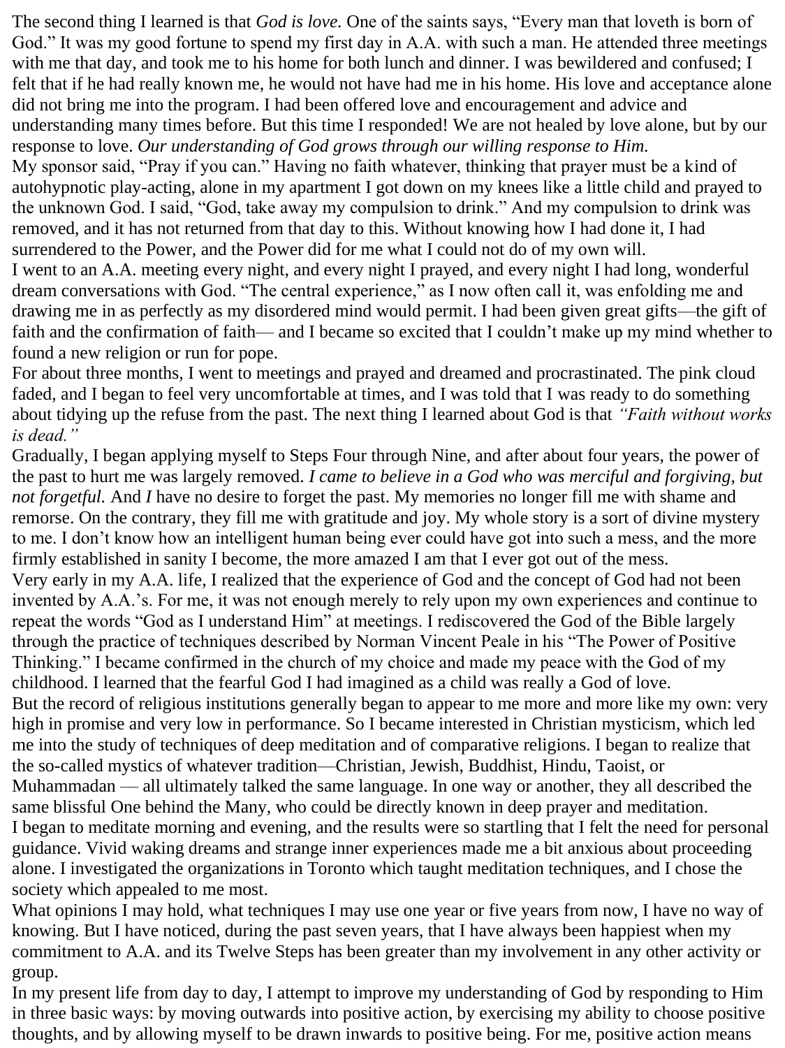The second thing I learned is that *God is love.* One of the saints says, "Every man that loveth is born of God." It was my good fortune to spend my first day in A.A. with such a man. He attended three meetings with me that day, and took me to his home for both lunch and dinner. I was bewildered and confused; I felt that if he had really known me, he would not have had me in his home. His love and acceptance alone did not bring me into the program. I had been offered love and encouragement and advice and understanding many times before. But this time I responded! We are not healed by love alone, but by our response to love. *Our understanding of God grows through our willing response to Him.*

My sponsor said, "Pray if you can." Having no faith whatever, thinking that prayer must be a kind of autohypnotic play-acting, alone in my apartment I got down on my knees like a little child and prayed to the unknown God. I said, "God, take away my compulsion to drink." And my compulsion to drink was removed, and it has not returned from that day to this. Without knowing how I had done it, I had surrendered to the Power, and the Power did for me what I could not do of my own will.

I went to an A.A. meeting every night, and every night I prayed, and every night I had long, wonderful dream conversations with God. "The central experience," as I now often call it, was enfolding me and drawing me in as perfectly as my disordered mind would permit. I had been given great gifts—the gift of faith and the confirmation of faith— and I became so excited that I couldn't make up my mind whether to found a new religion or run for pope.

For about three months, I went to meetings and prayed and dreamed and procrastinated. The pink cloud faded, and I began to feel very uncomfortable at times, and I was told that I was ready to do something about tidying up the refuse from the past. The next thing I learned about God is that *"Faith without works is dead."*

Gradually, I began applying myself to Steps Four through Nine, and after about four years, the power of the past to hurt me was largely removed. *I came to believe in a God who was merciful and forgiving, but not forgetful.* And *I* have no desire to forget the past. My memories no longer fill me with shame and remorse. On the contrary, they fill me with gratitude and joy. My whole story is a sort of divine mystery to me. I don't know how an intelligent human being ever could have got into such a mess, and the more firmly established in sanity I become, the more amazed I am that I ever got out of the mess.

Very early in my A.A. life, I realized that the experience of God and the concept of God had not been invented by A.A.'s. For me, it was not enough merely to rely upon my own experiences and continue to repeat the words "God as I understand Him" at meetings. I rediscovered the God of the Bible largely through the practice of techniques described by Norman Vincent Peale in his "The Power of Positive Thinking." I became confirmed in the church of my choice and made my peace with the God of my childhood. I learned that the fearful God I had imagined as a child was really a God of love.

But the record of religious institutions generally began to appear to me more and more like my own: very high in promise and very low in performance. So I became interested in Christian mysticism, which led me into the study of techniques of deep meditation and of comparative religions. I began to realize that the so-called mystics of whatever tradition—Christian, Jewish, Buddhist, Hindu, Taoist, or Muhammadan — all ultimately talked the same language. In one way or another, they all described the same blissful One behind the Many, who could be directly known in deep prayer and meditation.

I began to meditate morning and evening, and the results were so startling that I felt the need for personal guidance. Vivid waking dreams and strange inner experiences made me a bit anxious about proceeding alone. I investigated the organizations in Toronto which taught meditation techniques, and I chose the society which appealed to me most.

What opinions I may hold, what techniques I may use one year or five years from now, I have no way of knowing. But I have noticed, during the past seven years, that I have always been happiest when my commitment to A.A. and its Twelve Steps has been greater than my involvement in any other activity or group.

In my present life from day to day, I attempt to improve my understanding of God by responding to Him in three basic ways: by moving outwards into positive action, by exercising my ability to choose positive thoughts, and by allowing myself to be drawn inwards to positive being. For me, positive action means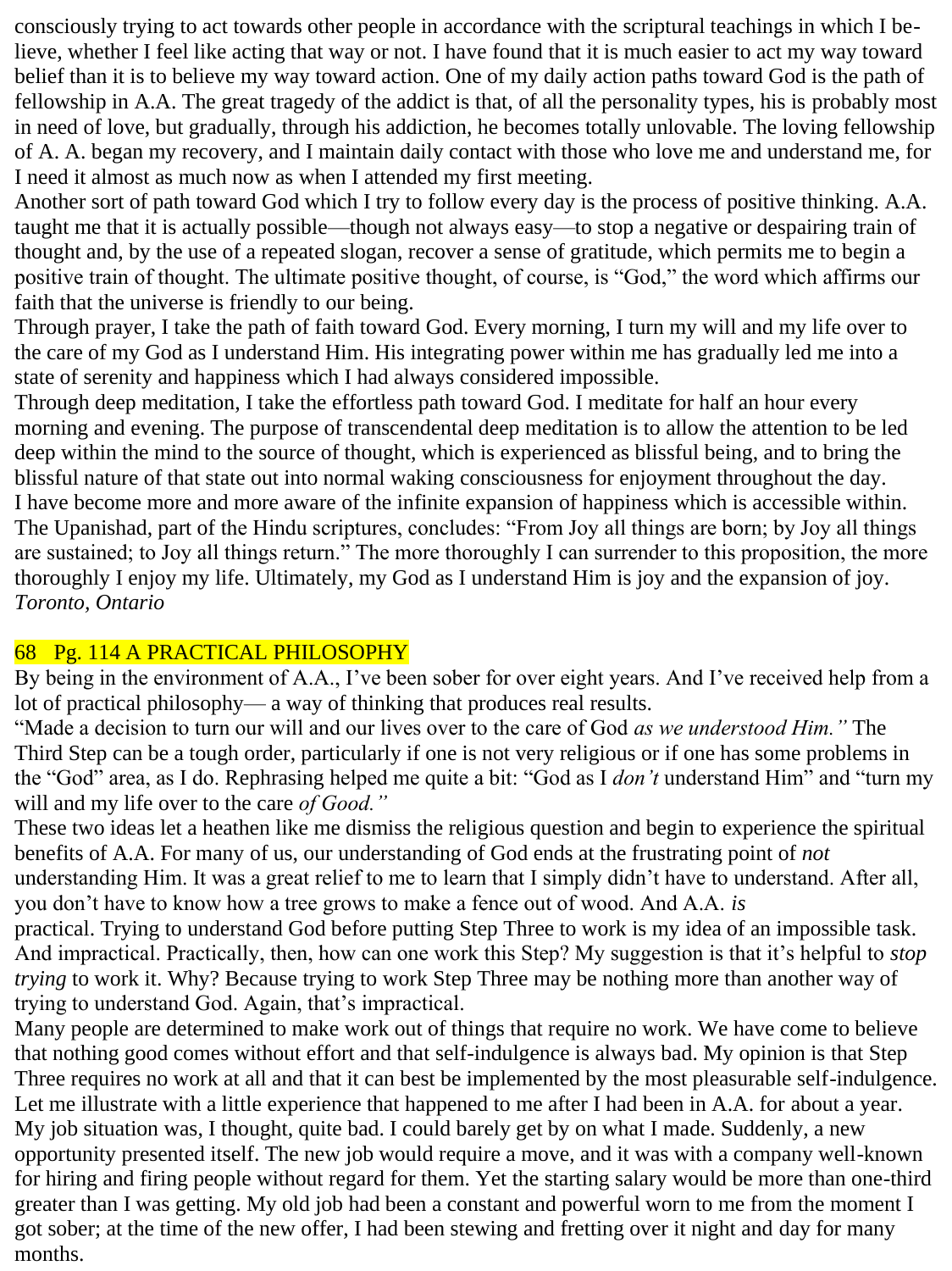consciously trying to act towards other people in accordance with the scriptural teachings in which I believe, whether I feel like acting that way or not. I have found that it is much easier to act my way toward belief than it is to believe my way toward action. One of my daily action paths toward God is the path of fellowship in A.A. The great tragedy of the addict is that, of all the personality types, his is probably most in need of love, but gradually, through his addiction, he becomes totally unlovable. The loving fellowship of A. A. began my recovery, and I maintain daily contact with those who love me and understand me, for I need it almost as much now as when I attended my first meeting.

Another sort of path toward God which I try to follow every day is the process of positive thinking. A.A. taught me that it is actually possible—though not always easy—to stop a negative or despairing train of thought and, by the use of a repeated slogan, recover a sense of gratitude, which permits me to begin a positive train of thought. The ultimate positive thought, of course, is “God,” the word which affirms our faith that the universe is friendly to our being.

Through prayer, I take the path of faith toward God. Every morning, I turn my will and my life over to the care of my God as I understand Him. His integrating power within me has gradually led me into a state of serenity and happiness which I had always considered impossible.

Through deep meditation, I take the effortless path toward God. I meditate for half an hour every morning and evening. The purpose of transcendental deep meditation is to allow the attention to be led deep within the mind to the source of thought, which is experienced as blissful being, and to bring the blissful nature of that state out into normal waking consciousness for enjoyment throughout the day.

I have become more and more aware of the infinite expansion of happiness which is accessible within. The Upanishad, part of the Hindu scriptures, concludes: “From Joy all things are born; by Joy all things are sustained; to Joy all things return.” The more thoroughly I can surrender to this proposition, the more thoroughly I enjoy my life. Ultimately, my God as I understand Him is joy and the expansion of joy.

*Toronto, Ontario*

## 68 Pg. 114 A PRACTICAL PHILOSOPHY

By being in the environment of A.A., I’ve been sober for over eight years. And I’ve received help from a lot of practical philosophy— a way of thinking that produces real results.

“Made a decision to turn our will and our lives over to the care of God *as we understood Him.”* The Third Step can be a tough order, particularly if one is not very religious or if one has some problems in the “God” area, as I do. Rephrasing helped me quite a bit: “God as I *don’t* understand Him” and “turn my will and my life over to the care *of Good.”*

These two ideas let a heathen like me dismiss the religious question and begin to experience the spiritual benefits of A.A. For many of us, our understanding of God ends at the frustrating point of *not* understanding Him. It was a great relief to me to learn that I simply didn’t have to understand. After all, you don’t have to know how a tree grows to make a fence out of wood. And A.A. *is* practical. Trying to understand God before putting Step Three to work is my idea of an impossible task. And impractical. Practically, then, how can one work this Step? My suggestion is that it’s helpful to *stop trying* to work it. Why? Because trying to work Step Three may be nothing more than another way of trying to understand God. Again, that’s impractical.

Many people are determined to make work out of things that require no work. We have come to believe that nothing good comes without effort and that self-indulgence is always bad. My opinion is that Step Three requires no work at all and that it can best be implemented by the most pleasurable self-indulgence. Let me illustrate with a little experience that happened to me after I had been in A.A. for about a year. My job situation was, I thought, quite bad. I could barely get by on what I made. Suddenly, a new opportunity presented itself. The new job would require a move, and it was with a company well-known for hiring and firing people without regard for them. Yet the starting salary would be more than one-third greater than I was getting. My old job had been a constant and powerful worn to me from the moment I got sober; at the time of the new offer, I had been stewing and fretting over it night and day for many months.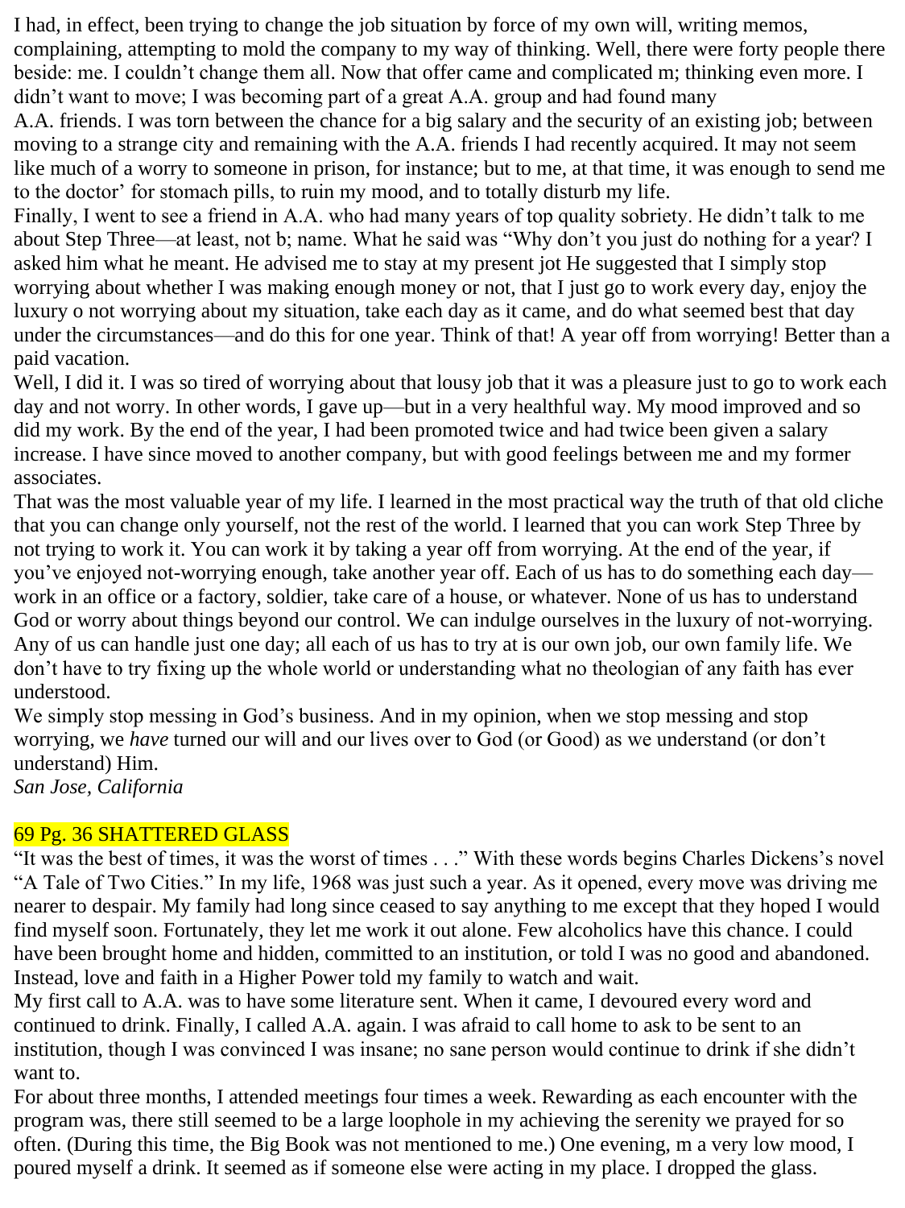I had, in effect, been trying to change the job situation by force of my own will, writing memos, complaining, attempting to mold the company to my way of thinking. Well, there were forty people there beside: me. I couldn't change them all. Now that offer came and complicated m; thinking even more. I didn't want to move; I was becoming part of a great A.A. group and had found many A.A. friends. I was torn between the chance for a big salary and the security of an existing job; between moving to a strange city and remaining with the A.A. friends I had recently acquired. It may not seem like much of a worry to someone in prison, for instance; but to me, at that time, it was enough to send me to the doctor' for stomach pills, to ruin my mood, and to totally disturb my life.

Finally, I went to see a friend in A.A. who had many years of top quality sobriety. He didn't talk to me about Step Three—at least, not b; name. What he said was "Why don't you just do nothing for a year? I asked him what he meant. He advised me to stay at my present jot He suggested that I simply stop worrying about whether I was making enough money or not, that I just go to work every day, enjoy the luxury o not worrying about my situation, take each day as it came, and do what seemed best that day under the circumstances—and do this for one year. Think of that! A year off from worrying! Better than a paid vacation.

Well, I did it. I was so tired of worrying about that lousy job that it was a pleasure just to go to work each day and not worry. In other words, I gave up—but in a very healthful way. My mood improved and so did my work. By the end of the year, I had been promoted twice and had twice been given a salary increase. I have since moved to another company, but with good feelings between me and my former associates.

That was the most valuable year of my life. I learned in the most practical way the truth of that old cliche that you can change only yourself, not the rest of the world. I learned that you can work Step Three by not trying to work it. You can work it by taking a year off from worrying. At the end of the year, if you've enjoyed not-worrying enough, take another year off. Each of us has to do something each day—work in an office or a factory, soldier, take care of a house, or whatever. None of us has to understand God or worry about things beyond our control. We can indulge ourselves in the luxury of not-worrying. Any of us can handle just one day; all each of us has to try at is our own job, our own family life. We don't have to try fixing up the whole world or understanding what no theologian of any faith has ever understood.

We simply stop messing in God's business. And in my opinion, when we stop messing and stop worrying, we *have* turned our will and our lives over to God (or Good) as we understand (or don't understand) Him.

*San Jose, California*

## 69 Pg. 36 SHATTERED GLASS

"It was the best of times, it was the worst of times . . ." With these words begins Charles Dickens's novel "A Tale of Two Cities." In my life, 1968 was just such a year. As it opened, every move was driving me nearer to despair. My family had long since ceased to say anything to me except that they hoped I would find myself soon. Fortunately, they let me work it out alone. Few alcoholics have this chance. I could have been brought home and hidden, committed to an institution, or told I was no good and abandoned. Instead, love and faith in a Higher Power told my family to watch and wait.

My first call to A.A. was to have some literature sent. When it came, I devoured every word and continued to drink. Finally, I called A.A. again. I was afraid to call home to ask to be sent to an institution, though I was convinced I was insane; no sane person would continue to drink if she didn't want to.

For about three months, I attended meetings four times a week. Rewarding as each encounter with the program was, there still seemed to be a large loophole in my achieving the serenity we prayed for so often. (During this time, the Big Book was not mentioned to me.) One evening, m a very low mood, I poured myself a drink. It seemed as if someone else were acting in my place. I dropped the glass.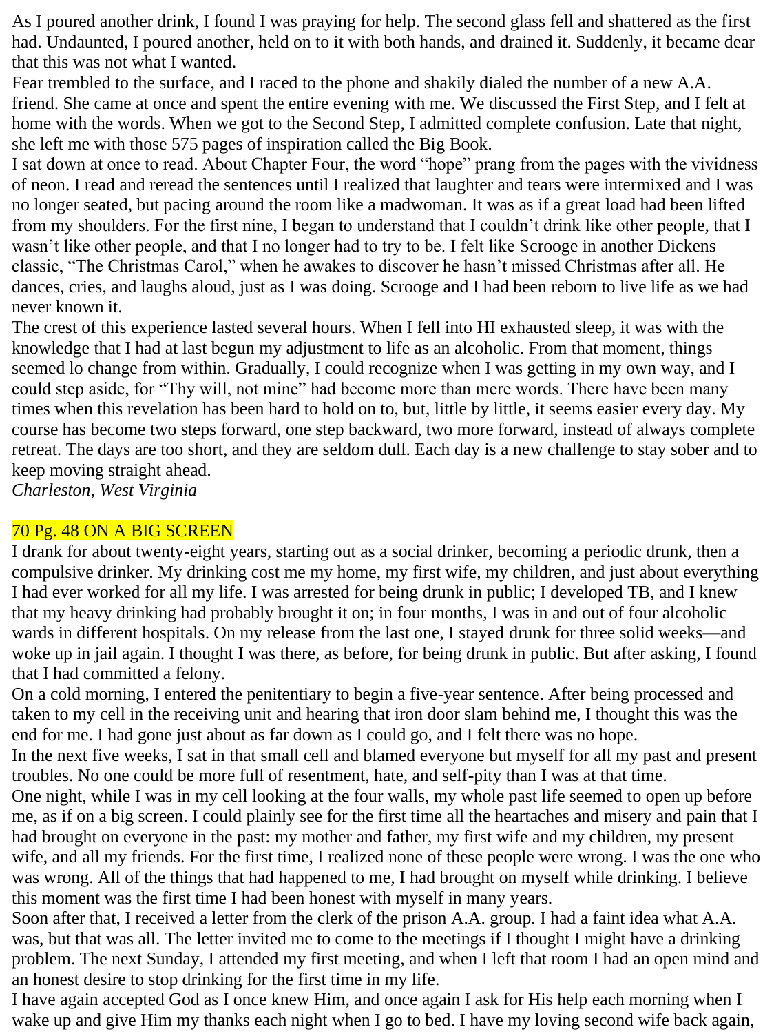As I poured another drink, I found I was praying for help. The second glass fell and shattered as the first had. Undaunted, I poured another, held on to it with both hands, and drained it. Suddenly, it became dear that this was not what I wanted.

Fear trembled to the surface, and I raced to the phone and shakily dialed the number of a new A.A. friend. She came at once and spent the entire evening with me. We discussed the First Step, and I felt at home with the words. When we got to the Second Step, I admitted complete confusion. Late that night, she left me with those 575 pages of inspiration called the Big Book.

I sat down at once to read. About Chapter Four, the word “hope” prang from the pages with the vividness of neon. I read and reread the sentences until I realized that laughter and tears were intermixed and I was no longer seated, but pacing around the room like a madwoman. It was as if a great load had been lifted from my shoulders. For the first nine, I began to understand that I couldn’t drink like other people, that I wasn’t like other people, and that I no longer had to try to be. I felt like Scrooge in another Dickens classic, “The Christmas Carol,” when he awakes to discover he hasn’t missed Christmas after all. He dances, cries, and laughs aloud, just as I was doing. Scrooge and I had been reborn to live life as we had never known it.

The crest of this experience lasted several hours. When I fell into HI exhausted sleep, it was with the knowledge that I had at last begun my adjustment to life as an alcoholic. From that moment, things seemed lo change from within. Gradually, I could recognize when I was getting in my own way, and I could step aside, for “Thy will, not mine” had become more than mere words. There have been many times when this revelation has been hard to hold on to, but, little by little, it seems easier every day. My course has become two steps forward, one step backward, two more forward, instead of always complete retreat. The days are too short, and they are seldom dull. Each day is a new challenge to stay sober and to keep moving straight ahead.

*Charleston, West Virginia*

## 70 Pg. 48 ON A BIG SCREEN

I drank for about twenty-eight years, starting out as a social drinker, becoming a periodic drunk, then a compulsive drinker. My drinking cost me my home, my first wife, my children, and just about everything I had ever worked for all my life. I was arrested for being drunk in public; I developed TB, and I knew that my heavy drinking had probably brought it on; in four months, I was in and out of four alcoholic wards in different hospitals. On my release from the last one, I stayed drunk for three solid weeks—and woke up in jail again. I thought I was there, as before, for being drunk in public. But after asking, I found that I had committed a felony.

On a cold morning, I entered the penitentiary to begin a five-year sentence. After being processed and taken to my cell in the receiving unit and hearing that iron door slam behind me, I thought this was the end for me. I had gone just about as far down as I could go, and I felt there was no hope.

In the next five weeks, I sat in that small cell and blamed everyone but myself for all my past and present troubles. No one could be more full of resentment, hate, and self-pity than I was at that time.

One night, while I was in my cell looking at the four walls, my whole past life seemed to open up before me, as if on a big screen. I could plainly see for the first time all the heartaches and misery and pain that I had brought on everyone in the past: my mother and father, my first wife and my children, my present wife, and all my friends. For the first time, I realized none of these people were wrong. I was the one who was wrong. All of the things that had happened to me, I had brought on myself while drinking. I believe this moment was the first time I had been honest with myself in many years.

Soon after that, I received a letter from the clerk of the prison A.A. group. I had a faint idea what A.A. was, but that was all. The letter invited me to come to the meetings if I thought I might have a drinking problem. The next Sunday, I attended my first meeting, and when I left that room I had an open mind and an honest desire to stop drinking for the first time in my life.

I have again accepted God as I once knew Him, and once again I ask for His help each morning when I wake up and give Him my thanks each night when I go to bed. I have my loving second wife back again,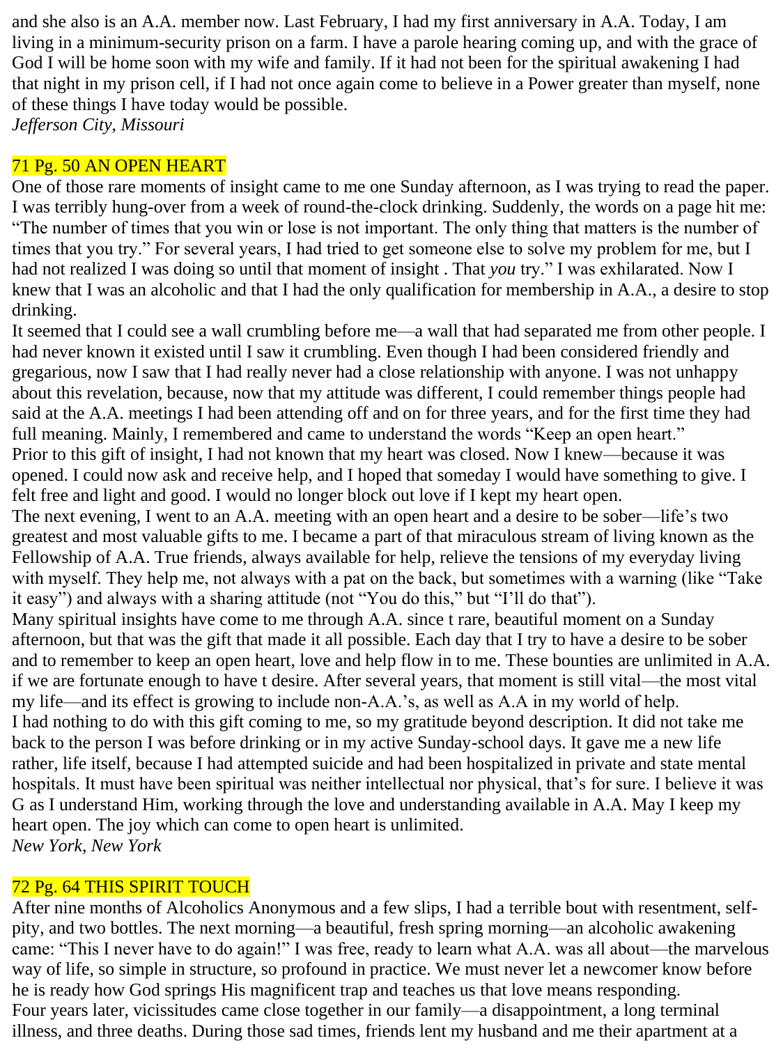and she also is an A.A. member now. Last February, I had my first anniversary in A.A. Today, I am living in a minimum-security prison on a farm. I have a parole hearing coming up, and with the grace of God I will be home soon with my wife and family. If it had not been for the spiritual awakening I had that night in my prison cell, if I had not once again come to believe in a Power greater than myself, none of these things I have today would be possible.
*Jefferson City, Missouri*

## 71 Pg. 50 AN OPEN HEART

One of those rare moments of insight came to me one Sunday afternoon, as I was trying to read the paper. I was terribly hung-over from a week of round-the-clock drinking. Suddenly, the words on a page hit me: "The number of times that you win or lose is not important. The only thing that matters is the number of times that you try." For several years, I had tried to get someone else to solve my problem for me, but I had not realized I was doing so until that moment of insight . That *you* try." I was exhilarated. Now I knew that I was an alcoholic and that I had the only qualification for membership in A.A., a desire to stop drinking.
It seemed that I could see a wall crumbling before me—a wall that had separated me from other people. I had never known it existed until I saw it crumbling. Even though I had been considered friendly and gregarious, now I saw that I had really never had a close relationship with anyone. I was not unhappy about this revelation, because, now that my attitude was different, I could remember things people had said at the A.A. meetings I had been attending off and on for three years, and for the first time they had full meaning. Mainly, I remembered and came to understand the words "Keep an open heart."
Prior to this gift of insight, I had not known that my heart was closed. Now I knew—because it was opened. I could now ask and receive help, and I hoped that someday I would have something to give. I felt free and light and good. I would no longer block out love if I kept my heart open.
The next evening, I went to an A.A. meeting with an open heart and a desire to be sober—life's two greatest and most valuable gifts to me. I became a part of that miraculous stream of living known as the Fellowship of A.A. True friends, always available for help, relieve the tensions of my everyday living with myself. They help me, not always with a pat on the back, but sometimes with a warning (like "Take it easy") and always with a sharing attitude (not "You do this," but "I'll do that").
Many spiritual insights have come to me through A.A. since t rare, beautiful moment on a Sunday afternoon, but that was the gift that made it all possible. Each day that I try to have a desire to be sober and to remember to keep an open heart, love and help flow in to me. These bounties are unlimited in A.A. if we are fortunate enough to have t desire. After several years, that moment is still vital—the most vital my life—and its effect is growing to include non-A.A.'s, as well as A.A in my world of help.
I had nothing to do with this gift coming to me, so my gratitude beyond description. It did not take me back to the person I was before drinking or in my active Sunday-school days. It gave me a new life rather, life itself, because I had attempted suicide and had been hospitalized in private and state mental hospitals. It must have been spiritual was neither intellectual nor physical, that's for sure. I believe it was G as I understand Him, working through the love and understanding available in A.A. May I keep my heart open. The joy which can come to open heart is unlimited.
*New York, New York*

## 72 Pg. 64 THIS SPIRIT TOUCH

After nine months of Alcoholics Anonymous and a few slips, I had a terrible bout with resentment, self-pity, and two bottles. The next morning—a beautiful, fresh spring morning—an alcoholic awakening came: "This I never have to do again!" I was free, ready to learn what A.A. was all about—the marvelous way of life, so simple in structure, so profound in practice. We must never let a newcomer know before he is ready how God springs His magnificent trap and teaches us that love means responding.
Four years later, vicissitudes came close together in our family—a disappointment, a long terminal illness, and three deaths. During those sad times, friends lent my husband and me their apartment at a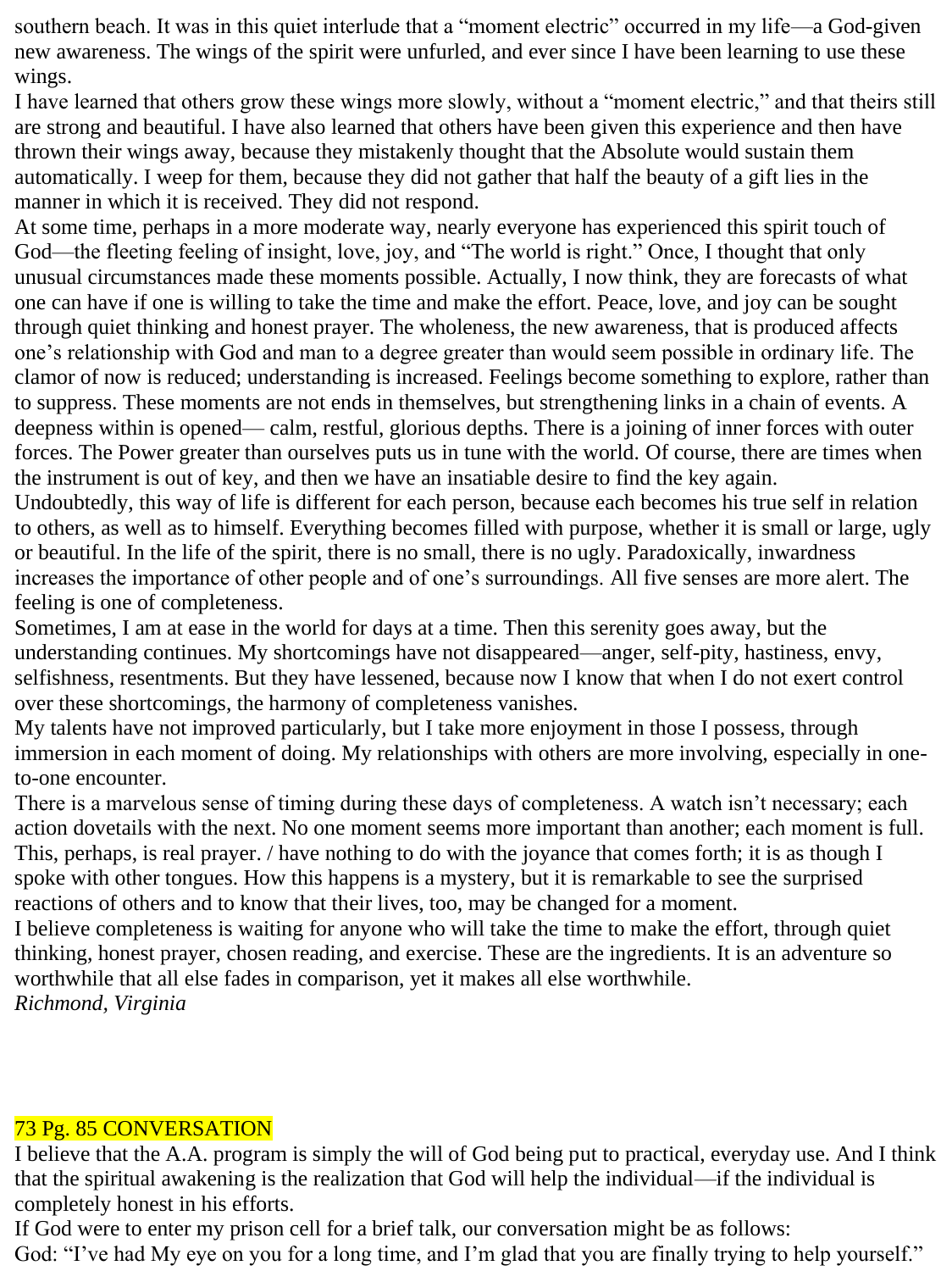southern beach. It was in this quiet interlude that a "moment electric" occurred in my life—a God-given new awareness. The wings of the spirit were unfurled, and ever since I have been learning to use these wings.

I have learned that others grow these wings more slowly, without a "moment electric," and that theirs still are strong and beautiful. I have also learned that others have been given this experience and then have thrown their wings away, because they mistakenly thought that the Absolute would sustain them automatically. I weep for them, because they did not gather that half the beauty of a gift lies in the manner in which it is received. They did not respond.

At some time, perhaps in a more moderate way, nearly everyone has experienced this spirit touch of God—the fleeting feeling of insight, love, joy, and "The world is right." Once, I thought that only unusual circumstances made these moments possible. Actually, I now think, they are forecasts of what one can have if one is willing to take the time and make the effort. Peace, love, and joy can be sought through quiet thinking and honest prayer. The wholeness, the new awareness, that is produced affects one's relationship with God and man to a degree greater than would seem possible in ordinary life. The clamor of now is reduced; understanding is increased. Feelings become something to explore, rather than to suppress. These moments are not ends in themselves, but strengthening links in a chain of events. A deepness within is opened— calm, restful, glorious depths. There is a joining of inner forces with outer forces. The Power greater than ourselves puts us in tune with the world. Of course, there are times when the instrument is out of key, and then we have an insatiable desire to find the key again.

Undoubtedly, this way of life is different for each person, because each becomes his true self in relation to others, as well as to himself. Everything becomes filled with purpose, whether it is small or large, ugly or beautiful. In the life of the spirit, there is no small, there is no ugly. Paradoxically, inwardness increases the importance of other people and of one's surroundings. All five senses are more alert. The feeling is one of completeness.

Sometimes, I am at ease in the world for days at a time. Then this serenity goes away, but the understanding continues. My shortcomings have not disappeared—anger, self-pity, hastiness, envy, selfishness, resentments. But they have lessened, because now I know that when I do not exert control over these shortcomings, the harmony of completeness vanishes.

My talents have not improved particularly, but I take more enjoyment in those I possess, through immersion in each moment of doing. My relationships with others are more involving, especially in one-to-one encounter.

There is a marvelous sense of timing during these days of completeness. A watch isn't necessary; each action dovetails with the next. No one moment seems more important than another; each moment is full. This, perhaps, is real prayer. / have nothing to do with the joyance that comes forth; it is as though I spoke with other tongues. How this happens is a mystery, but it is remarkable to see the surprised reactions of others and to know that their lives, too, may be changed for a moment.

I believe completeness is waiting for anyone who will take the time to make the effort, through quiet thinking, honest prayer, chosen reading, and exercise. These are the ingredients. It is an adventure so worthwhile that all else fades in comparison, yet it makes all else worthwhile.

*Richmond, Virginia*

## 73 Pg. 85 CONVERSATION

I believe that the A.A. program is simply the will of God being put to practical, everyday use. And I think that the spiritual awakening is the realization that God will help the individual—if the individual is completely honest in his efforts.

If God were to enter my prison cell for a brief talk, our conversation might be as follows:

God: "I've had My eye on you for a long time, and I'm glad that you are finally trying to help yourself."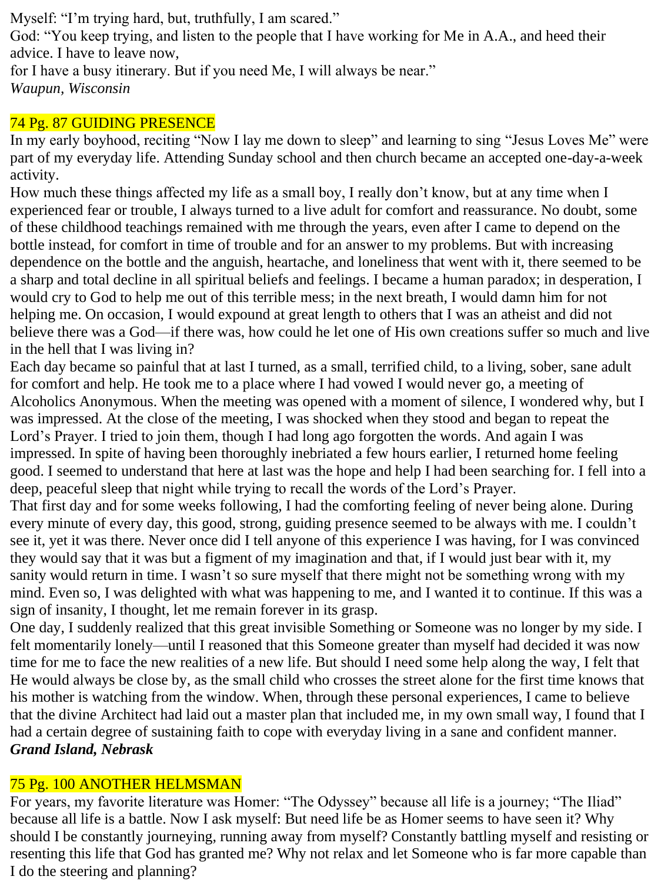Myself: "I'm trying hard, but, truthfully, I am scared."
God: "You keep trying, and listen to the people that I have working for Me in A.A., and heed their advice. I have to leave now,
for I have a busy itinerary. But if you need Me, I will always be near."
*Waupun, Wisconsin*

## 74 Pg. 87 GUIDING PRESENCE

In my early boyhood, reciting "Now I lay me down to sleep" and learning to sing "Jesus Loves Me" were part of my everyday life. Attending Sunday school and then church became an accepted one-day-a-week activity.

How much these things affected my life as a small boy, I really don't know, but at any time when I experienced fear or trouble, I always turned to a live adult for comfort and reassurance. No doubt, some of these childhood teachings remained with me through the years, even after I came to depend on the bottle instead, for comfort in time of trouble and for an answer to my problems. But with increasing dependence on the bottle and the anguish, heartache, and loneliness that went with it, there seemed to be a sharp and total decline in all spiritual beliefs and feelings. I became a human paradox; in desperation, I would cry to God to help me out of this terrible mess; in the next breath, I would damn him for not helping me. On occasion, I would expound at great length to others that I was an atheist and did not believe there was a God—if there was, how could he let one of His own creations suffer so much and live in the hell that I was living in?

Each day became so painful that at last I turned, as a small, terrified child, to a living, sober, sane adult for comfort and help. He took me to a place where I had vowed I would never go, a meeting of Alcoholics Anonymous. When the meeting was opened with a moment of silence, I wondered why, but I was impressed. At the close of the meeting, I was shocked when they stood and began to repeat the Lord's Prayer. I tried to join them, though I had long ago forgotten the words. And again I was impressed. In spite of having been thoroughly inebriated a few hours earlier, I returned home feeling good. I seemed to understand that here at last was the hope and help I had been searching for. I fell into a deep, peaceful sleep that night while trying to recall the words of the Lord's Prayer.

That first day and for some weeks following, I had the comforting feeling of never being alone. During every minute of every day, this good, strong, guiding presence seemed to be always with me. I couldn't see it, yet it was there. Never once did I tell anyone of this experience I was having, for I was convinced they would say that it was but a figment of my imagination and that, if I would just bear with it, my sanity would return in time. I wasn't so sure myself that there might not be something wrong with my mind. Even so, I was delighted with what was happening to me, and I wanted it to continue. If this was a sign of insanity, I thought, let me remain forever in its grasp.

One day, I suddenly realized that this great invisible Something or Someone was no longer by my side. I felt momentarily lonely—until I reasoned that this Someone greater than myself had decided it was now time for me to face the new realities of a new life. But should I need some help along the way, I felt that He would always be close by, as the small child who crosses the street alone for the first time knows that his mother is watching from the window. When, through these personal experiences, I came to believe that the divine Architect had laid out a master plan that included me, in my own small way, I found that I had a certain degree of sustaining faith to cope with everyday living in a sane and confident manner.
***Grand Island, Nebrask***

## 75 Pg. 100 ANOTHER HELMSMAN

For years, my favorite literature was Homer: "The Odyssey" because all life is a journey; "The Iliad" because all life is a battle. Now I ask myself: But need life be as Homer seems to have seen it? Why should I be constantly journeying, running away from myself? Constantly battling myself and resisting or resenting this life that God has granted me? Why not relax and let Someone who is far more capable than I do the steering and planning?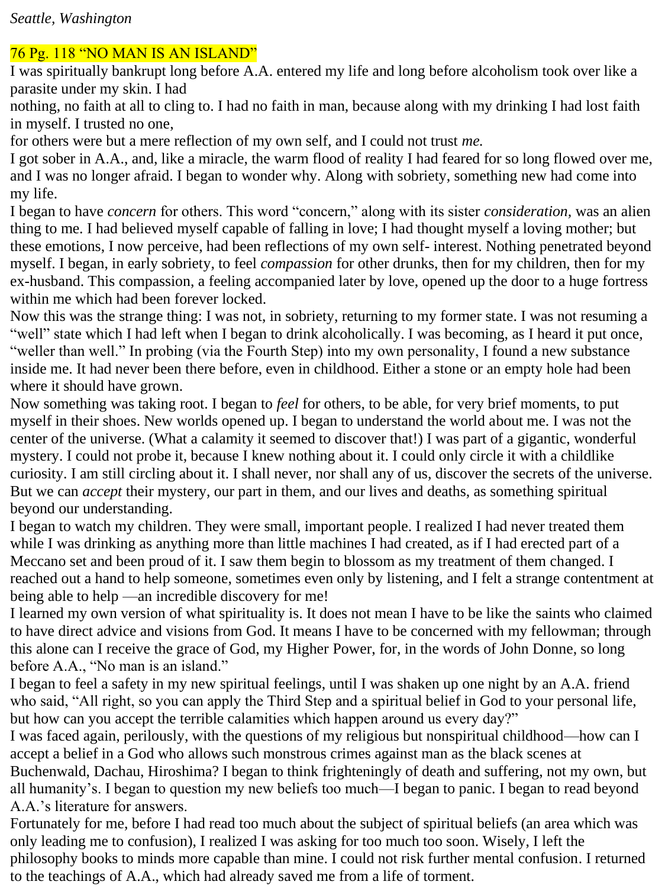*Seattle, Washington*

## 76 Pg. 118 "NO MAN IS AN ISLAND"

I was spiritually bankrupt long before A.A. entered my life and long before alcoholism took over like a parasite under my skin. I had nothing, no faith at all to cling to. I had no faith in man, because along with my drinking I had lost faith in myself. I trusted no one, for others were but a mere reflection of my own self, and I could not trust *me.*

I got sober in A.A., and, like a miracle, the warm flood of reality I had feared for so long flowed over me, and I was no longer afraid. I began to wonder why. Along with sobriety, something new had come into my life.

I began to have *concern* for others. This word "concern," along with its sister *consideration,* was an alien thing to me. I had believed myself capable of falling in love; I had thought myself a loving mother; but these emotions, I now perceive, had been reflections of my own self- interest. Nothing penetrated beyond myself. I began, in early sobriety, to feel *compassion* for other drunks, then for my children, then for my ex-husband. This compassion, a feeling accompanied later by love, opened up the door to a huge fortress within me which had been forever locked.

Now this was the strange thing: I was not, in sobriety, returning to my former state. I was not resuming a "well" state which I had left when I began to drink alcoholically. I was becoming, as I heard it put once, "weller than well." In probing (via the Fourth Step) into my own personality, I found a new substance inside me. It had never been there before, even in childhood. Either a stone or an empty hole had been where it should have grown.

Now something was taking root. I began to *feel* for others, to be able, for very brief moments, to put myself in their shoes. New worlds opened up. I began to understand the world about me. I was not the center of the universe. (What a calamity it seemed to discover that!) I was part of a gigantic, wonderful mystery. I could not probe it, because I knew nothing about it. I could only circle it with a childlike curiosity. I am still circling about it. I shall never, nor shall any of us, discover the secrets of the universe. But we can *accept* their mystery, our part in them, and our lives and deaths, as something spiritual beyond our understanding.

I began to watch my children. They were small, important people. I realized I had never treated them while I was drinking as anything more than little machines I had created, as if I had erected part of a Meccano set and been proud of it. I saw them begin to blossom as my treatment of them changed. I reached out a hand to help someone, sometimes even only by listening, and I felt a strange contentment at being able to help —an incredible discovery for me!

I learned my own version of what spirituality is. It does not mean I have to be like the saints who claimed to have direct advice and visions from God. It means I have to be concerned with my fellowman; through this alone can I receive the grace of God, my Higher Power, for, in the words of John Donne, so long before A.A., "No man is an island."

I began to feel a safety in my new spiritual feelings, until I was shaken up one night by an A.A. friend who said, "All right, so you can apply the Third Step and a spiritual belief in God to your personal life, but how can you accept the terrible calamities which happen around us every day?"

I was faced again, perilously, with the questions of my religious but nonspiritual childhood—how can I accept a belief in a God who allows such monstrous crimes against man as the black scenes at Buchenwald, Dachau, Hiroshima? I began to think frighteningly of death and suffering, not my own, but all humanity's. I began to question my new beliefs too much—I began to panic. I began to read beyond A.A.'s literature for answers.

Fortunately for me, before I had read too much about the subject of spiritual beliefs (an area which was only leading me to confusion), I realized I was asking for too much too soon. Wisely, I left the philosophy books to minds more capable than mine. I could not risk further mental confusion. I returned to the teachings of A.A., which had already saved me from a life of torment.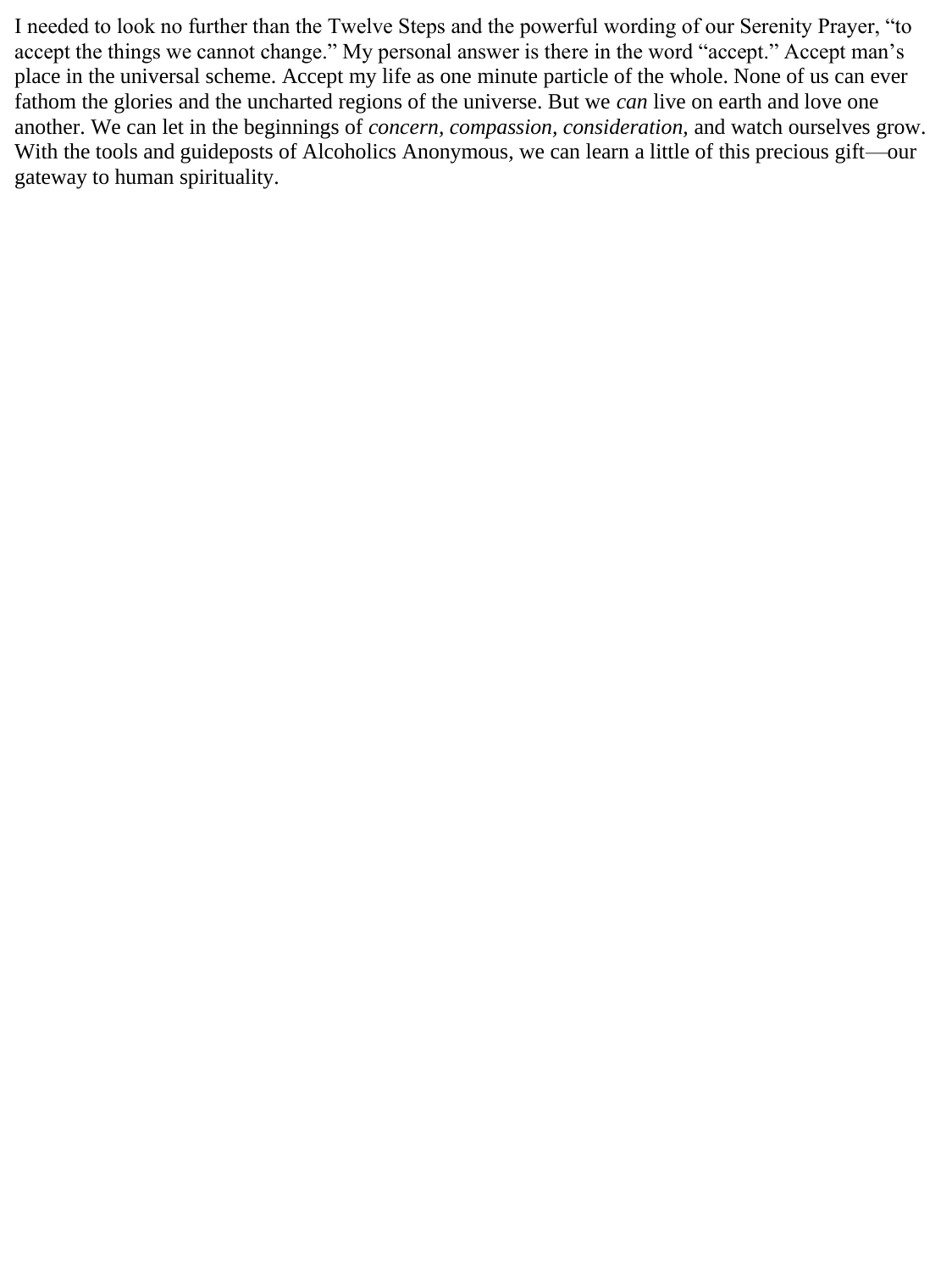I needed to look no further than the Twelve Steps and the powerful wording of our Serenity Prayer, "to accept the things we cannot change." My personal answer is there in the word "accept." Accept man's place in the universal scheme. Accept my life as one minute particle of the whole. None of us can ever fathom the glories and the uncharted regions of the universe. But we *can* live on earth and love one another. We can let in the beginnings of *concern, compassion, consideration,* and watch ourselves grow. With the tools and guideposts of Alcoholics Anonymous, we can learn a little of this precious gift—our gateway to human spirituality.